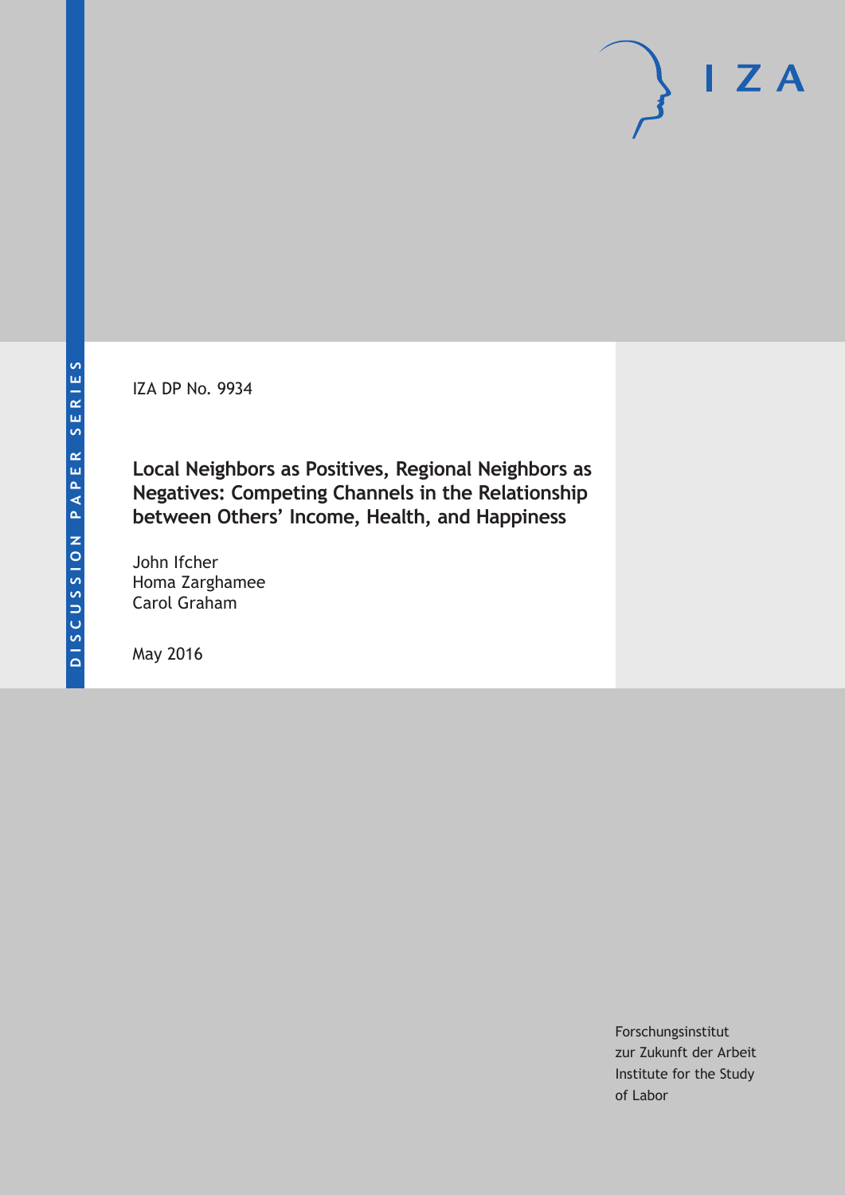DISCUSSION PAPER SERIES

IZA

IZA DP No. 9934

# Local Neighbors as Positives, Regional Neighbors as Negatives: Competing Channels in the Relationship between Others' Income, Health, and Happiness

John Ifcher
Homa Zarghamee
Carol Graham

May 2016

Forschungsinstitut
zur Zukunft der Arbeit
Institute for the Study
of Labor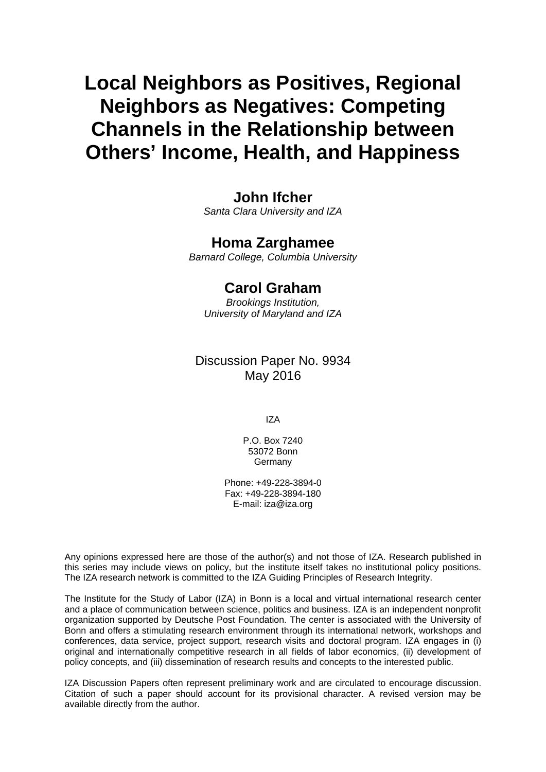# Local Neighbors as Positives, Regional Neighbors as Negatives: Competing Channels in the Relationship between Others' Income, Health, and Happiness

**John Ifcher**
*Santa Clara University and IZA*

**Homa Zarghamee**
*Barnard College, Columbia University*

**Carol Graham**
*Brookings Institution, University of Maryland and IZA*

Discussion Paper No. 9934
May 2016

IZA

P.O. Box 7240
53072 Bonn
Germany

Phone: +49-228-3894-0
Fax: +49-228-3894-180
E-mail: iza@iza.org

Any opinions expressed here are those of the author(s) and not those of IZA. Research published in this series may include views on policy, but the institute itself takes no institutional policy positions. The IZA research network is committed to the IZA Guiding Principles of Research Integrity.

The Institute for the Study of Labor (IZA) in Bonn is a local and virtual international research center and a place of communication between science, politics and business. IZA is an independent nonprofit organization supported by Deutsche Post Foundation. The center is associated with the University of Bonn and offers a stimulating research environment through its international network, workshops and conferences, data service, project support, research visits and doctoral program. IZA engages in (i) original and internationally competitive research in all fields of labor economics, (ii) development of policy concepts, and (iii) dissemination of research results and concepts to the interested public.

IZA Discussion Papers often represent preliminary work and are circulated to encourage discussion. Citation of such a paper should account for its provisional character. A revised version may be available directly from the author.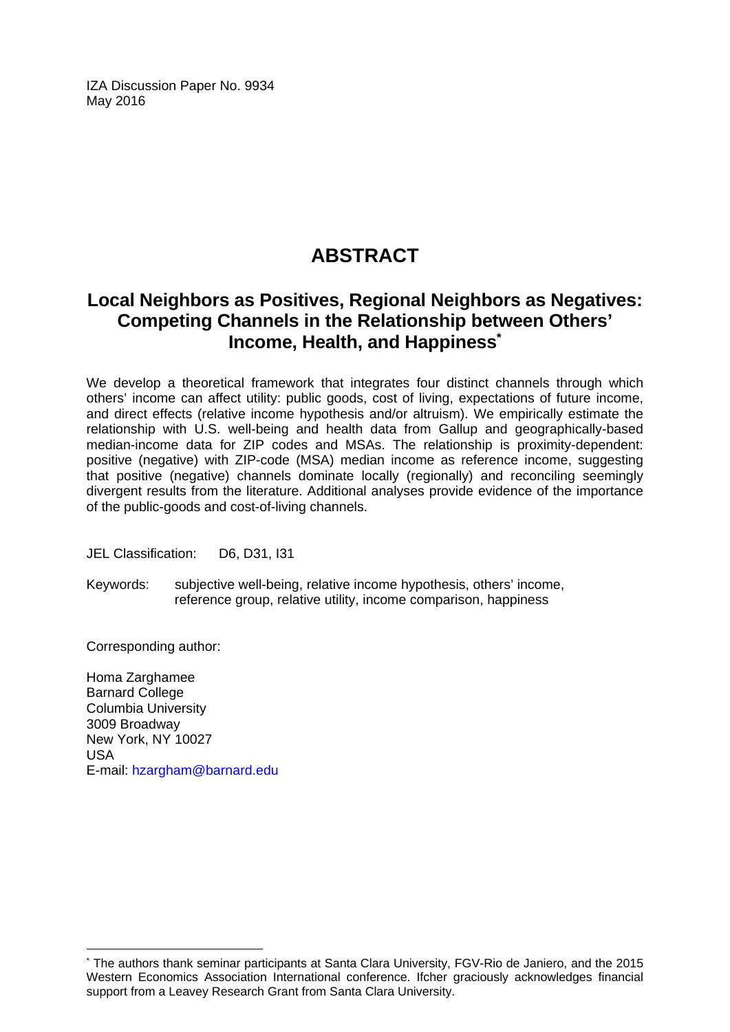IZA Discussion Paper No. 9934
May 2016

# ABSTRACT

## Local Neighbors as Positives, Regional Neighbors as Negatives: Competing Channels in the Relationship between Others' Income, Health, and Happiness[*]

We develop a theoretical framework that integrates four distinct channels through which others' income can affect utility: public goods, cost of living, expectations of future income, and direct effects (relative income hypothesis and/or altruism). We empirically estimate the relationship with U.S. well-being and health data from Gallup and geographically-based median-income data for ZIP codes and MSAs. The relationship is proximity-dependent: positive (negative) with ZIP-code (MSA) median income as reference income, suggesting that positive (negative) channels dominate locally (regionally) and reconciling seemingly divergent results from the literature. Additional analyses provide evidence of the importance of the public-goods and cost-of-living channels.

JEL Classification: D6, D31, I31

Keywords: subjective well-being, relative income hypothesis, others' income, reference group, relative utility, income comparison, happiness

Corresponding author:

Homa Zarghamee
Barnard College
Columbia University
3009 Broadway
New York, NY 10027
USA
E-mail: hzargham@barnard.edu

[*] The authors thank seminar participants at Santa Clara University, FGV-Rio de Janiero, and the 2015 Western Economics Association International conference. Ifcher graciously acknowledges financial support from a Leavey Research Grant from Santa Clara University.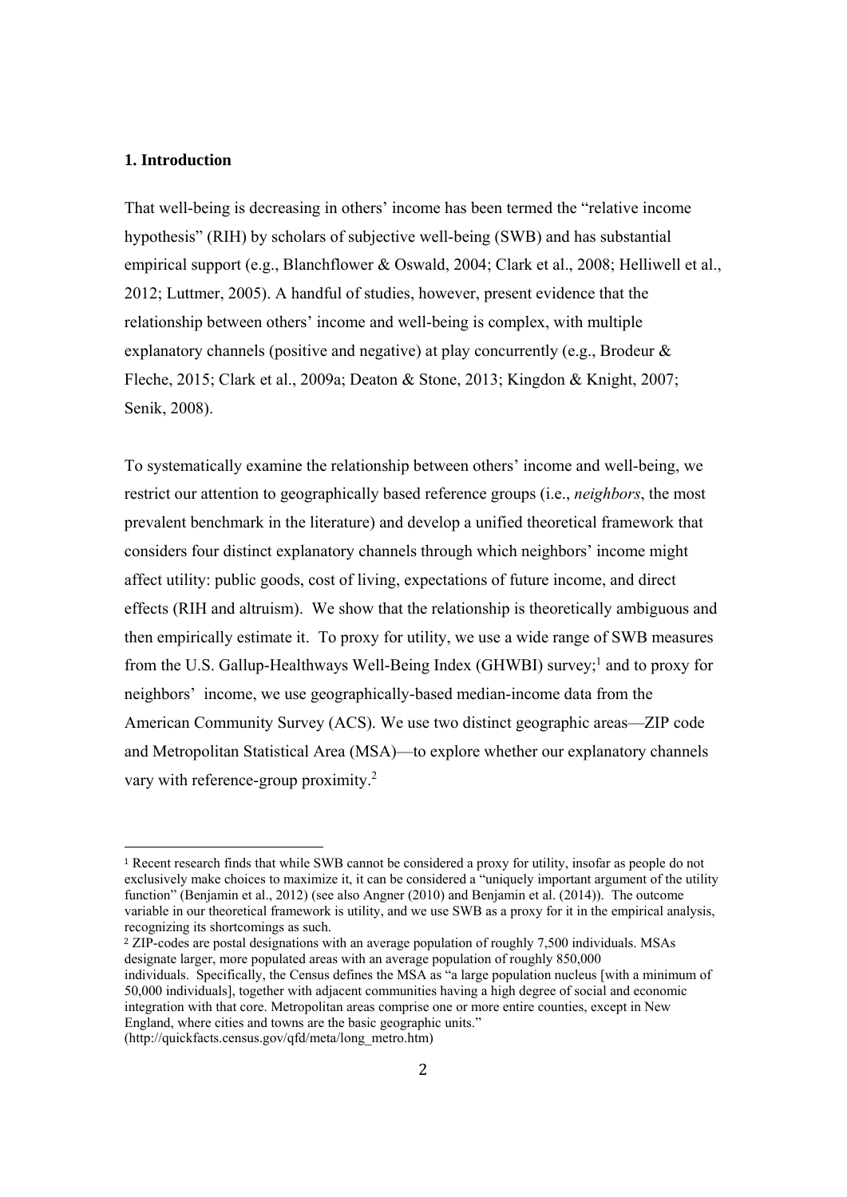## 1. Introduction

That well-being is decreasing in others' income has been termed the "relative income hypothesis" (RIH) by scholars of subjective well-being (SWB) and has substantial empirical support (e.g., Blanchflower & Oswald, 2004; Clark et al., 2008; Helliwell et al., 2012; Luttmer, 2005). A handful of studies, however, present evidence that the relationship between others' income and well-being is complex, with multiple explanatory channels (positive and negative) at play concurrently (e.g., Brodeur & Fleche, 2015; Clark et al., 2009a; Deaton & Stone, 2013; Kingdon & Knight, 2007; Senik, 2008).

To systematically examine the relationship between others' income and well-being, we restrict our attention to geographically based reference groups (i.e., *neighbors*, the most prevalent benchmark in the literature) and develop a unified theoretical framework that considers four distinct explanatory channels through which neighbors' income might affect utility: public goods, cost of living, expectations of future income, and direct effects (RIH and altruism). We show that the relationship is theoretically ambiguous and then empirically estimate it. To proxy for utility, we use a wide range of SWB measures from the U.S. Gallup-Healthways Well-Being Index (GHWBI) survey;[1] and to proxy for neighbors' income, we use geographically-based median-income data from the American Community Survey (ACS). We use two distinct geographic areas—ZIP code and Metropolitan Statistical Area (MSA)—to explore whether our explanatory channels vary with reference-group proximity.[2]

---

[1] Recent research finds that while SWB cannot be considered a proxy for utility, insofar as people do not exclusively make choices to maximize it, it can be considered a "uniquely important argument of the utility function" (Benjamin et al., 2012) (see also Angner (2010) and Benjamin et al. (2014)). The outcome variable in our theoretical framework is utility, and we use SWB as a proxy for it in the empirical analysis, recognizing its shortcomings as such.

[2] ZIP-codes are postal designations with an average population of roughly 7,500 individuals. MSAs designate larger, more populated areas with an average population of roughly 850,000 individuals. Specifically, the Census defines the MSA as "a large population nucleus [with a minimum of 50,000 individuals], together with adjacent communities having a high degree of social and economic integration with that core. Metropolitan areas comprise one or more entire counties, except in New England, where cities and towns are the basic geographic units." (http://quickfacts.census.gov/qfd/meta/long_metro.htm)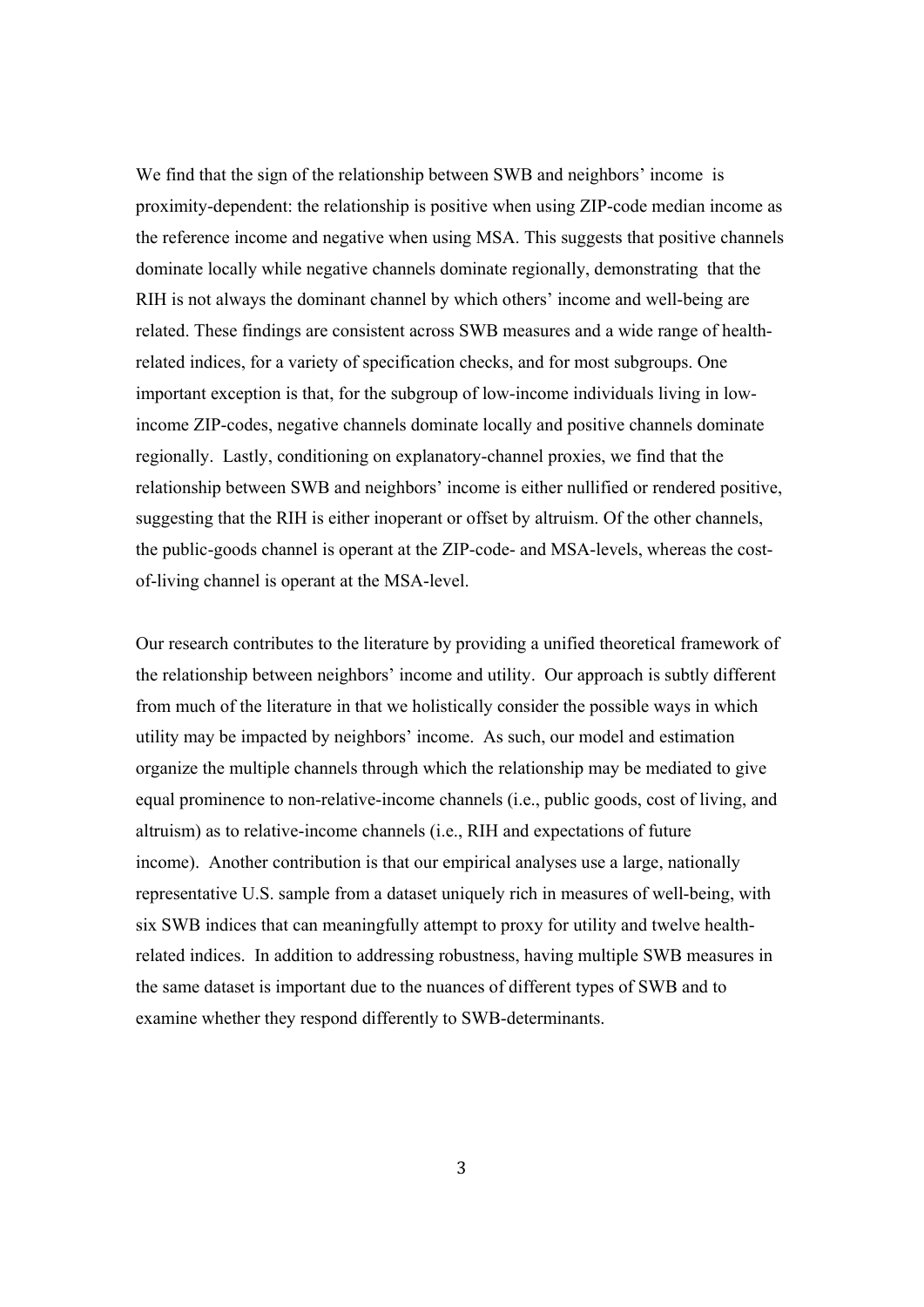We find that the sign of the relationship between SWB and neighbors' income is proximity-dependent: the relationship is positive when using ZIP-code median income as the reference income and negative when using MSA. This suggests that positive channels dominate locally while negative channels dominate regionally, demonstrating that the RIH is not always the dominant channel by which others' income and well-being are related. These findings are consistent across SWB measures and a wide range of health-related indices, for a variety of specification checks, and for most subgroups. One important exception is that, for the subgroup of low-income individuals living in low-income ZIP-codes, negative channels dominate locally and positive channels dominate regionally. Lastly, conditioning on explanatory-channel proxies, we find that the relationship between SWB and neighbors' income is either nullified or rendered positive, suggesting that the RIH is either inoperant or offset by altruism. Of the other channels, the public-goods channel is operant at the ZIP-code- and MSA-levels, whereas the cost-of-living channel is operant at the MSA-level.

Our research contributes to the literature by providing a unified theoretical framework of the relationship between neighbors' income and utility. Our approach is subtly different from much of the literature in that we holistically consider the possible ways in which utility may be impacted by neighbors' income. As such, our model and estimation organize the multiple channels through which the relationship may be mediated to give equal prominence to non-relative-income channels (i.e., public goods, cost of living, and altruism) as to relative-income channels (i.e., RIH and expectations of future income). Another contribution is that our empirical analyses use a large, nationally representative U.S. sample from a dataset uniquely rich in measures of well-being, with six SWB indices that can meaningfully attempt to proxy for utility and twelve health-related indices. In addition to addressing robustness, having multiple SWB measures in the same dataset is important due to the nuances of different types of SWB and to examine whether they respond differently to SWB-determinants.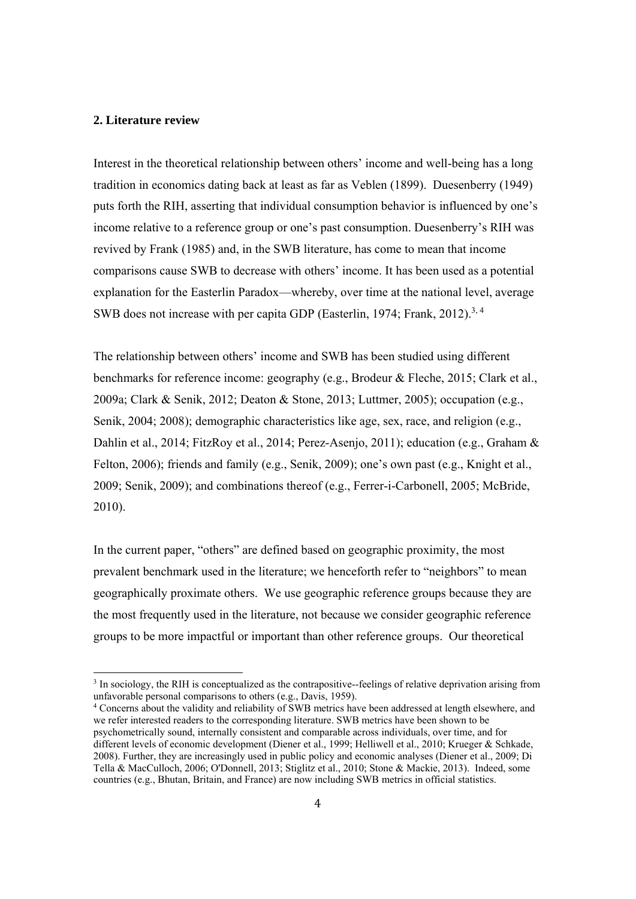## 2. Literature review

Interest in the theoretical relationship between others' income and well-being has a long tradition in economics dating back at least as far as Veblen (1899). Duesenberry (1949) puts forth the RIH, asserting that individual consumption behavior is influenced by one's income relative to a reference group or one's past consumption. Duesenberry's RIH was revived by Frank (1985) and, in the SWB literature, has come to mean that income comparisons cause SWB to decrease with others' income. It has been used as a potential explanation for the Easterlin Paradox—whereby, over time at the national level, average SWB does not increase with per capita GDP (Easterlin, 1974; Frank, 2012).[3, 4]

The relationship between others' income and SWB has been studied using different benchmarks for reference income: geography (e.g., Brodeur & Fleche, 2015; Clark et al., 2009a; Clark & Senik, 2012; Deaton & Stone, 2013; Luttmer, 2005); occupation (e.g., Senik, 2004; 2008); demographic characteristics like age, sex, race, and religion (e.g., Dahlin et al., 2014; FitzRoy et al., 2014; Perez-Asenjo, 2011); education (e.g., Graham & Felton, 2006); friends and family (e.g., Senik, 2009); one's own past (e.g., Knight et al., 2009; Senik, 2009); and combinations thereof (e.g., Ferrer-i-Carbonell, 2005; McBride, 2010).

In the current paper, "others" are defined based on geographic proximity, the most prevalent benchmark used in the literature; we henceforth refer to "neighbors" to mean geographically proximate others. We use geographic reference groups because they are the most frequently used in the literature, not because we consider geographic reference groups to be more impactful or important than other reference groups. Our theoretical

[3] In sociology, the RIH is conceptualized as the contrapositive--feelings of relative deprivation arising from unfavorable personal comparisons to others (e.g., Davis, 1959).

[4] Concerns about the validity and reliability of SWB metrics have been addressed at length elsewhere, and we refer interested readers to the corresponding literature. SWB metrics have been shown to be psychometrically sound, internally consistent and comparable across individuals, over time, and for different levels of economic development (Diener et al., 1999; Helliwell et al., 2010; Krueger & Schkade, 2008). Further, they are increasingly used in public policy and economic analyses (Diener et al., 2009; Di Tella & MacCulloch, 2006; O'Donnell, 2013; Stiglitz et al., 2010; Stone & Mackie, 2013). Indeed, some countries (e.g., Bhutan, Britain, and France) are now including SWB metrics in official statistics.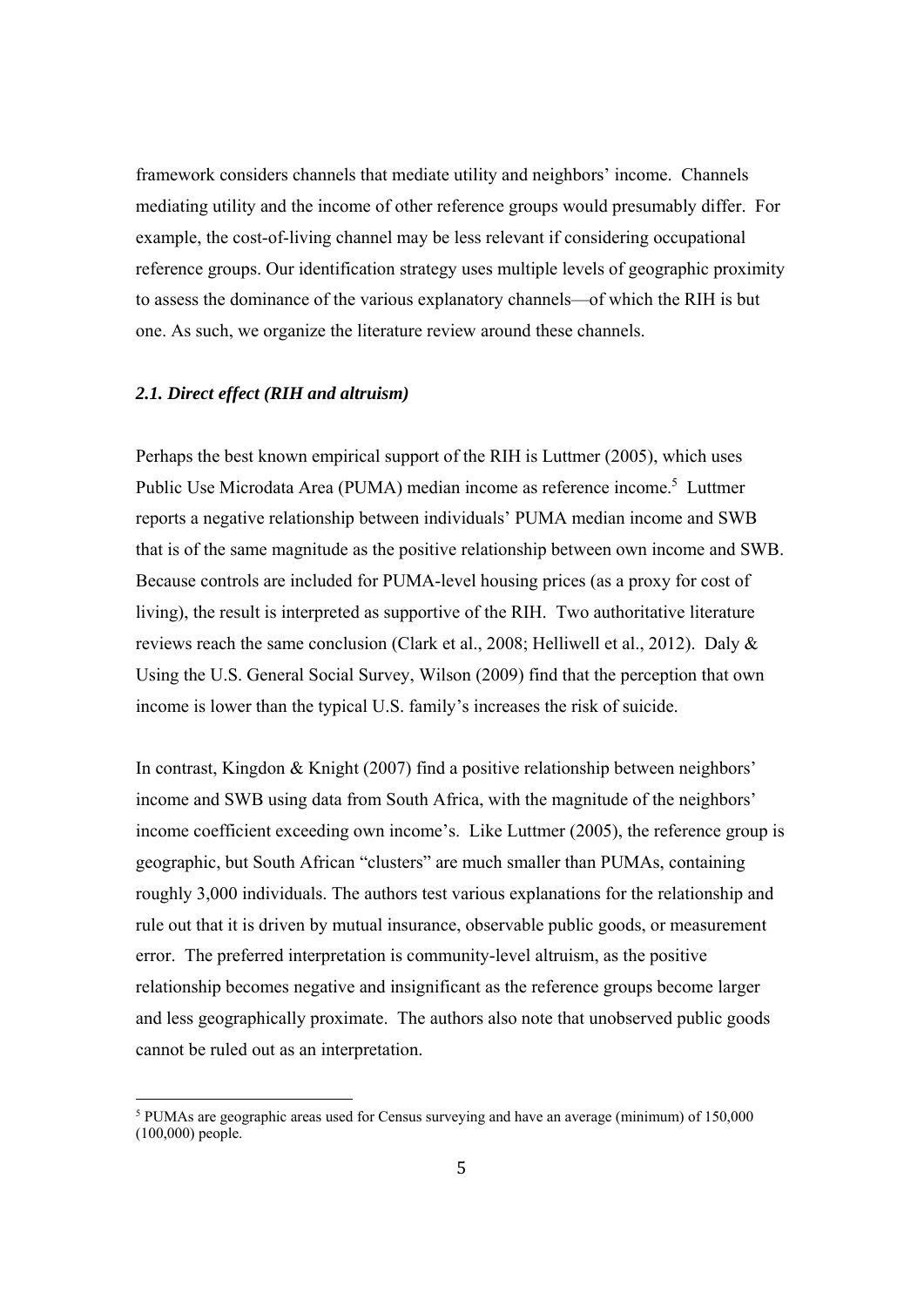framework considers channels that mediate utility and neighbors' income. Channels mediating utility and the income of other reference groups would presumably differ. For example, the cost-of-living channel may be less relevant if considering occupational reference groups. Our identification strategy uses multiple levels of geographic proximity to assess the dominance of the various explanatory channels—of which the RIH is but one. As such, we organize the literature review around these channels.

### *2.1. Direct effect (RIH and altruism)*

Perhaps the best known empirical support of the RIH is Luttmer (2005), which uses Public Use Microdata Area (PUMA) median income as reference income.[5] Luttmer reports a negative relationship between individuals' PUMA median income and SWB that is of the same magnitude as the positive relationship between own income and SWB. Because controls are included for PUMA-level housing prices (as a proxy for cost of living), the result is interpreted as supportive of the RIH. Two authoritative literature reviews reach the same conclusion (Clark et al., 2008; Helliwell et al., 2012). Daly & Using the U.S. General Social Survey, Wilson (2009) find that the perception that own income is lower than the typical U.S. family's increases the risk of suicide.

In contrast, Kingdon & Knight (2007) find a positive relationship between neighbors' income and SWB using data from South Africa, with the magnitude of the neighbors' income coefficient exceeding own income's. Like Luttmer (2005), the reference group is geographic, but South African "clusters" are much smaller than PUMAs, containing roughly 3,000 individuals. The authors test various explanations for the relationship and rule out that it is driven by mutual insurance, observable public goods, or measurement error. The preferred interpretation is community-level altruism, as the positive relationship becomes negative and insignificant as the reference groups become larger and less geographically proximate. The authors also note that unobserved public goods cannot be ruled out as an interpretation.

[5] PUMAs are geographic areas used for Census surveying and have an average (minimum) of 150,000 (100,000) people.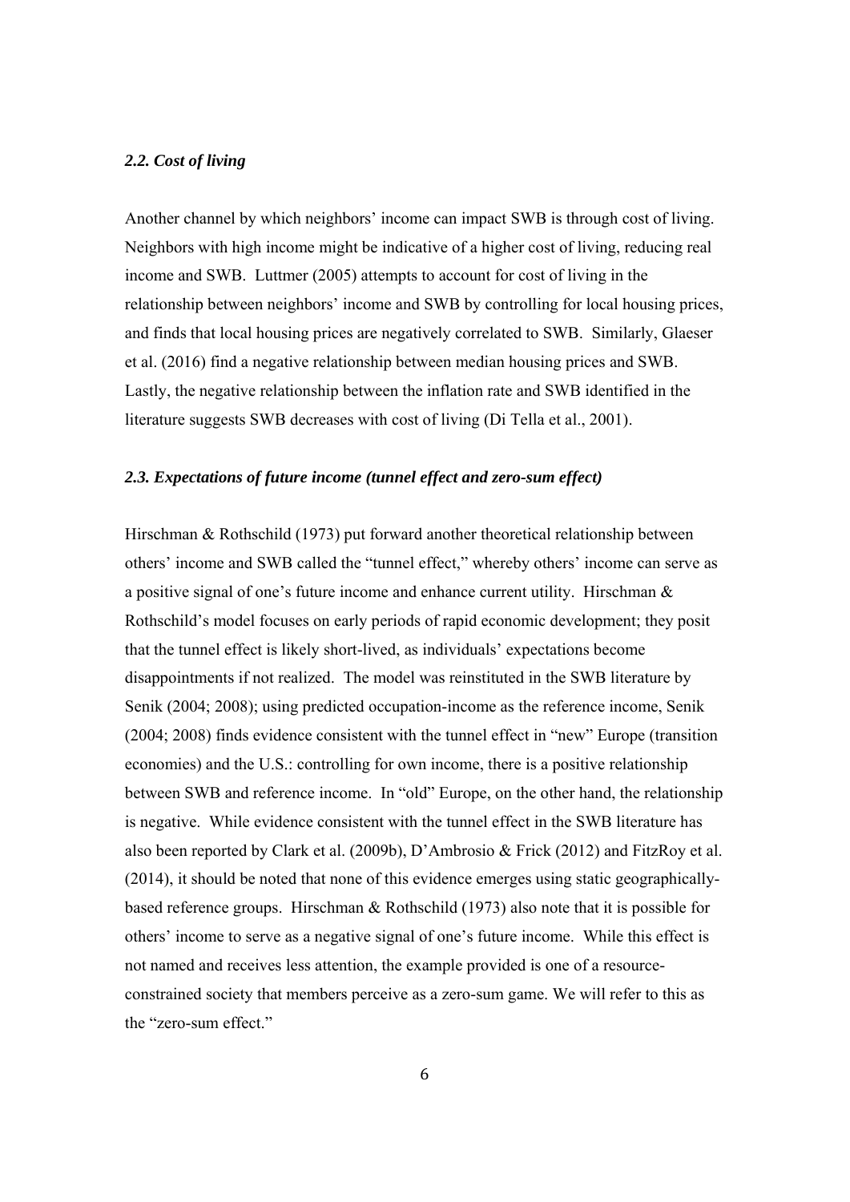### *2.2. Cost of living*

Another channel by which neighbors' income can impact SWB is through cost of living. Neighbors with high income might be indicative of a higher cost of living, reducing real income and SWB. Luttmer (2005) attempts to account for cost of living in the relationship between neighbors' income and SWB by controlling for local housing prices, and finds that local housing prices are negatively correlated to SWB. Similarly, Glaeser et al. (2016) find a negative relationship between median housing prices and SWB. Lastly, the negative relationship between the inflation rate and SWB identified in the literature suggests SWB decreases with cost of living (Di Tella et al., 2001).

### *2.3. Expectations of future income (tunnel effect and zero-sum effect)*

Hirschman & Rothschild (1973) put forward another theoretical relationship between others' income and SWB called the "tunnel effect," whereby others' income can serve as a positive signal of one's future income and enhance current utility. Hirschman & Rothschild's model focuses on early periods of rapid economic development; they posit that the tunnel effect is likely short-lived, as individuals' expectations become disappointments if not realized. The model was reinstituted in the SWB literature by Senik (2004; 2008); using predicted occupation-income as the reference income, Senik (2004; 2008) finds evidence consistent with the tunnel effect in "new" Europe (transition economies) and the U.S.: controlling for own income, there is a positive relationship between SWB and reference income. In "old" Europe, on the other hand, the relationship is negative. While evidence consistent with the tunnel effect in the SWB literature has also been reported by Clark et al. (2009b), D'Ambrosio & Frick (2012) and FitzRoy et al. (2014), it should be noted that none of this evidence emerges using static geographically-based reference groups. Hirschman & Rothschild (1973) also note that it is possible for others' income to serve as a negative signal of one's future income. While this effect is not named and receives less attention, the example provided is one of a resource-constrained society that members perceive as a zero-sum game. We will refer to this as the "zero-sum effect."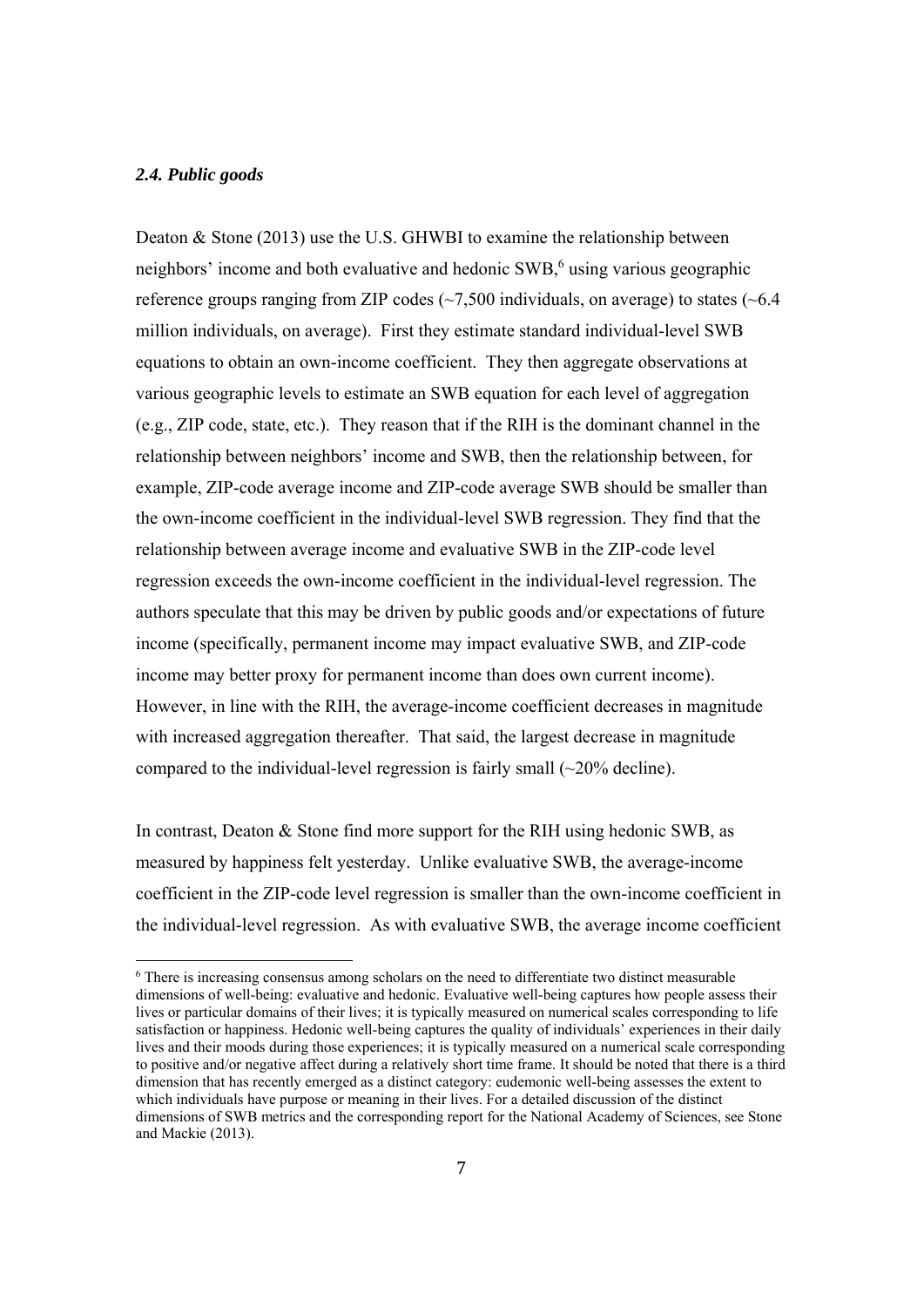### *2.4. Public goods*

Deaton & Stone (2013) use the U.S. GHWBI to examine the relationship between neighbors' income and both evaluative and hedonic SWB,[6] using various geographic reference groups ranging from ZIP codes (~7,500 individuals, on average) to states (~6.4 million individuals, on average). First they estimate standard individual-level SWB equations to obtain an own-income coefficient. They then aggregate observations at various geographic levels to estimate an SWB equation for each level of aggregation (e.g., ZIP code, state, etc.). They reason that if the RIH is the dominant channel in the relationship between neighbors' income and SWB, then the relationship between, for example, ZIP-code average income and ZIP-code average SWB should be smaller than the own-income coefficient in the individual-level SWB regression. They find that the relationship between average income and evaluative SWB in the ZIP-code level regression exceeds the own-income coefficient in the individual-level regression. The authors speculate that this may be driven by public goods and/or expectations of future income (specifically, permanent income may impact evaluative SWB, and ZIP-code income may better proxy for permanent income than does own current income). However, in line with the RIH, the average-income coefficient decreases in magnitude with increased aggregation thereafter. That said, the largest decrease in magnitude compared to the individual-level regression is fairly small (~20% decline).

In contrast, Deaton & Stone find more support for the RIH using hedonic SWB, as measured by happiness felt yesterday. Unlike evaluative SWB, the average-income coefficient in the ZIP-code level regression is smaller than the own-income coefficient in the individual-level regression. As with evaluative SWB, the average income coefficient

[6] There is increasing consensus among scholars on the need to differentiate two distinct measurable dimensions of well-being: evaluative and hedonic. Evaluative well-being captures how people assess their lives or particular domains of their lives; it is typically measured on numerical scales corresponding to life satisfaction or happiness. Hedonic well-being captures the quality of individuals' experiences in their daily lives and their moods during those experiences; it is typically measured on a numerical scale corresponding to positive and/or negative affect during a relatively short time frame. It should be noted that there is a third dimension that has recently emerged as a distinct category: eudemonic well-being assesses the extent to which individuals have purpose or meaning in their lives. For a detailed discussion of the distinct dimensions of SWB metrics and the corresponding report for the National Academy of Sciences, see Stone and Mackie (2013).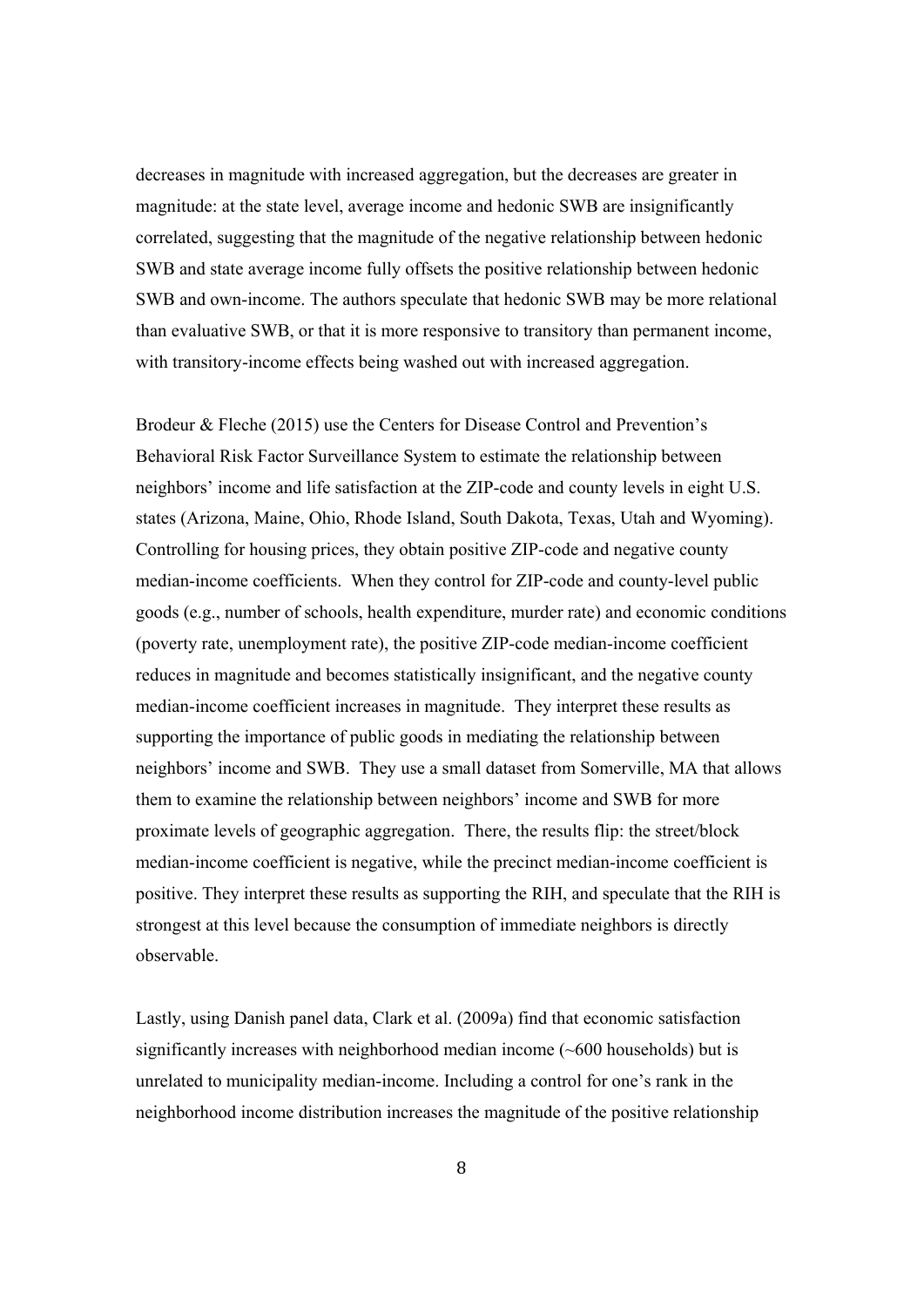decreases in magnitude with increased aggregation, but the decreases are greater in magnitude: at the state level, average income and hedonic SWB are insignificantly correlated, suggesting that the magnitude of the negative relationship between hedonic SWB and state average income fully offsets the positive relationship between hedonic SWB and own-income. The authors speculate that hedonic SWB may be more relational than evaluative SWB, or that it is more responsive to transitory than permanent income, with transitory-income effects being washed out with increased aggregation.

Brodeur & Fleche (2015) use the Centers for Disease Control and Prevention's Behavioral Risk Factor Surveillance System to estimate the relationship between neighbors' income and life satisfaction at the ZIP-code and county levels in eight U.S. states (Arizona, Maine, Ohio, Rhode Island, South Dakota, Texas, Utah and Wyoming). Controlling for housing prices, they obtain positive ZIP-code and negative county median-income coefficients. When they control for ZIP-code and county-level public goods (e.g., number of schools, health expenditure, murder rate) and economic conditions (poverty rate, unemployment rate), the positive ZIP-code median-income coefficient reduces in magnitude and becomes statistically insignificant, and the negative county median-income coefficient increases in magnitude. They interpret these results as supporting the importance of public goods in mediating the relationship between neighbors' income and SWB. They use a small dataset from Somerville, MA that allows them to examine the relationship between neighbors' income and SWB for more proximate levels of geographic aggregation. There, the results flip: the street/block median-income coefficient is negative, while the precinct median-income coefficient is positive. They interpret these results as supporting the RIH, and speculate that the RIH is strongest at this level because the consumption of immediate neighbors is directly observable.

Lastly, using Danish panel data, Clark et al. (2009a) find that economic satisfaction significantly increases with neighborhood median income (~600 households) but is unrelated to municipality median-income. Including a control for one's rank in the neighborhood income distribution increases the magnitude of the positive relationship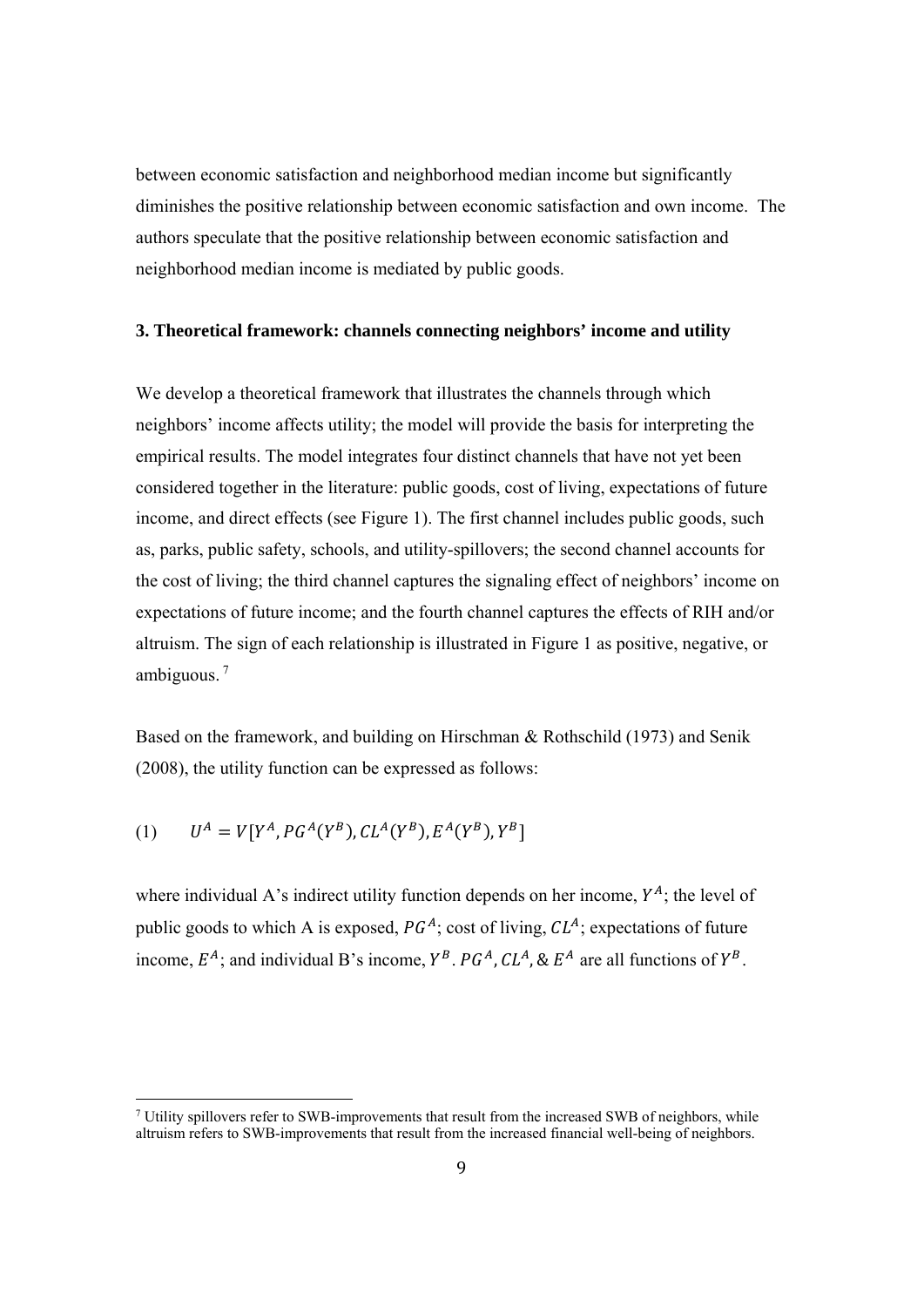between economic satisfaction and neighborhood median income but significantly diminishes the positive relationship between economic satisfaction and own income. The authors speculate that the positive relationship between economic satisfaction and neighborhood median income is mediated by public goods.

### 3. Theoretical framework: channels connecting neighbors' income and utility

We develop a theoretical framework that illustrates the channels through which neighbors' income affects utility; the model will provide the basis for interpreting the empirical results. The model integrates four distinct channels that have not yet been considered together in the literature: public goods, cost of living, expectations of future income, and direct effects (see Figure 1). The first channel includes public goods, such as, parks, public safety, schools, and utility-spillovers; the second channel accounts for the cost of living; the third channel captures the signaling effect of neighbors' income on expectations of future income; and the fourth channel captures the effects of RIH and/or altruism. The sign of each relationship is illustrated in Figure 1 as positive, negative, or ambiguous. [7]

Based on the framework, and building on Hirschman & Rothschild (1973) and Senik (2008), the utility function can be expressed as follows:

$$(1) \qquad U^A = V[Y^A, PG^A(Y^B), CL^A(Y^B), E^A(Y^B), Y^B]$$

where individual A's indirect utility function depends on her income, $Y^A$; the level of public goods to which A is exposed, $PG^A$; cost of living, $CL^A$; expectations of future income, $E^A$; and individual B's income, $Y^B$. $PG^A$, $CL^A$, & $E^A$ are all functions of $Y^B$.

[7] Utility spillovers refer to SWB-improvements that result from the increased SWB of neighbors, while altruism refers to SWB-improvements that result from the increased financial well-being of neighbors.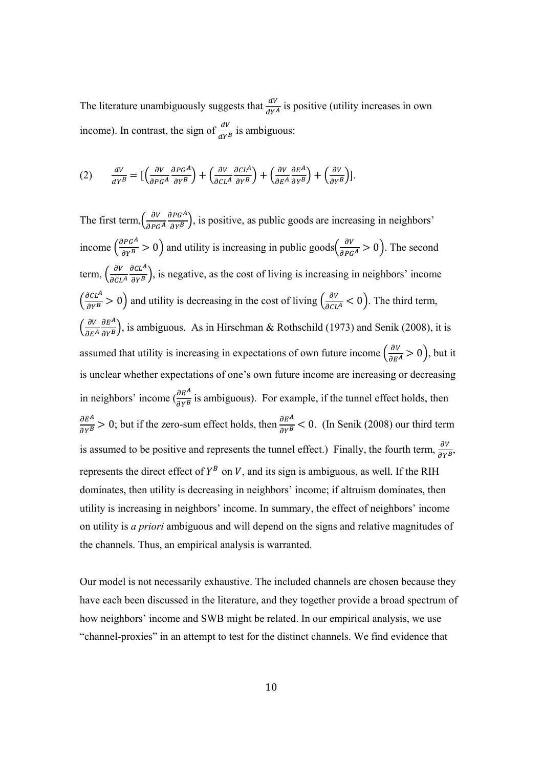The literature unambiguously suggests that $\frac{dV}{dY^A}$ is positive (utility increases in own income). In contrast, the sign of $\frac{dV}{dY^B}$ is ambiguous:

$$(2) \qquad \frac{dV}{dY^B} = \left[\left(\frac{\partial V}{\partial PG^A}\frac{\partial PG^A}{\partial Y^B}\right) + \left(\frac{\partial V}{\partial CL^A}\frac{\partial CL^A}{\partial Y^B}\right) + \left(\frac{\partial V}{\partial E^A}\frac{\partial E^A}{\partial Y^B}\right) + \left(\frac{\partial V}{\partial Y^B}\right)\right].$$

The first term, $\left(\frac{\partial V}{\partial PG^A}\frac{\partial PG^A}{\partial Y^B}\right)$, is positive, as public goods are increasing in neighbors' income $\left(\frac{\partial PG^A}{\partial Y^B} > 0\right)$ and utility is increasing in public goods $\left(\frac{\partial V}{\partial PG^A} > 0\right)$. The second term, $\left(\frac{\partial V}{\partial CL^A}\frac{\partial CL^A}{\partial Y^B}\right)$, is negative, as the cost of living is increasing in neighbors' income $\left(\frac{\partial CL^A}{\partial Y^B} > 0\right)$ and utility is decreasing in the cost of living $\left(\frac{\partial V}{\partial CL^A} < 0\right)$. The third term, $\left(\frac{\partial V}{\partial E^A}\frac{\partial E^A}{\partial Y^B}\right)$, is ambiguous. As in Hirschman & Rothschild (1973) and Senik (2008), it is assumed that utility is increasing in expectations of own future income $\left(\frac{\partial V}{\partial E^A} > 0\right)$, but it is unclear whether expectations of one's own future income are increasing or decreasing in neighbors' income ($\frac{\partial E^A}{\partial Y^B}$ is ambiguous). For example, if the tunnel effect holds, then $\frac{\partial E^A}{\partial Y^B} > 0$; but if the zero-sum effect holds, then $\frac{\partial E^A}{\partial Y^B} < 0$. (In Senik (2008) our third term is assumed to be positive and represents the tunnel effect.) Finally, the fourth term, $\frac{\partial V}{\partial Y^B}$, represents the direct effect of $Y^B$ on $V$, and its sign is ambiguous, as well. If the RIH dominates, then utility is decreasing in neighbors' income; if altruism dominates, then utility is increasing in neighbors' income. In summary, the effect of neighbors' income on utility is *a priori* ambiguous and will depend on the signs and relative magnitudes of the channels. Thus, an empirical analysis is warranted.

Our model is not necessarily exhaustive. The included channels are chosen because they have each been discussed in the literature, and they together provide a broad spectrum of how neighbors' income and SWB might be related. In our empirical analysis, we use "channel-proxies" in an attempt to test for the distinct channels. We find evidence that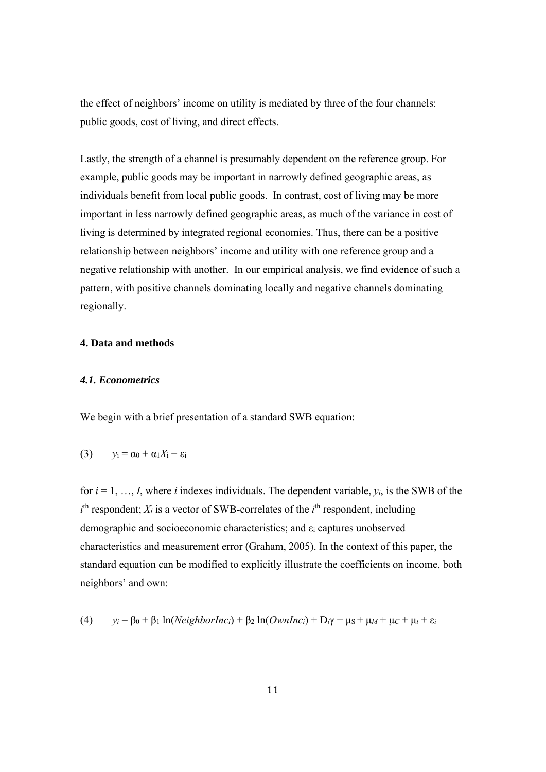the effect of neighbors' income on utility is mediated by three of the four channels: public goods, cost of living, and direct effects.

Lastly, the strength of a channel is presumably dependent on the reference group. For example, public goods may be important in narrowly defined geographic areas, as individuals benefit from local public goods. In contrast, cost of living may be more important in less narrowly defined geographic areas, as much of the variance in cost of living is determined by integrated regional economies. Thus, there can be a positive relationship between neighbors' income and utility with one reference group and a negative relationship with another. In our empirical analysis, we find evidence of such a pattern, with positive channels dominating locally and negative channels dominating regionally.

## 4. Data and methods

### *4.1. Econometrics*

We begin with a brief presentation of a standard SWB equation:

$$(3) \qquad y_i = \alpha_0 + \alpha_1 X_i + \varepsilon_i$$

for $i = 1, \ldots, I$, where $i$ indexes individuals. The dependent variable, $y_i$, is the SWB of the $i^{th}$ respondent; $X_i$ is a vector of SWB-correlates of the $i^{th}$ respondent, including demographic and socioeconomic characteristics; and $\varepsilon_i$ captures unobserved characteristics and measurement error (Graham, 2005). In the context of this paper, the standard equation can be modified to explicitly illustrate the coefficients on income, both neighbors' and own:

$$(4) \qquad y_i = \beta_0 + \beta_1 \ln(NeighborInc_i) + \beta_2 \ln(OwnInc_i) + D_i\gamma + \mu_S + \mu_M + \mu_C + \mu_t + \varepsilon_i$$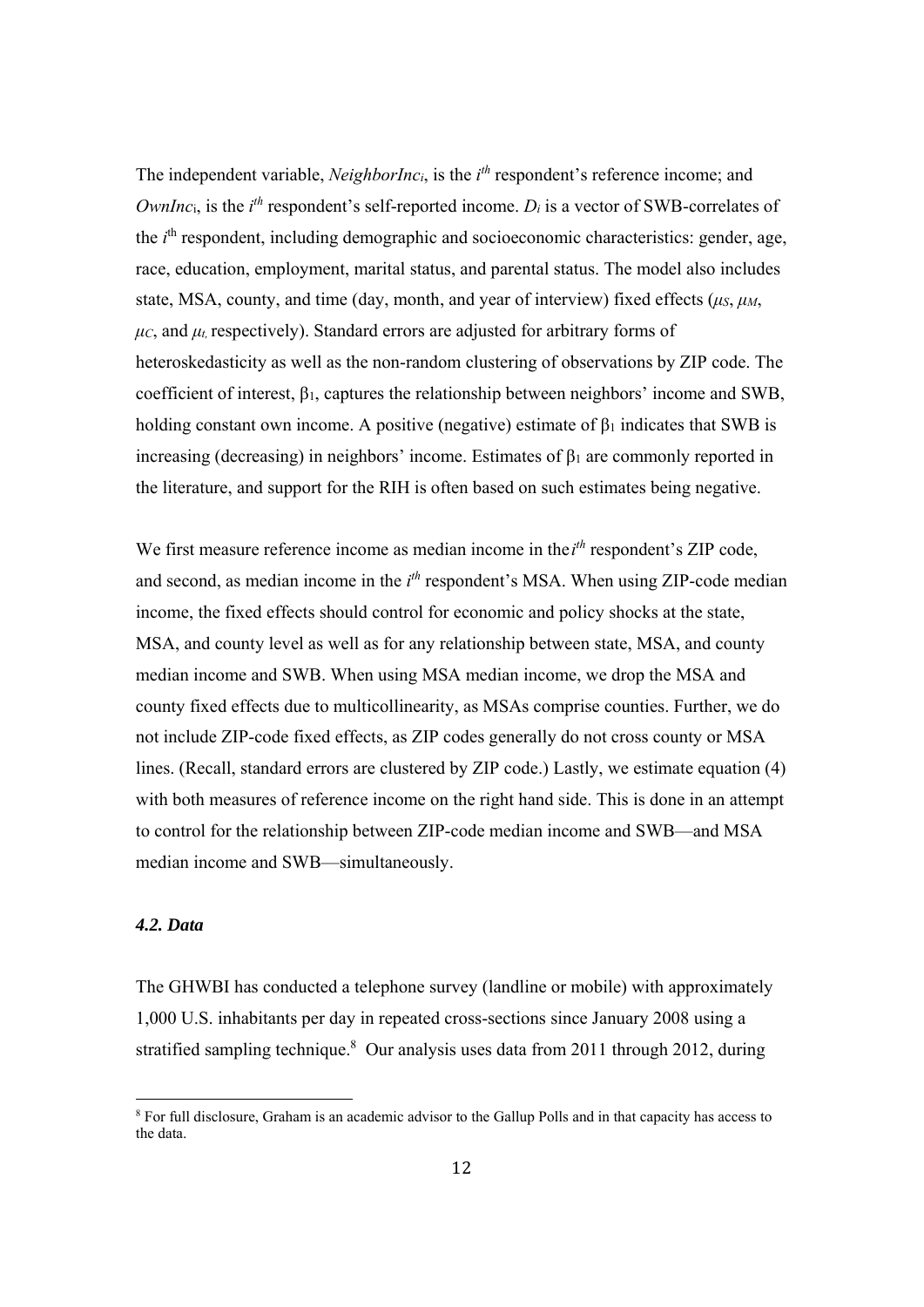The independent variable, $NeighborInc_i$, is the $i^{th}$ respondent's reference income; and $OwnInc_i$, is the $i^{th}$ respondent's self-reported income. $D_i$ is a vector of SWB-correlates of the $i^{th}$ respondent, including demographic and socioeconomic characteristics: gender, age, race, education, employment, marital status, and parental status. The model also includes state, MSA, county, and time (day, month, and year of interview) fixed effects ($\mu_S$, $\mu_M$, $\mu_C$, and $\mu_t$, respectively). Standard errors are adjusted for arbitrary forms of heteroskedasticity as well as the non-random clustering of observations by ZIP code. The coefficient of interest, $\beta_1$, captures the relationship between neighbors' income and SWB, holding constant own income. A positive (negative) estimate of $\beta_1$ indicates that SWB is increasing (decreasing) in neighbors' income. Estimates of $\beta_1$ are commonly reported in the literature, and support for the RIH is often based on such estimates being negative.

We first measure reference income as median income in the $i^{th}$ respondent's ZIP code, and second, as median income in the $i^{th}$ respondent's MSA. When using ZIP-code median income, the fixed effects should control for economic and policy shocks at the state, MSA, and county level as well as for any relationship between state, MSA, and county median income and SWB. When using MSA median income, we drop the MSA and county fixed effects due to multicollinearity, as MSAs comprise counties. Further, we do not include ZIP-code fixed effects, as ZIP codes generally do not cross county or MSA lines. (Recall, standard errors are clustered by ZIP code.) Lastly, we estimate equation (4) with both measures of reference income on the right hand side. This is done in an attempt to control for the relationship between ZIP-code median income and SWB—and MSA median income and SWB—simultaneously.

### *4.2. Data*

The GHWBI has conducted a telephone survey (landline or mobile) with approximately 1,000 U.S. inhabitants per day in repeated cross-sections since January 2008 using a stratified sampling technique.[8] Our analysis uses data from 2011 through 2012, during

[8] For full disclosure, Graham is an academic advisor to the Gallup Polls and in that capacity has access to the data.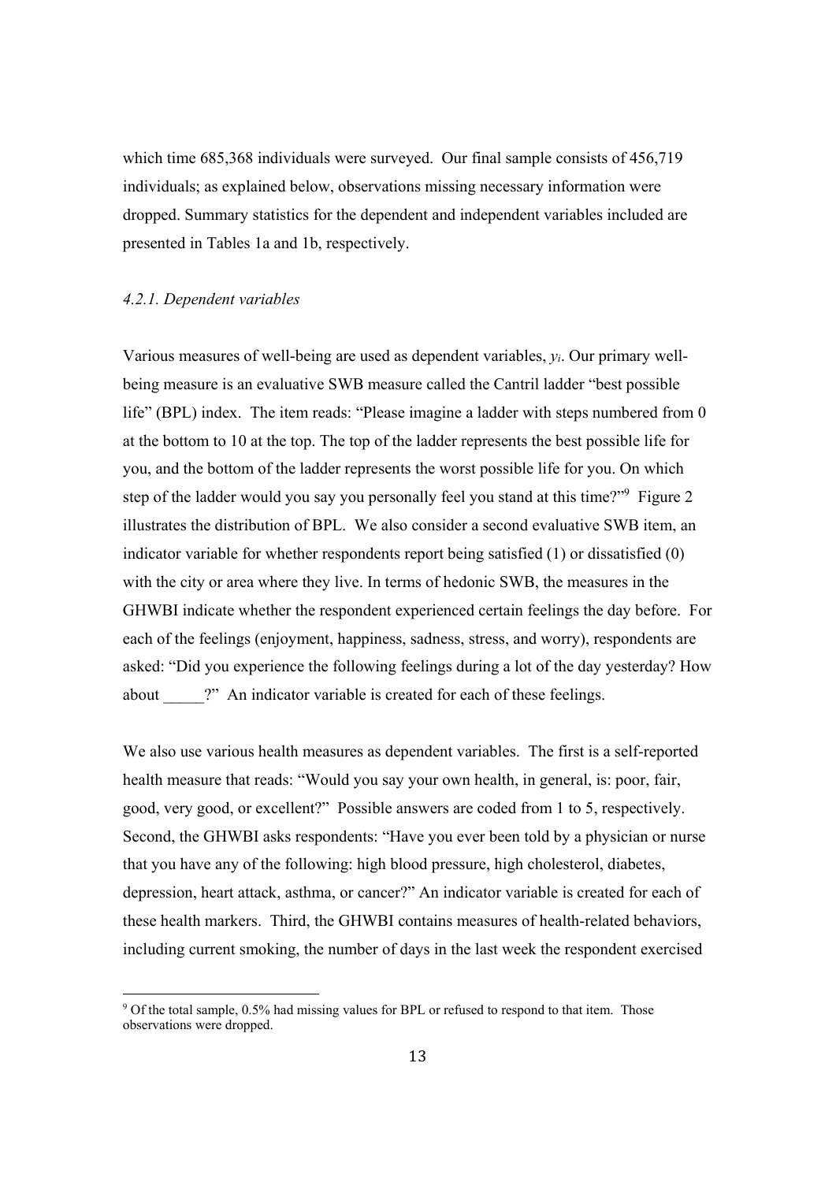which time 685,368 individuals were surveyed. Our final sample consists of 456,719 individuals; as explained below, observations missing necessary information were dropped. Summary statistics for the dependent and independent variables included are presented in Tables 1a and 1b, respectively.

### *4.2.1. Dependent variables*

Various measures of well-being are used as dependent variables, $y_i$. Our primary well-being measure is an evaluative SWB measure called the Cantril ladder "best possible life" (BPL) index. The item reads: "Please imagine a ladder with steps numbered from 0 at the bottom to 10 at the top. The top of the ladder represents the best possible life for you, and the bottom of the ladder represents the worst possible life for you. On which step of the ladder would you say you personally feel you stand at this time?"[9] Figure 2 illustrates the distribution of BPL. We also consider a second evaluative SWB item, an indicator variable for whether respondents report being satisfied (1) or dissatisfied (0) with the city or area where they live. In terms of hedonic SWB, the measures in the GHWBI indicate whether the respondent experienced certain feelings the day before. For each of the feelings (enjoyment, happiness, sadness, stress, and worry), respondents are asked: "Did you experience the following feelings during a lot of the day yesterday? How about _____?" An indicator variable is created for each of these feelings.

We also use various health measures as dependent variables. The first is a self-reported health measure that reads: "Would you say your own health, in general, is: poor, fair, good, very good, or excellent?" Possible answers are coded from 1 to 5, respectively. Second, the GHWBI asks respondents: "Have you ever been told by a physician or nurse that you have any of the following: high blood pressure, high cholesterol, diabetes, depression, heart attack, asthma, or cancer?" An indicator variable is created for each of these health markers. Third, the GHWBI contains measures of health-related behaviors, including current smoking, the number of days in the last week the respondent exercised

[9] Of the total sample, 0.5% had missing values for BPL or refused to respond to that item. Those observations were dropped.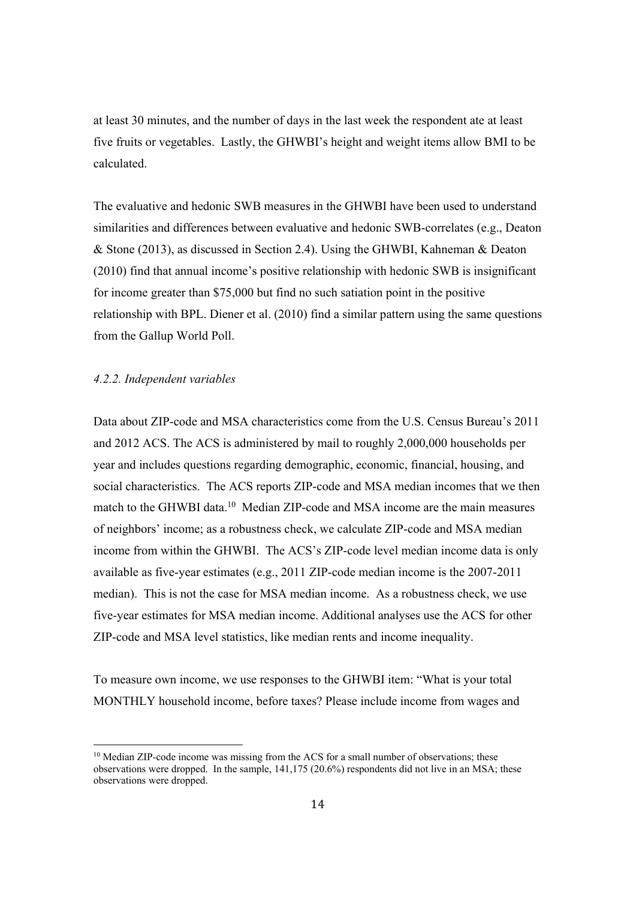at least 30 minutes, and the number of days in the last week the respondent ate at least five fruits or vegetables. Lastly, the GHWBI's height and weight items allow BMI to be calculated.

The evaluative and hedonic SWB measures in the GHWBI have been used to understand similarities and differences between evaluative and hedonic SWB-correlates (e.g., Deaton & Stone (2013), as discussed in Section 2.4). Using the GHWBI, Kahneman & Deaton (2010) find that annual income's positive relationship with hedonic SWB is insignificant for income greater than $75,000 but find no such satiation point in the positive relationship with BPL. Diener et al. (2010) find a similar pattern using the same questions from the Gallup World Poll.

### *4.2.2. Independent variables*

Data about ZIP-code and MSA characteristics come from the U.S. Census Bureau's 2011 and 2012 ACS. The ACS is administered by mail to roughly 2,000,000 households per year and includes questions regarding demographic, economic, financial, housing, and social characteristics. The ACS reports ZIP-code and MSA median incomes that we then match to the GHWBI data.[10] Median ZIP-code and MSA income are the main measures of neighbors' income; as a robustness check, we calculate ZIP-code and MSA median income from within the GHWBI. The ACS's ZIP-code level median income data is only available as five-year estimates (e.g., 2011 ZIP-code median income is the 2007-2011 median). This is not the case for MSA median income. As a robustness check, we use five-year estimates for MSA median income. Additional analyses use the ACS for other ZIP-code and MSA level statistics, like median rents and income inequality.

To measure own income, we use responses to the GHWBI item: "What is your total MONTHLY household income, before taxes? Please include income from wages and

[10] Median ZIP-code income was missing from the ACS for a small number of observations; these observations were dropped. In the sample, 141,175 (20.6%) respondents did not live in an MSA; these observations were dropped.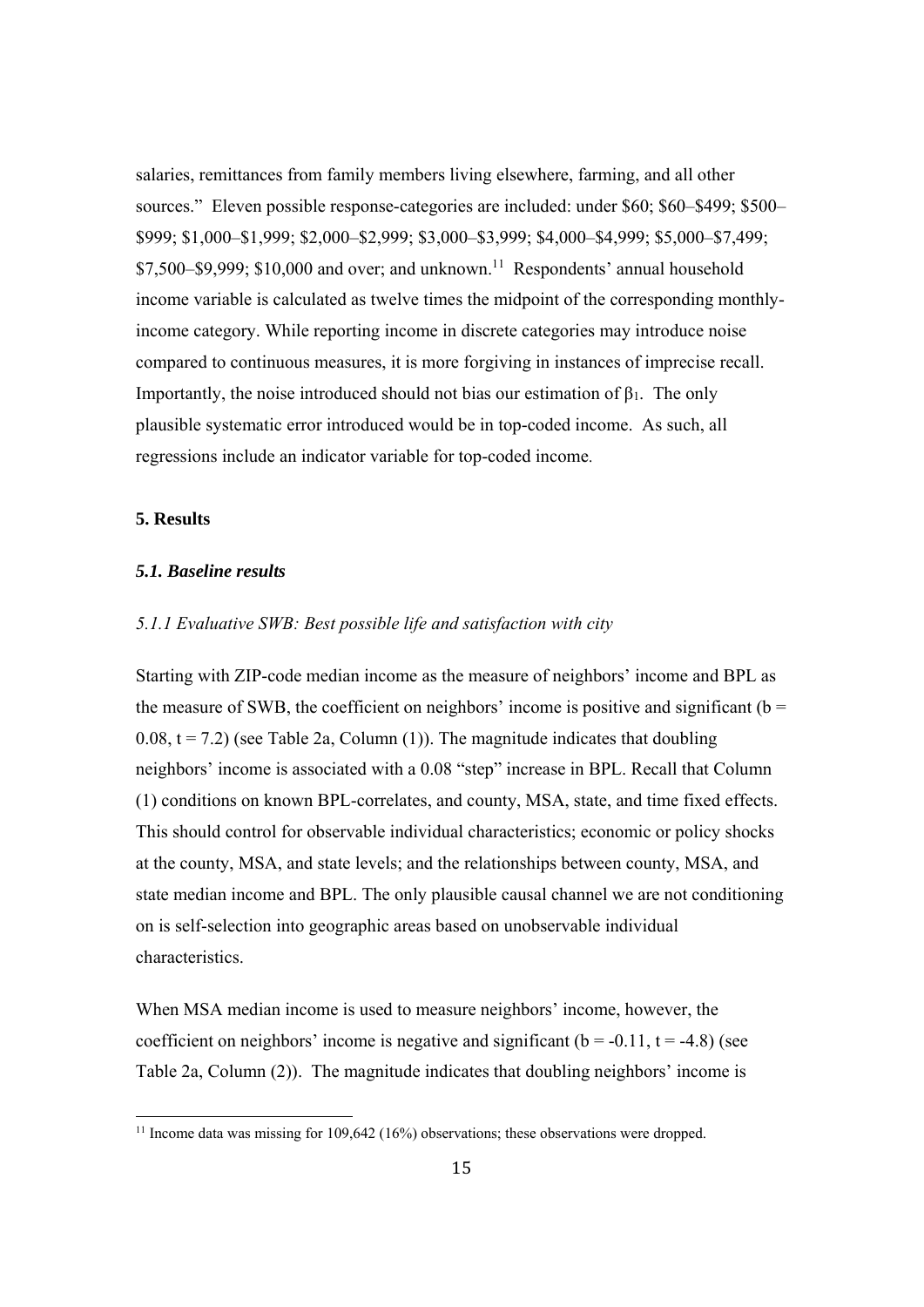salaries, remittances from family members living elsewhere, farming, and all other sources." Eleven possible response-categories are included: under \$60; \$60–\$499; \$500–\$999; \$1,000–\$1,999; \$2,000–\$2,999; \$3,000–\$3,999; \$4,000–\$4,999; \$5,000–\$7,499; \$7,500–\$9,999; \$10,000 and over; and unknown.[11] Respondents' annual household income variable is calculated as twelve times the midpoint of the corresponding monthly-income category. While reporting income in discrete categories may introduce noise compared to continuous measures, it is more forgiving in instances of imprecise recall. Importantly, the noise introduced should not bias our estimation of $\beta_1$. The only plausible systematic error introduced would be in top-coded income. As such, all regressions include an indicator variable for top-coded income.

## 5. Results

### *5.1. Baseline results*

#### *5.1.1 Evaluative SWB: Best possible life and satisfaction with city*

Starting with ZIP-code median income as the measure of neighbors' income and BPL as the measure of SWB, the coefficient on neighbors' income is positive and significant ($b = 0.08$, $t = 7.2$) (see Table 2a, Column (1)). The magnitude indicates that doubling neighbors' income is associated with a 0.08 "step" increase in BPL. Recall that Column (1) conditions on known BPL-correlates, and county, MSA, state, and time fixed effects. This should control for observable individual characteristics; economic or policy shocks at the county, MSA, and state levels; and the relationships between county, MSA, and state median income and BPL. The only plausible causal channel we are not conditioning on is self-selection into geographic areas based on unobservable individual characteristics.

When MSA median income is used to measure neighbors' income, however, the coefficient on neighbors' income is negative and significant ($b = -0.11$, $t = -4.8$) (see Table 2a, Column (2)). The magnitude indicates that doubling neighbors' income is

[11] Income data was missing for 109,642 (16%) observations; these observations were dropped.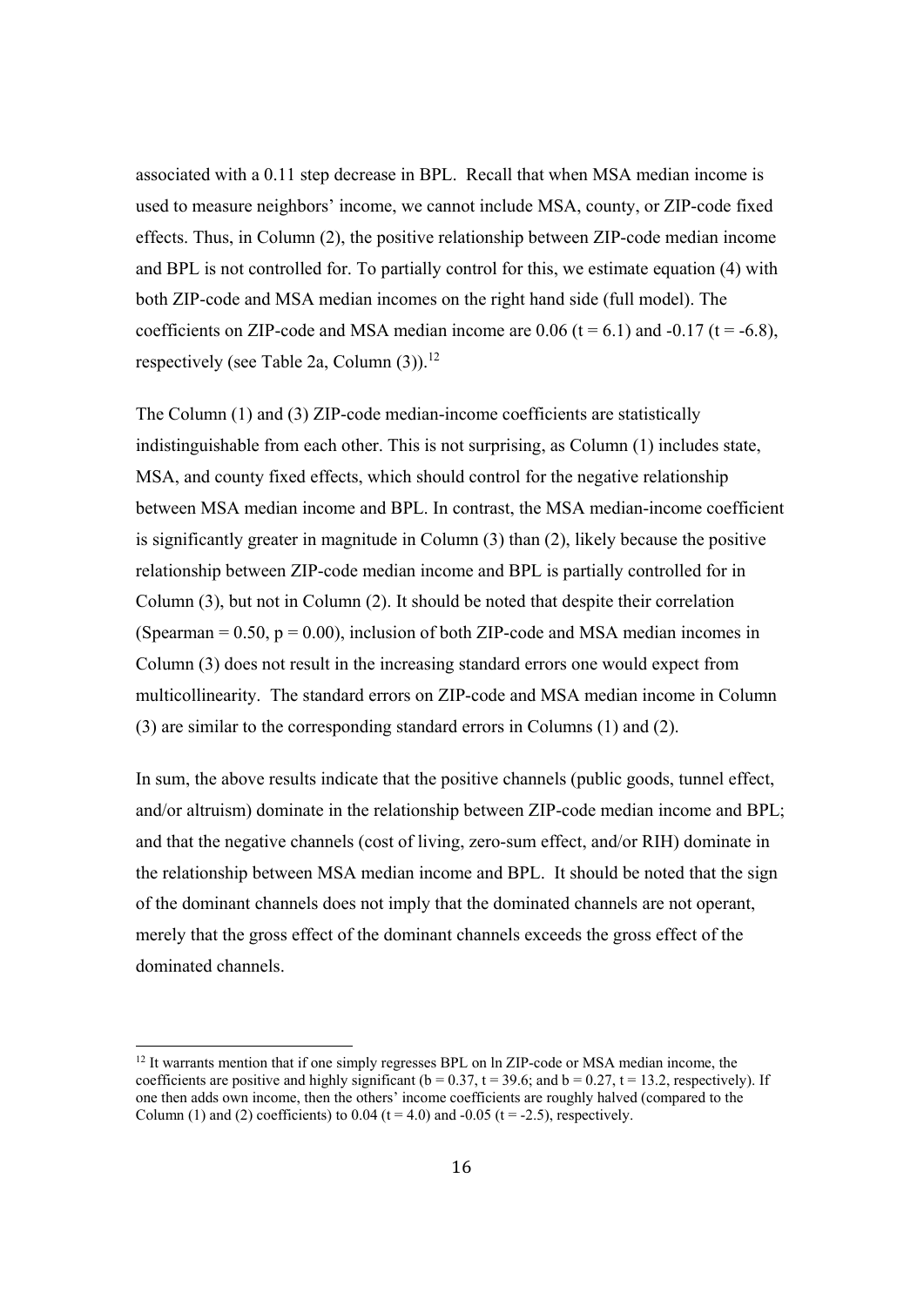associated with a 0.11 step decrease in BPL. Recall that when MSA median income is used to measure neighbors' income, we cannot include MSA, county, or ZIP-code fixed effects. Thus, in Column (2), the positive relationship between ZIP-code median income and BPL is not controlled for. To partially control for this, we estimate equation (4) with both ZIP-code and MSA median incomes on the right hand side (full model). The coefficients on ZIP-code and MSA median income are 0.06 ($t = 6.1$) and -0.17 ($t = -6.8$), respectively (see Table 2a, Column (3)).[12]

The Column (1) and (3) ZIP-code median-income coefficients are statistically indistinguishable from each other. This is not surprising, as Column (1) includes state, MSA, and county fixed effects, which should control for the negative relationship between MSA median income and BPL. In contrast, the MSA median-income coefficient is significantly greater in magnitude in Column (3) than (2), likely because the positive relationship between ZIP-code median income and BPL is partially controlled for in Column (3), but not in Column (2). It should be noted that despite their correlation (Spearman = 0.50, $p = 0.00$), inclusion of both ZIP-code and MSA median incomes in Column (3) does not result in the increasing standard errors one would expect from multicollinearity. The standard errors on ZIP-code and MSA median income in Column (3) are similar to the corresponding standard errors in Columns (1) and (2).

In sum, the above results indicate that the positive channels (public goods, tunnel effect, and/or altruism) dominate in the relationship between ZIP-code median income and BPL; and that the negative channels (cost of living, zero-sum effect, and/or RIH) dominate in the relationship between MSA median income and BPL. It should be noted that the sign of the dominant channels does not imply that the dominated channels are not operant, merely that the gross effect of the dominant channels exceeds the gross effect of the dominated channels.

[12] It warrants mention that if one simply regresses BPL on ln ZIP-code or MSA median income, the coefficients are positive and highly significant ($b = 0.37$, $t = 39.6$; and $b = 0.27$, $t = 13.2$, respectively). If one then adds own income, then the others' income coefficients are roughly halved (compared to the Column (1) and (2) coefficients) to 0.04 ($t = 4.0$) and -0.05 ($t = -2.5$), respectively.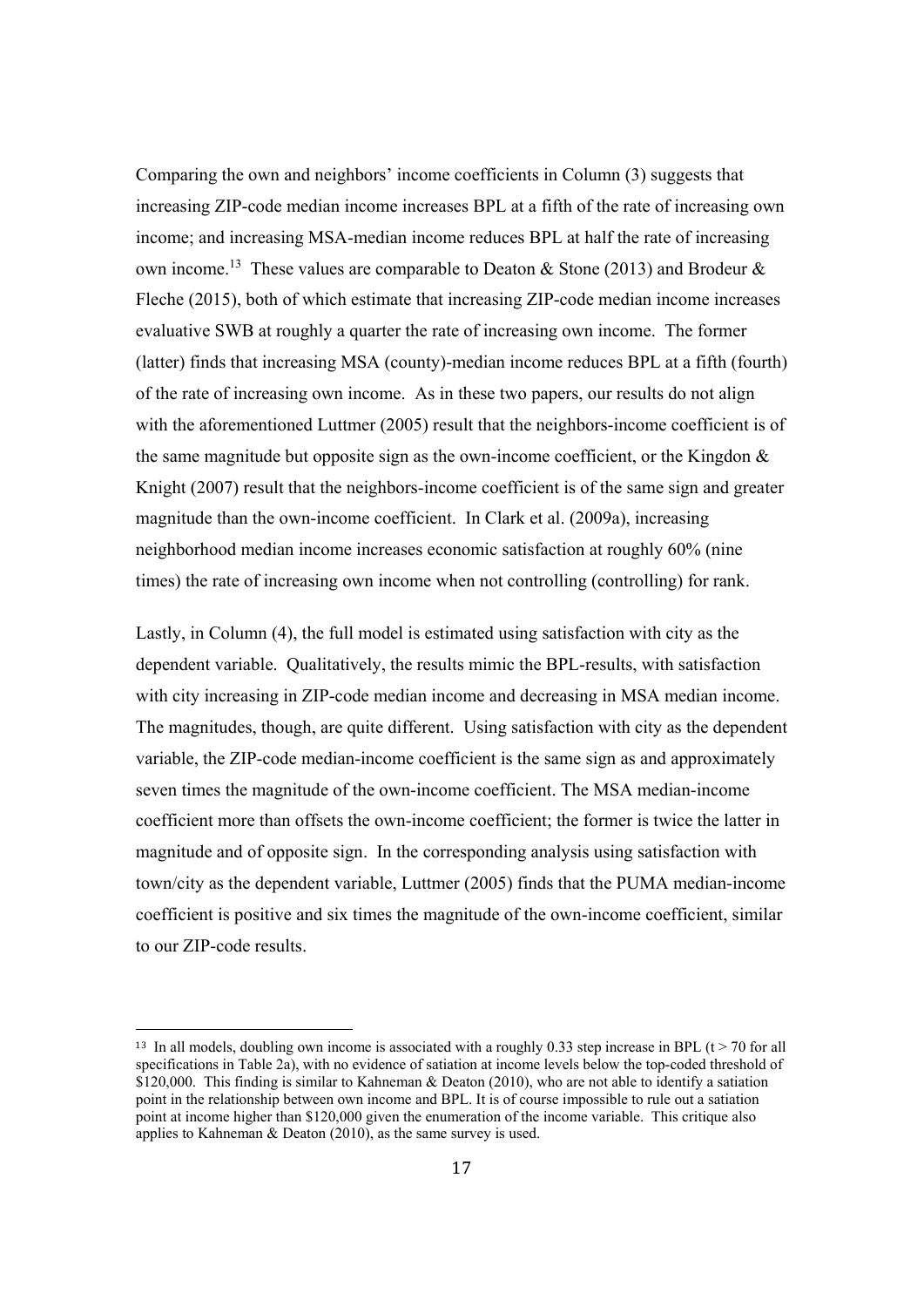Comparing the own and neighbors' income coefficients in Column (3) suggests that increasing ZIP-code median income increases BPL at a fifth of the rate of increasing own income; and increasing MSA-median income reduces BPL at half the rate of increasing own income.[13] These values are comparable to Deaton & Stone (2013) and Brodeur & Fleche (2015), both of which estimate that increasing ZIP-code median income increases evaluative SWB at roughly a quarter the rate of increasing own income. The former (latter) finds that increasing MSA (county)-median income reduces BPL at a fifth (fourth) of the rate of increasing own income. As in these two papers, our results do not align with the aforementioned Luttmer (2005) result that the neighbors-income coefficient is of the same magnitude but opposite sign as the own-income coefficient, or the Kingdon & Knight (2007) result that the neighbors-income coefficient is of the same sign and greater magnitude than the own-income coefficient. In Clark et al. (2009a), increasing neighborhood median income increases economic satisfaction at roughly 60% (nine times) the rate of increasing own income when not controlling (controlling) for rank.

Lastly, in Column (4), the full model is estimated using satisfaction with city as the dependent variable. Qualitatively, the results mimic the BPL-results, with satisfaction with city increasing in ZIP-code median income and decreasing in MSA median income. The magnitudes, though, are quite different. Using satisfaction with city as the dependent variable, the ZIP-code median-income coefficient is the same sign as and approximately seven times the magnitude of the own-income coefficient. The MSA median-income coefficient more than offsets the own-income coefficient; the former is twice the latter in magnitude and of opposite sign. In the corresponding analysis using satisfaction with town/city as the dependent variable, Luttmer (2005) finds that the PUMA median-income coefficient is positive and six times the magnitude of the own-income coefficient, similar to our ZIP-code results.

[13] In all models, doubling own income is associated with a roughly 0.33 step increase in BPL ($t > 70$ for all specifications in Table 2a), with no evidence of satiation at income levels below the top-coded threshold of \$120,000. This finding is similar to Kahneman & Deaton (2010), who are not able to identify a satiation point in the relationship between own income and BPL. It is of course impossible to rule out a satiation point at income higher than \$120,000 given the enumeration of the income variable. This critique also applies to Kahneman & Deaton (2010), as the same survey is used.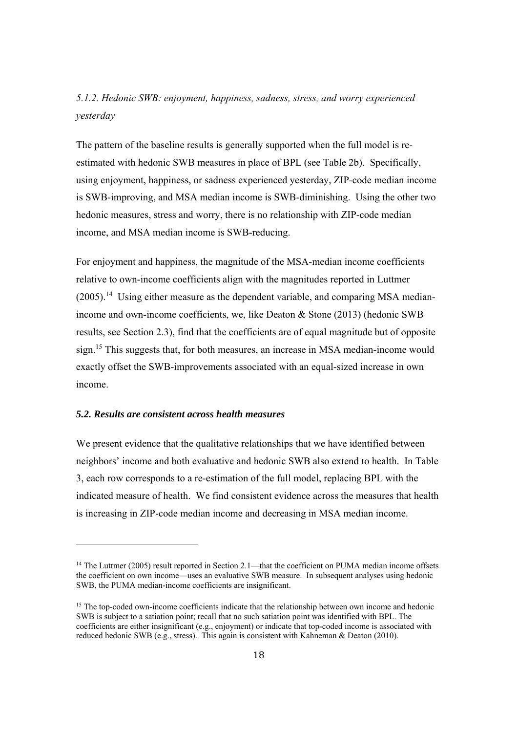*5.1.2. Hedonic SWB: enjoyment, happiness, sadness, stress, and worry experienced yesterday*

The pattern of the baseline results is generally supported when the full model is re-estimated with hedonic SWB measures in place of BPL (see Table 2b). Specifically, using enjoyment, happiness, or sadness experienced yesterday, ZIP-code median income is SWB-improving, and MSA median income is SWB-diminishing. Using the other two hedonic measures, stress and worry, there is no relationship with ZIP-code median income, and MSA median income is SWB-reducing.

For enjoyment and happiness, the magnitude of the MSA-median income coefficients relative to own-income coefficients align with the magnitudes reported in Luttmer (2005).[14] Using either measure as the dependent variable, and comparing MSA median-income and own-income coefficients, we, like Deaton & Stone (2013) (hedonic SWB results, see Section 2.3), find that the coefficients are of equal magnitude but of opposite sign.[15] This suggests that, for both measures, an increase in MSA median-income would exactly offset the SWB-improvements associated with an equal-sized increase in own income.

### *5.2. Results are consistent across health measures*

We present evidence that the qualitative relationships that we have identified between neighbors' income and both evaluative and hedonic SWB also extend to health. In Table 3, each row corresponds to a re-estimation of the full model, replacing BPL with the indicated measure of health. We find consistent evidence across the measures that health is increasing in ZIP-code median income and decreasing in MSA median income.

---

[14] The Luttmer (2005) result reported in Section 2.1—that the coefficient on PUMA median income offsets the coefficient on own income—uses an evaluative SWB measure. In subsequent analyses using hedonic SWB, the PUMA median-income coefficients are insignificant.

[15] The top-coded own-income coefficients indicate that the relationship between own income and hedonic SWB is subject to a satiation point; recall that no such satiation point was identified with BPL. The coefficients are either insignificant (e.g., enjoyment) or indicate that top-coded income is associated with reduced hedonic SWB (e.g., stress). This again is consistent with Kahneman & Deaton (2010).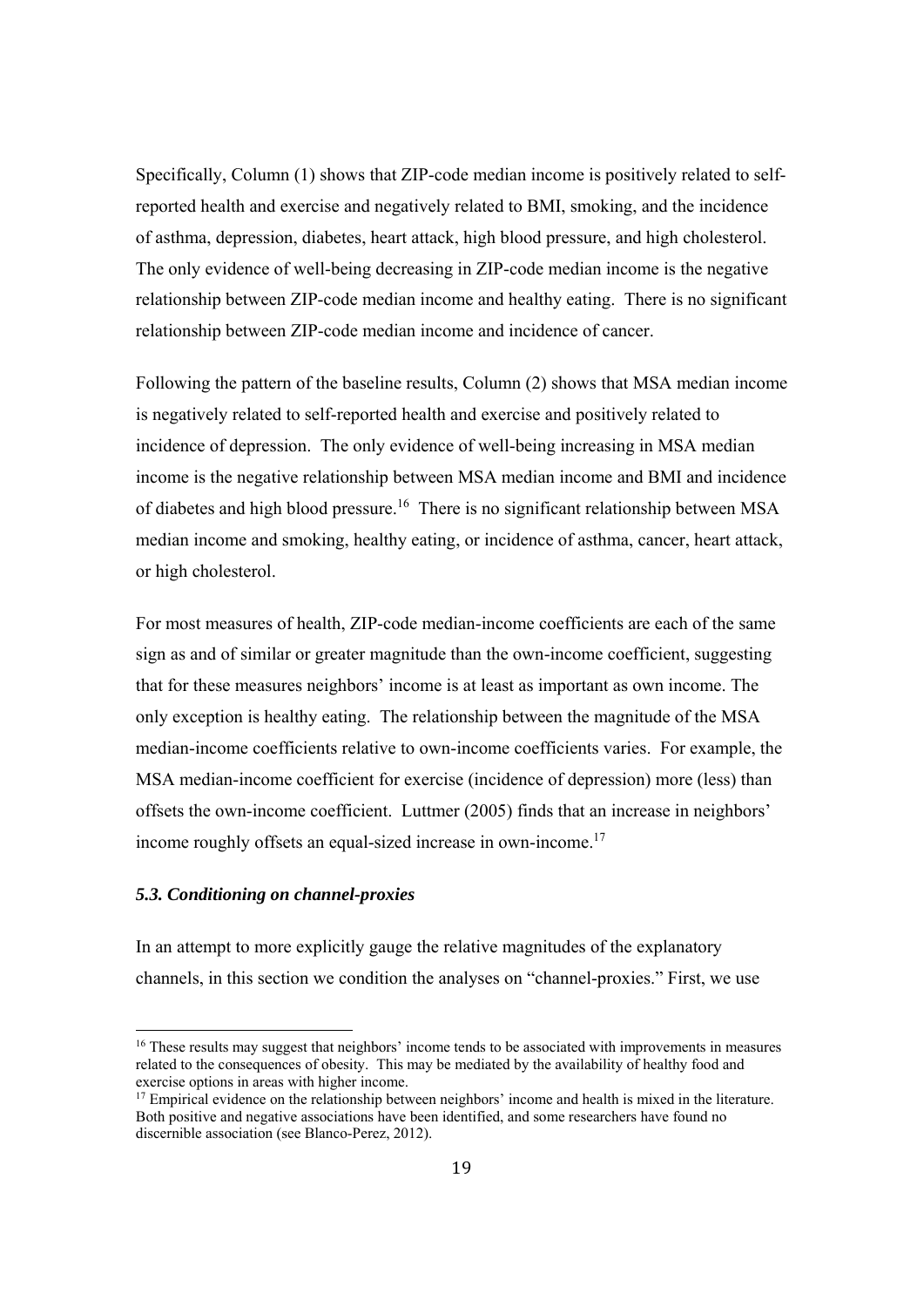Specifically, Column (1) shows that ZIP-code median income is positively related to self-reported health and exercise and negatively related to BMI, smoking, and the incidence of asthma, depression, diabetes, heart attack, high blood pressure, and high cholesterol. The only evidence of well-being decreasing in ZIP-code median income is the negative relationship between ZIP-code median income and healthy eating. There is no significant relationship between ZIP-code median income and incidence of cancer.

Following the pattern of the baseline results, Column (2) shows that MSA median income is negatively related to self-reported health and exercise and positively related to incidence of depression. The only evidence of well-being increasing in MSA median income is the negative relationship between MSA median income and BMI and incidence of diabetes and high blood pressure.[16] There is no significant relationship between MSA median income and smoking, healthy eating, or incidence of asthma, cancer, heart attack, or high cholesterol.

For most measures of health, ZIP-code median-income coefficients are each of the same sign as and of similar or greater magnitude than the own-income coefficient, suggesting that for these measures neighbors' income is at least as important as own income. The only exception is healthy eating. The relationship between the magnitude of the MSA median-income coefficients relative to own-income coefficients varies. For example, the MSA median-income coefficient for exercise (incidence of depression) more (less) than offsets the own-income coefficient. Luttmer (2005) finds that an increase in neighbors' income roughly offsets an equal-sized increase in own-income.[17]

### *5.3. Conditioning on channel-proxies*

In an attempt to more explicitly gauge the relative magnitudes of the explanatory channels, in this section we condition the analyses on "channel-proxies." First, we use

[16] These results may suggest that neighbors' income tends to be associated with improvements in measures related to the consequences of obesity. This may be mediated by the availability of healthy food and exercise options in areas with higher income.

[17] Empirical evidence on the relationship between neighbors' income and health is mixed in the literature. Both positive and negative associations have been identified, and some researchers have found no discernible association (see Blanco-Perez, 2012).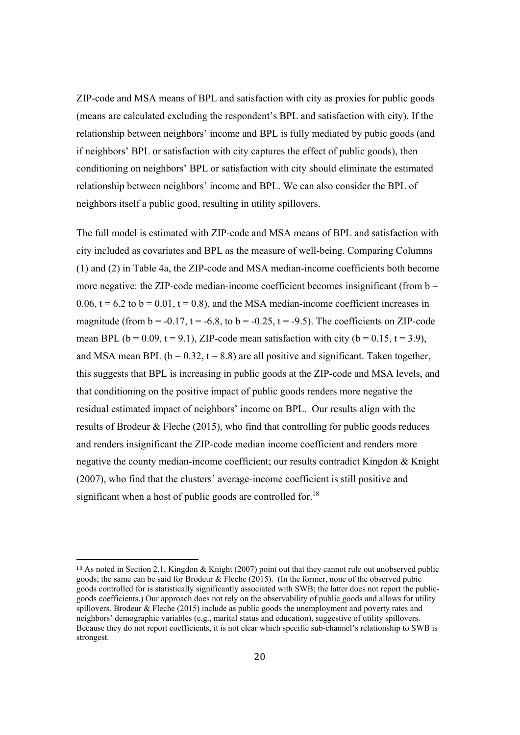ZIP-code and MSA means of BPL and satisfaction with city as proxies for public goods (means are calculated excluding the respondent's BPL and satisfaction with city). If the relationship between neighbors' income and BPL is fully mediated by pubic goods (and if neighbors' BPL or satisfaction with city captures the effect of public goods), then conditioning on neighbors' BPL or satisfaction with city should eliminate the estimated relationship between neighbors' income and BPL. We can also consider the BPL of neighbors itself a public good, resulting in utility spillovers.

The full model is estimated with ZIP-code and MSA means of BPL and satisfaction with city included as covariates and BPL as the measure of well-being. Comparing Columns (1) and (2) in Table 4a, the ZIP-code and MSA median-income coefficients both become more negative: the ZIP-code median-income coefficient becomes insignificant (from $b = 0.06$, $t = 6.2$ to $b = 0.01$, $t = 0.8$), and the MSA median-income coefficient increases in magnitude (from $b = -0.17$, $t = -6.8$, to $b = -0.25$, $t = -9.5$). The coefficients on ZIP-code mean BPL ($b = 0.09$, $t = 9.1$), ZIP-code mean satisfaction with city ($b = 0.15$, $t = 3.9$), and MSA mean BPL ($b = 0.32$, $t = 8.8$) are all positive and significant. Taken together, this suggests that BPL is increasing in public goods at the ZIP-code and MSA levels, and that conditioning on the positive impact of public goods renders more negative the residual estimated impact of neighbors' income on BPL. Our results align with the results of Brodeur & Fleche (2015), who find that controlling for public goods reduces and renders insignificant the ZIP-code median income coefficient and renders more negative the county median-income coefficient; our results contradict Kingdon & Knight (2007), who find that the clusters' average-income coefficient is still positive and significant when a host of public goods are controlled for.[18]

[18] As noted in Section 2.1, Kingdon & Knight (2007) point out that they cannot rule out unobserved public goods; the same can be said for Brodeur & Fleche (2015). (In the former, none of the observed pubic goods controlled for is statistically significantly associated with SWB; the latter does not report the public-goods coefficients.) Our approach does not rely on the observability of public goods and allows for utility spillovers. Brodeur & Fleche (2015) include as public goods the unemployment and poverty rates and neighbors' demographic variables (e.g., marital status and education), suggestive of utility spillovers. Because they do not report coefficients, it is not clear which specific sub-channel's relationship to SWB is strongest.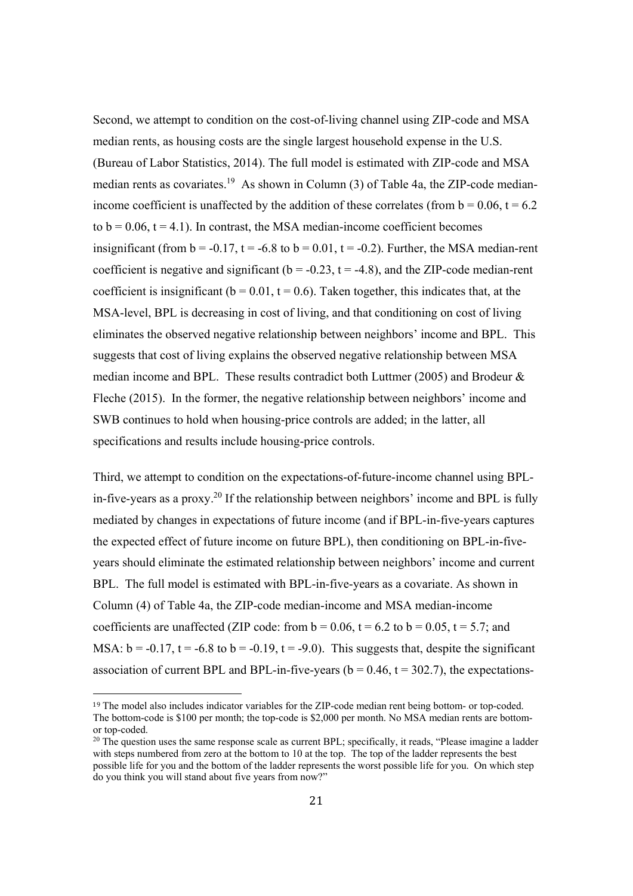Second, we attempt to condition on the cost-of-living channel using ZIP-code and MSA median rents, as housing costs are the single largest household expense in the U.S. (Bureau of Labor Statistics, 2014). The full model is estimated with ZIP-code and MSA median rents as covariates.[19] As shown in Column (3) of Table 4a, the ZIP-code median-income coefficient is unaffected by the addition of these correlates (from $b = 0.06$, $t = 6.2$ to $b = 0.06$, $t = 4.1$). In contrast, the MSA median-income coefficient becomes insignificant (from $b = -0.17$, $t = -6.8$ to $b = 0.01$, $t = -0.2$). Further, the MSA median-rent coefficient is negative and significant ($b = -0.23$, $t = -4.8$), and the ZIP-code median-rent coefficient is insignificant ($b = 0.01$, $t = 0.6$). Taken together, this indicates that, at the MSA-level, BPL is decreasing in cost of living, and that conditioning on cost of living eliminates the observed negative relationship between neighbors' income and BPL. This suggests that cost of living explains the observed negative relationship between MSA median income and BPL. These results contradict both Luttmer (2005) and Brodeur & Fleche (2015). In the former, the negative relationship between neighbors' income and SWB continues to hold when housing-price controls are added; in the latter, all specifications and results include housing-price controls.

Third, we attempt to condition on the expectations-of-future-income channel using BPL-in-five-years as a proxy.[20] If the relationship between neighbors' income and BPL is fully mediated by changes in expectations of future income (and if BPL-in-five-years captures the expected effect of future income on future BPL), then conditioning on BPL-in-five-years should eliminate the estimated relationship between neighbors' income and current BPL. The full model is estimated with BPL-in-five-years as a covariate. As shown in Column (4) of Table 4a, the ZIP-code median-income and MSA median-income coefficients are unaffected (ZIP code: from $b = 0.06$, $t = 6.2$ to $b = 0.05$, $t = 5.7$; and MSA: $b = -0.17$, $t = -6.8$ to $b = -0.19$, $t = -9.0$). This suggests that, despite the significant association of current BPL and BPL-in-five-years ($b = 0.46$, $t = 302.7$), the expectations-

[19] The model also includes indicator variables for the ZIP-code median rent being bottom- or top-coded. The bottom-code is \$100 per month; the top-code is \$2,000 per month. No MSA median rents are bottom- or top-coded.

[20] The question uses the same response scale as current BPL; specifically, it reads, "Please imagine a ladder with steps numbered from zero at the bottom to 10 at the top. The top of the ladder represents the best possible life for you and the bottom of the ladder represents the worst possible life for you. On which step do you think you will stand about five years from now?"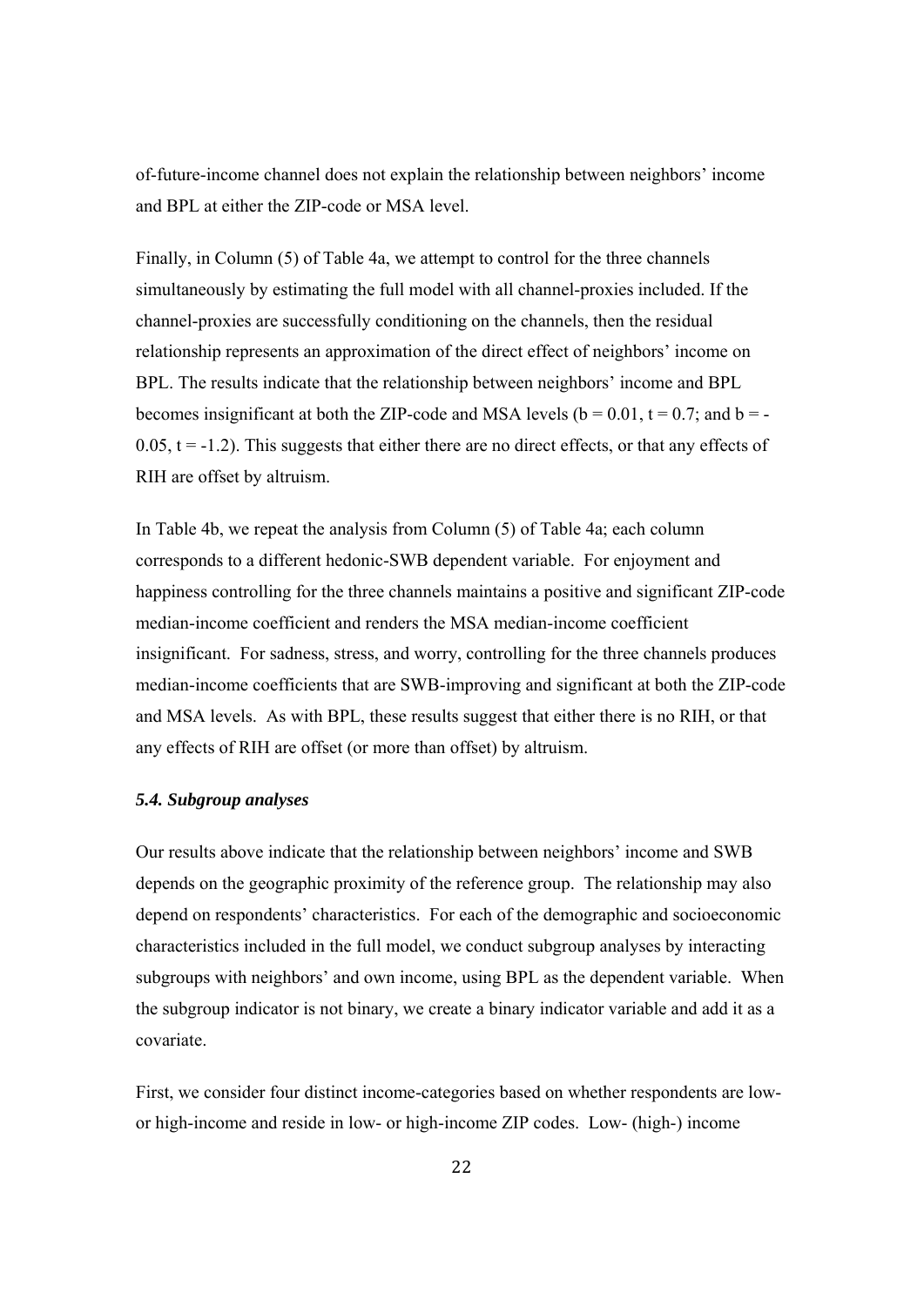of-future-income channel does not explain the relationship between neighbors' income and BPL at either the ZIP-code or MSA level.

Finally, in Column (5) of Table 4a, we attempt to control for the three channels simultaneously by estimating the full model with all channel-proxies included. If the channel-proxies are successfully conditioning on the channels, then the residual relationship represents an approximation of the direct effect of neighbors' income on BPL. The results indicate that the relationship between neighbors' income and BPL becomes insignificant at both the ZIP-code and MSA levels ($b = 0.01$, $t = 0.7$; and $b = -0.05$, $t = -1.2$). This suggests that either there are no direct effects, or that any effects of RIH are offset by altruism.

In Table 4b, we repeat the analysis from Column (5) of Table 4a; each column corresponds to a different hedonic-SWB dependent variable. For enjoyment and happiness controlling for the three channels maintains a positive and significant ZIP-code median-income coefficient and renders the MSA median-income coefficient insignificant. For sadness, stress, and worry, controlling for the three channels produces median-income coefficients that are SWB-improving and significant at both the ZIP-code and MSA levels. As with BPL, these results suggest that either there is no RIH, or that any effects of RIH are offset (or more than offset) by altruism.

### *5.4. Subgroup analyses*

Our results above indicate that the relationship between neighbors' income and SWB depends on the geographic proximity of the reference group. The relationship may also depend on respondents' characteristics. For each of the demographic and socioeconomic characteristics included in the full model, we conduct subgroup analyses by interacting subgroups with neighbors' and own income, using BPL as the dependent variable. When the subgroup indicator is not binary, we create a binary indicator variable and add it as a covariate.

First, we consider four distinct income-categories based on whether respondents are low- or high-income and reside in low- or high-income ZIP codes. Low- (high-) income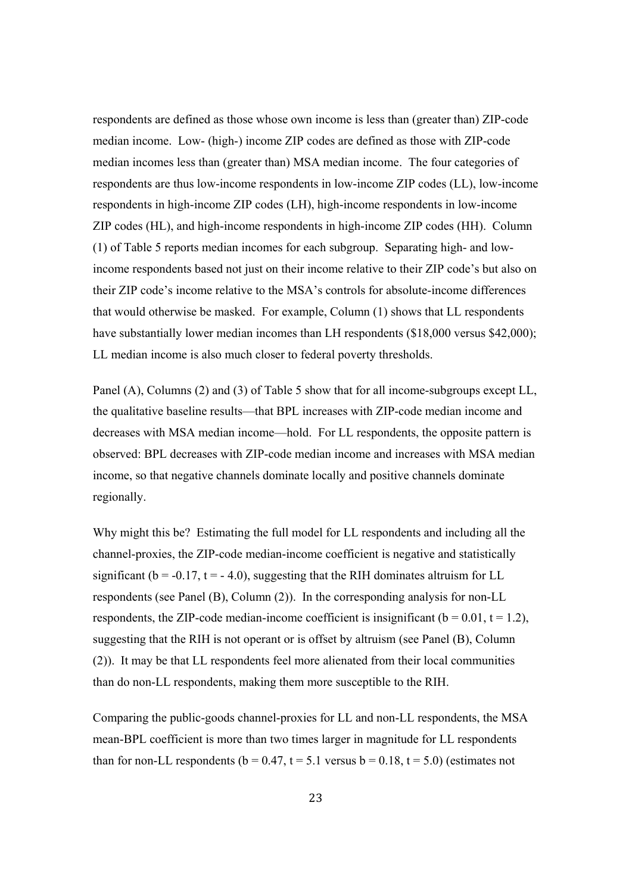respondents are defined as those whose own income is less than (greater than) ZIP-code median income. Low- (high-) income ZIP codes are defined as those with ZIP-code median incomes less than (greater than) MSA median income. The four categories of respondents are thus low-income respondents in low-income ZIP codes (LL), low-income respondents in high-income ZIP codes (LH), high-income respondents in low-income ZIP codes (HL), and high-income respondents in high-income ZIP codes (HH). Column (1) of Table 5 reports median incomes for each subgroup. Separating high- and low-income respondents based not just on their income relative to their ZIP code's but also on their ZIP code's income relative to the MSA's controls for absolute-income differences that would otherwise be masked. For example, Column (1) shows that LL respondents have substantially lower median incomes than LH respondents (\$18,000 versus \$42,000); LL median income is also much closer to federal poverty thresholds.

Panel (A), Columns (2) and (3) of Table 5 show that for all income-subgroups except LL, the qualitative baseline results—that BPL increases with ZIP-code median income and decreases with MSA median income—hold. For LL respondents, the opposite pattern is observed: BPL decreases with ZIP-code median income and increases with MSA median income, so that negative channels dominate locally and positive channels dominate regionally.

Why might this be? Estimating the full model for LL respondents and including all the channel-proxies, the ZIP-code median-income coefficient is negative and statistically significant ($b = -0.17$, $t = -4.0$), suggesting that the RIH dominates altruism for LL respondents (see Panel (B), Column (2)). In the corresponding analysis for non-LL respondents, the ZIP-code median-income coefficient is insignificant ($b = 0.01$, $t = 1.2$), suggesting that the RIH is not operant or is offset by altruism (see Panel (B), Column (2)). It may be that LL respondents feel more alienated from their local communities than do non-LL respondents, making them more susceptible to the RIH.

Comparing the public-goods channel-proxies for LL and non-LL respondents, the MSA mean-BPL coefficient is more than two times larger in magnitude for LL respondents than for non-LL respondents ($b = 0.47$, $t = 5.1$ versus $b = 0.18$, $t = 5.0$) (estimates not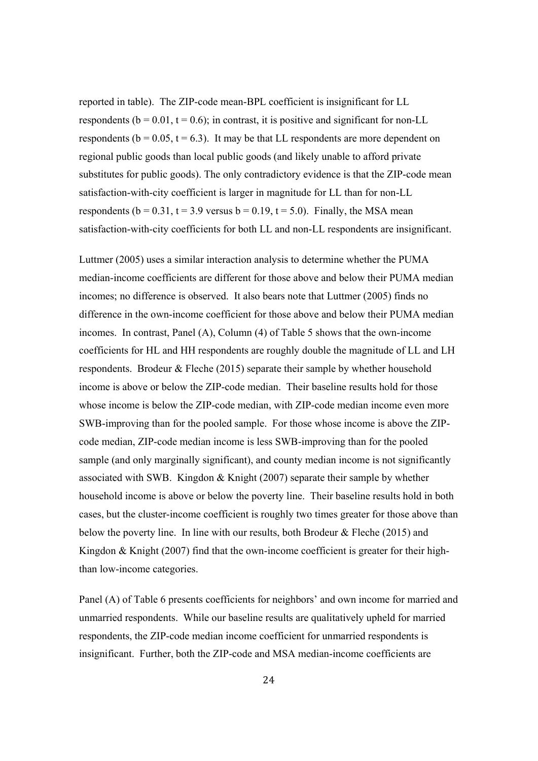reported in table). The ZIP-code mean-BPL coefficient is insignificant for LL respondents ($b = 0.01$, $t = 0.6$); in contrast, it is positive and significant for non-LL respondents ($b = 0.05$, $t = 6.3$). It may be that LL respondents are more dependent on regional public goods than local public goods (and likely unable to afford private substitutes for public goods). The only contradictory evidence is that the ZIP-code mean satisfaction-with-city coefficient is larger in magnitude for LL than for non-LL respondents ($b = 0.31$, $t = 3.9$ versus $b = 0.19$, $t = 5.0$). Finally, the MSA mean satisfaction-with-city coefficients for both LL and non-LL respondents are insignificant.

Luttmer (2005) uses a similar interaction analysis to determine whether the PUMA median-income coefficients are different for those above and below their PUMA median incomes; no difference is observed. It also bears note that Luttmer (2005) finds no difference in the own-income coefficient for those above and below their PUMA median incomes. In contrast, Panel (A), Column (4) of Table 5 shows that the own-income coefficients for HL and HH respondents are roughly double the magnitude of LL and LH respondents. Brodeur & Fleche (2015) separate their sample by whether household income is above or below the ZIP-code median. Their baseline results hold for those whose income is below the ZIP-code median, with ZIP-code median income even more SWB-improving than for the pooled sample. For those whose income is above the ZIP-code median, ZIP-code median income is less SWB-improving than for the pooled sample (and only marginally significant), and county median income is not significantly associated with SWB. Kingdon & Knight (2007) separate their sample by whether household income is above or below the poverty line. Their baseline results hold in both cases, but the cluster-income coefficient is roughly two times greater for those above than below the poverty line. In line with our results, both Brodeur & Fleche (2015) and Kingdon & Knight (2007) find that the own-income coefficient is greater for their high- than low-income categories.

Panel (A) of Table 6 presents coefficients for neighbors' and own income for married and unmarried respondents. While our baseline results are qualitatively upheld for married respondents, the ZIP-code median income coefficient for unmarried respondents is insignificant. Further, both the ZIP-code and MSA median-income coefficients are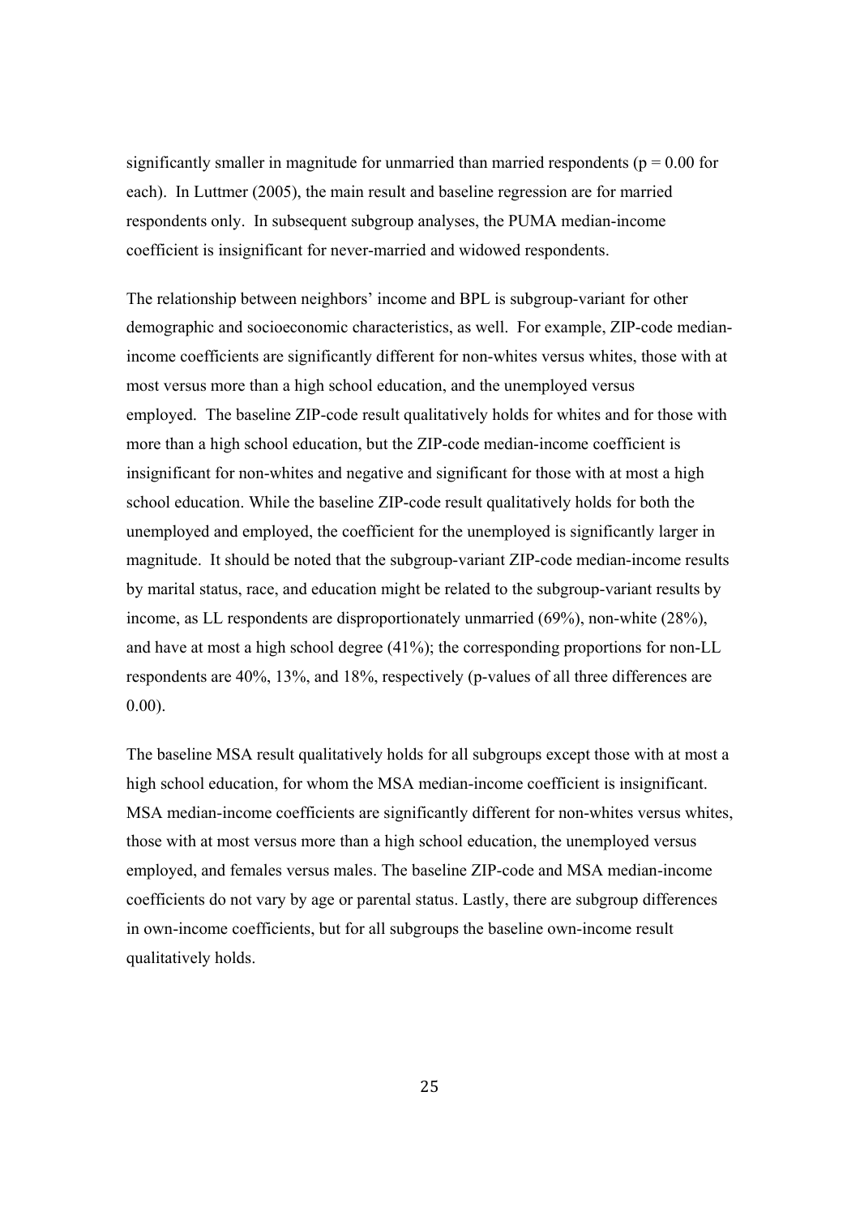significantly smaller in magnitude for unmarried than married respondents ($p = 0.00$ for each). In Luttmer (2005), the main result and baseline regression are for married respondents only. In subsequent subgroup analyses, the PUMA median-income coefficient is insignificant for never-married and widowed respondents.

The relationship between neighbors' income and BPL is subgroup-variant for other demographic and socioeconomic characteristics, as well. For example, ZIP-code median-income coefficients are significantly different for non-whites versus whites, those with at most versus more than a high school education, and the unemployed versus employed. The baseline ZIP-code result qualitatively holds for whites and for those with more than a high school education, but the ZIP-code median-income coefficient is insignificant for non-whites and negative and significant for those with at most a high school education. While the baseline ZIP-code result qualitatively holds for both the unemployed and employed, the coefficient for the unemployed is significantly larger in magnitude. It should be noted that the subgroup-variant ZIP-code median-income results by marital status, race, and education might be related to the subgroup-variant results by income, as LL respondents are disproportionately unmarried (69%), non-white (28%), and have at most a high school degree (41%); the corresponding proportions for non-LL respondents are 40%, 13%, and 18%, respectively (p-values of all three differences are 0.00).

The baseline MSA result qualitatively holds for all subgroups except those with at most a high school education, for whom the MSA median-income coefficient is insignificant. MSA median-income coefficients are significantly different for non-whites versus whites, those with at most versus more than a high school education, the unemployed versus employed, and females versus males. The baseline ZIP-code and MSA median-income coefficients do not vary by age or parental status. Lastly, there are subgroup differences in own-income coefficients, but for all subgroups the baseline own-income result qualitatively holds.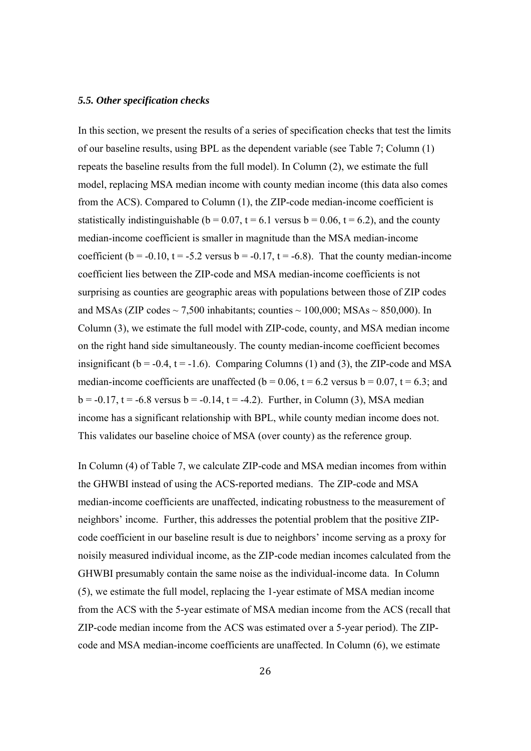### *5.5. Other specification checks*

In this section, we present the results of a series of specification checks that test the limits of our baseline results, using BPL as the dependent variable (see Table 7; Column (1) repeats the baseline results from the full model). In Column (2), we estimate the full model, replacing MSA median income with county median income (this data also comes from the ACS). Compared to Column (1), the ZIP-code median-income coefficient is statistically indistinguishable ($b = 0.07$, $t = 6.1$ versus $b = 0.06$, $t = 6.2$), and the county median-income coefficient is smaller in magnitude than the MSA median-income coefficient ($b = -0.10$, $t = -5.2$ versus $b = -0.17$, $t = -6.8$). That the county median-income coefficient lies between the ZIP-code and MSA median-income coefficients is not surprising as counties are geographic areas with populations between those of ZIP codes and MSAs (ZIP codes ~ 7,500 inhabitants; counties ~ 100,000; MSAs ~ 850,000). In Column (3), we estimate the full model with ZIP-code, county, and MSA median income on the right hand side simultaneously. The county median-income coefficient becomes insignificant ($b = -0.4$, $t = -1.6$). Comparing Columns (1) and (3), the ZIP-code and MSA median-income coefficients are unaffected ($b = 0.06$, $t = 6.2$ versus $b = 0.07$, $t = 6.3$; and $b = -0.17$, $t = -6.8$ versus $b = -0.14$, $t = -4.2$). Further, in Column (3), MSA median income has a significant relationship with BPL, while county median income does not. This validates our baseline choice of MSA (over county) as the reference group.

In Column (4) of Table 7, we calculate ZIP-code and MSA median incomes from within the GHWBI instead of using the ACS-reported medians. The ZIP-code and MSA median-income coefficients are unaffected, indicating robustness to the measurement of neighbors' income. Further, this addresses the potential problem that the positive ZIP-code coefficient in our baseline result is due to neighbors' income serving as a proxy for noisily measured individual income, as the ZIP-code median incomes calculated from the GHWBI presumably contain the same noise as the individual-income data. In Column (5), we estimate the full model, replacing the 1-year estimate of MSA median income from the ACS with the 5-year estimate of MSA median income from the ACS (recall that ZIP-code median income from the ACS was estimated over a 5-year period). The ZIP-code and MSA median-income coefficients are unaffected. In Column (6), we estimate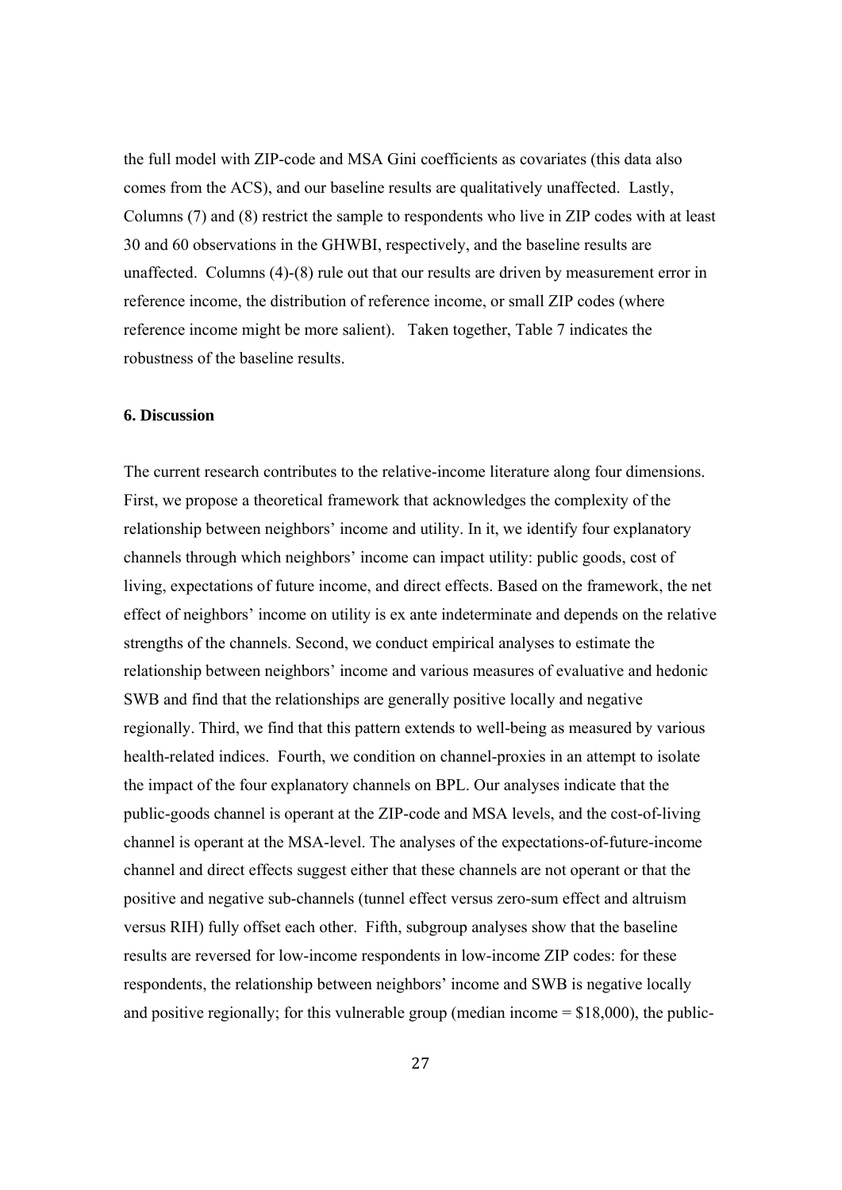the full model with ZIP-code and MSA Gini coefficients as covariates (this data also comes from the ACS), and our baseline results are qualitatively unaffected. Lastly, Columns (7) and (8) restrict the sample to respondents who live in ZIP codes with at least 30 and 60 observations in the GHWBI, respectively, and the baseline results are unaffected. Columns (4)-(8) rule out that our results are driven by measurement error in reference income, the distribution of reference income, or small ZIP codes (where reference income might be more salient). Taken together, Table 7 indicates the robustness of the baseline results.

**6. Discussion**

The current research contributes to the relative-income literature along four dimensions. First, we propose a theoretical framework that acknowledges the complexity of the relationship between neighbors' income and utility. In it, we identify four explanatory channels through which neighbors' income can impact utility: public goods, cost of living, expectations of future income, and direct effects. Based on the framework, the net effect of neighbors' income on utility is ex ante indeterminate and depends on the relative strengths of the channels. Second, we conduct empirical analyses to estimate the relationship between neighbors' income and various measures of evaluative and hedonic SWB and find that the relationships are generally positive locally and negative regionally. Third, we find that this pattern extends to well-being as measured by various health-related indices. Fourth, we condition on channel-proxies in an attempt to isolate the impact of the four explanatory channels on BPL. Our analyses indicate that the public-goods channel is operant at the ZIP-code and MSA levels, and the cost-of-living channel is operant at the MSA-level. The analyses of the expectations-of-future-income channel and direct effects suggest either that these channels are not operant or that the positive and negative sub-channels (tunnel effect versus zero-sum effect and altruism versus RIH) fully offset each other. Fifth, subgroup analyses show that the baseline results are reversed for low-income respondents in low-income ZIP codes: for these respondents, the relationship between neighbors' income and SWB is negative locally and positive regionally; for this vulnerable group (median income = $18,000), the public-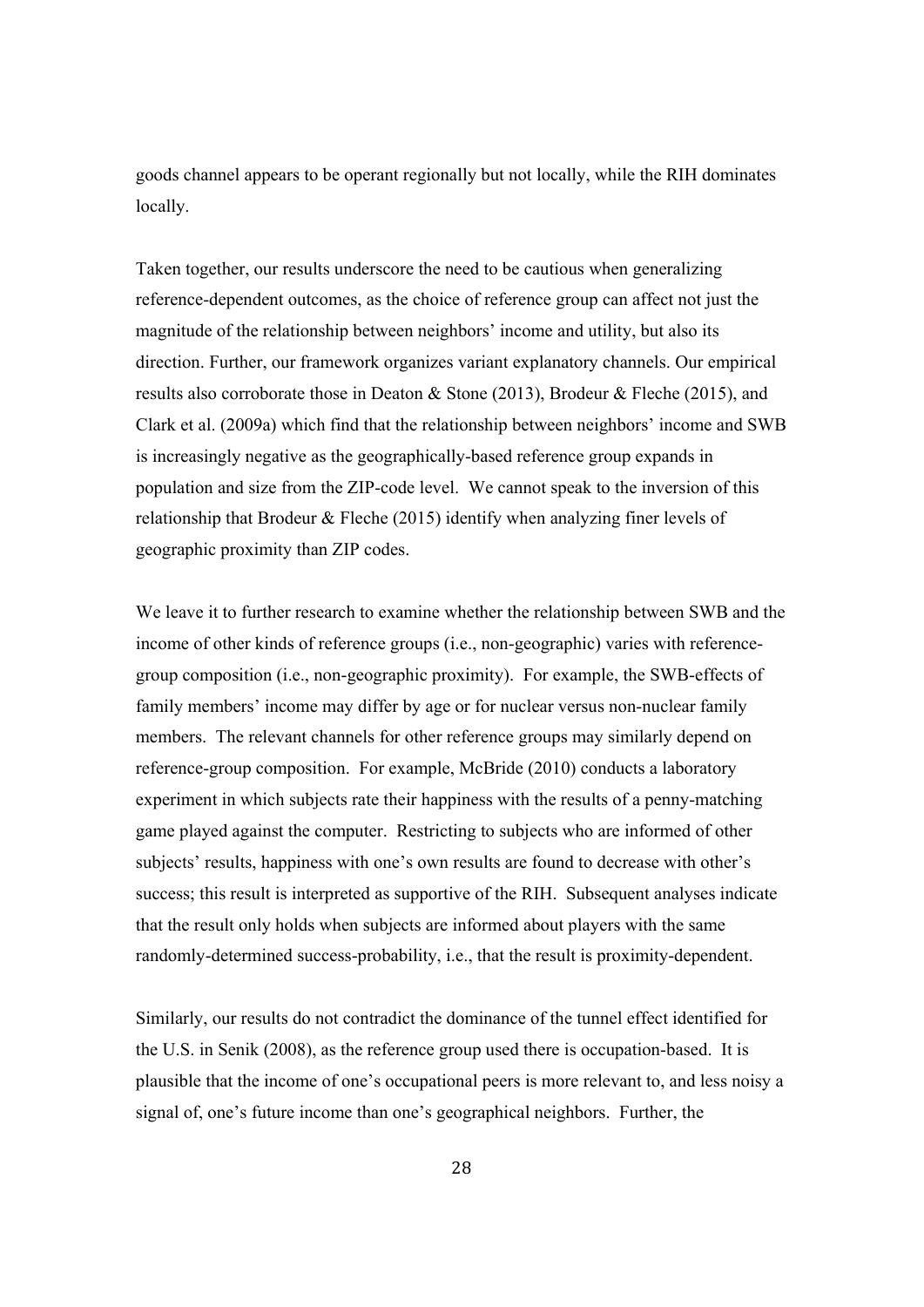goods channel appears to be operant regionally but not locally, while the RIH dominates locally.

Taken together, our results underscore the need to be cautious when generalizing reference-dependent outcomes, as the choice of reference group can affect not just the magnitude of the relationship between neighbors' income and utility, but also its direction. Further, our framework organizes variant explanatory channels. Our empirical results also corroborate those in Deaton & Stone (2013), Brodeur & Fleche (2015), and Clark et al. (2009a) which find that the relationship between neighbors' income and SWB is increasingly negative as the geographically-based reference group expands in population and size from the ZIP-code level. We cannot speak to the inversion of this relationship that Brodeur & Fleche (2015) identify when analyzing finer levels of geographic proximity than ZIP codes.

We leave it to further research to examine whether the relationship between SWB and the income of other kinds of reference groups (i.e., non-geographic) varies with reference-group composition (i.e., non-geographic proximity). For example, the SWB-effects of family members' income may differ by age or for nuclear versus non-nuclear family members. The relevant channels for other reference groups may similarly depend on reference-group composition. For example, McBride (2010) conducts a laboratory experiment in which subjects rate their happiness with the results of a penny-matching game played against the computer. Restricting to subjects who are informed of other subjects' results, happiness with one's own results are found to decrease with other's success; this result is interpreted as supportive of the RIH. Subsequent analyses indicate that the result only holds when subjects are informed about players with the same randomly-determined success-probability, i.e., that the result is proximity-dependent.

Similarly, our results do not contradict the dominance of the tunnel effect identified for the U.S. in Senik (2008), as the reference group used there is occupation-based. It is plausible that the income of one's occupational peers is more relevant to, and less noisy a signal of, one's future income than one's geographical neighbors. Further, the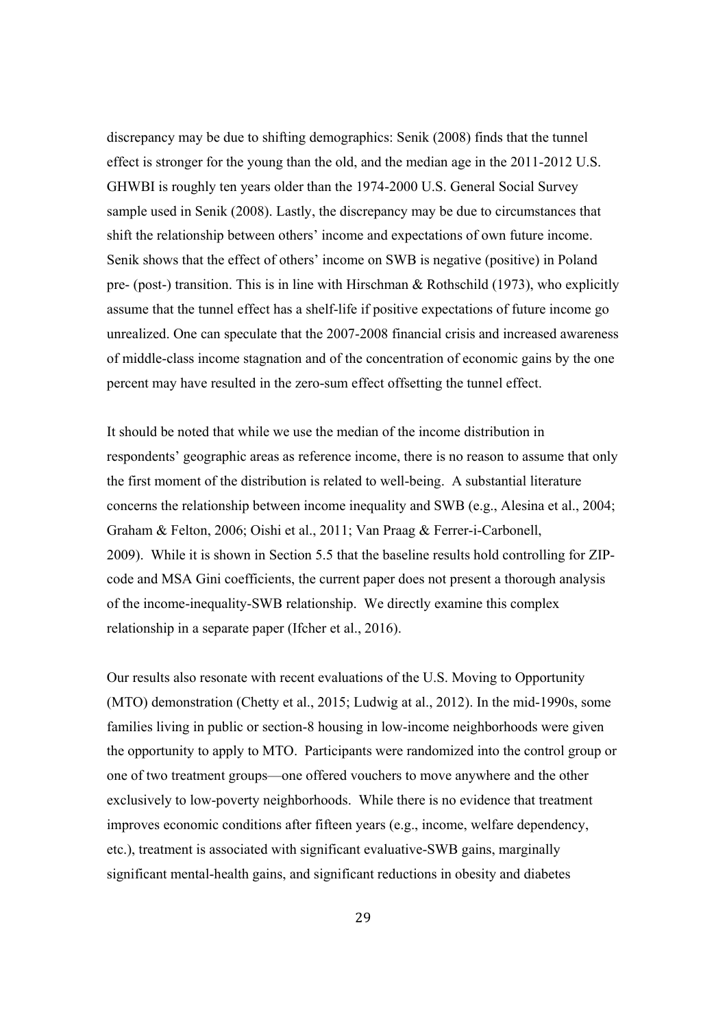discrepancy may be due to shifting demographics: Senik (2008) finds that the tunnel effect is stronger for the young than the old, and the median age in the 2011-2012 U.S. GHWBI is roughly ten years older than the 1974-2000 U.S. General Social Survey sample used in Senik (2008). Lastly, the discrepancy may be due to circumstances that shift the relationship between others' income and expectations of own future income. Senik shows that the effect of others' income on SWB is negative (positive) in Poland pre- (post-) transition. This is in line with Hirschman & Rothschild (1973), who explicitly assume that the tunnel effect has a shelf-life if positive expectations of future income go unrealized. One can speculate that the 2007-2008 financial crisis and increased awareness of middle-class income stagnation and of the concentration of economic gains by the one percent may have resulted in the zero-sum effect offsetting the tunnel effect.

It should be noted that while we use the median of the income distribution in respondents' geographic areas as reference income, there is no reason to assume that only the first moment of the distribution is related to well-being. A substantial literature concerns the relationship between income inequality and SWB (e.g., Alesina et al., 2004; Graham & Felton, 2006; Oishi et al., 2011; Van Praag & Ferrer-i-Carbonell, 2009). While it is shown in Section 5.5 that the baseline results hold controlling for ZIP-code and MSA Gini coefficients, the current paper does not present a thorough analysis of the income-inequality-SWB relationship. We directly examine this complex relationship in a separate paper (Ifcher et al., 2016).

Our results also resonate with recent evaluations of the U.S. Moving to Opportunity (MTO) demonstration (Chetty et al., 2015; Ludwig at al., 2012). In the mid-1990s, some families living in public or section-8 housing in low-income neighborhoods were given the opportunity to apply to MTO. Participants were randomized into the control group or one of two treatment groups—one offered vouchers to move anywhere and the other exclusively to low-poverty neighborhoods. While there is no evidence that treatment improves economic conditions after fifteen years (e.g., income, welfare dependency, etc.), treatment is associated with significant evaluative-SWB gains, marginally significant mental-health gains, and significant reductions in obesity and diabetes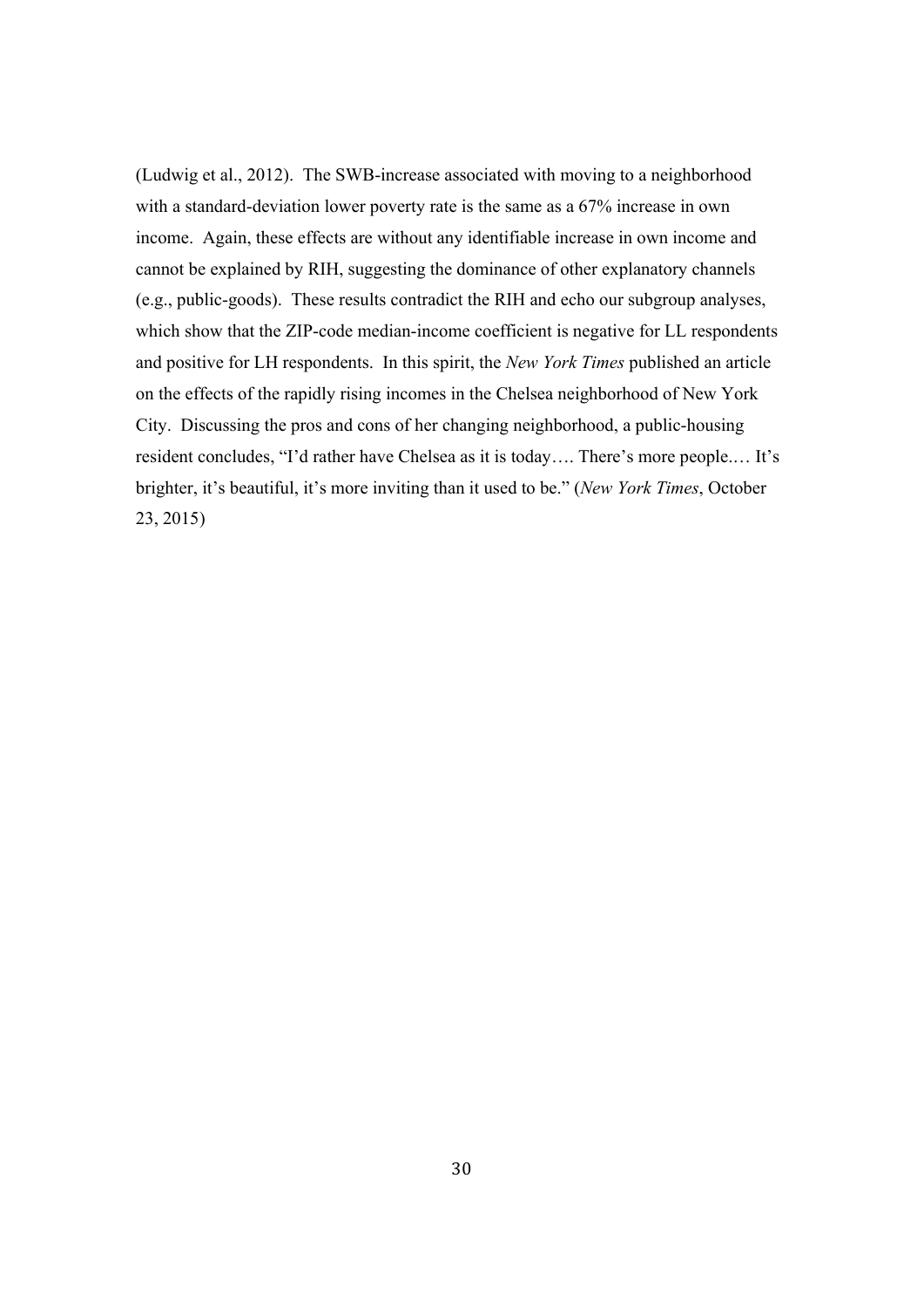(Ludwig et al., 2012). The SWB-increase associated with moving to a neighborhood with a standard-deviation lower poverty rate is the same as a 67% increase in own income. Again, these effects are without any identifiable increase in own income and cannot be explained by RIH, suggesting the dominance of other explanatory channels (e.g., public-goods). These results contradict the RIH and echo our subgroup analyses, which show that the ZIP-code median-income coefficient is negative for LL respondents and positive for LH respondents. In this spirit, the *New York Times* published an article on the effects of the rapidly rising incomes in the Chelsea neighborhood of New York City. Discussing the pros and cons of her changing neighborhood, a public-housing resident concludes, "I'd rather have Chelsea as it is today…. There's more people.… It's brighter, it's beautiful, it's more inviting than it used to be." (*New York Times*, October 23, 2015)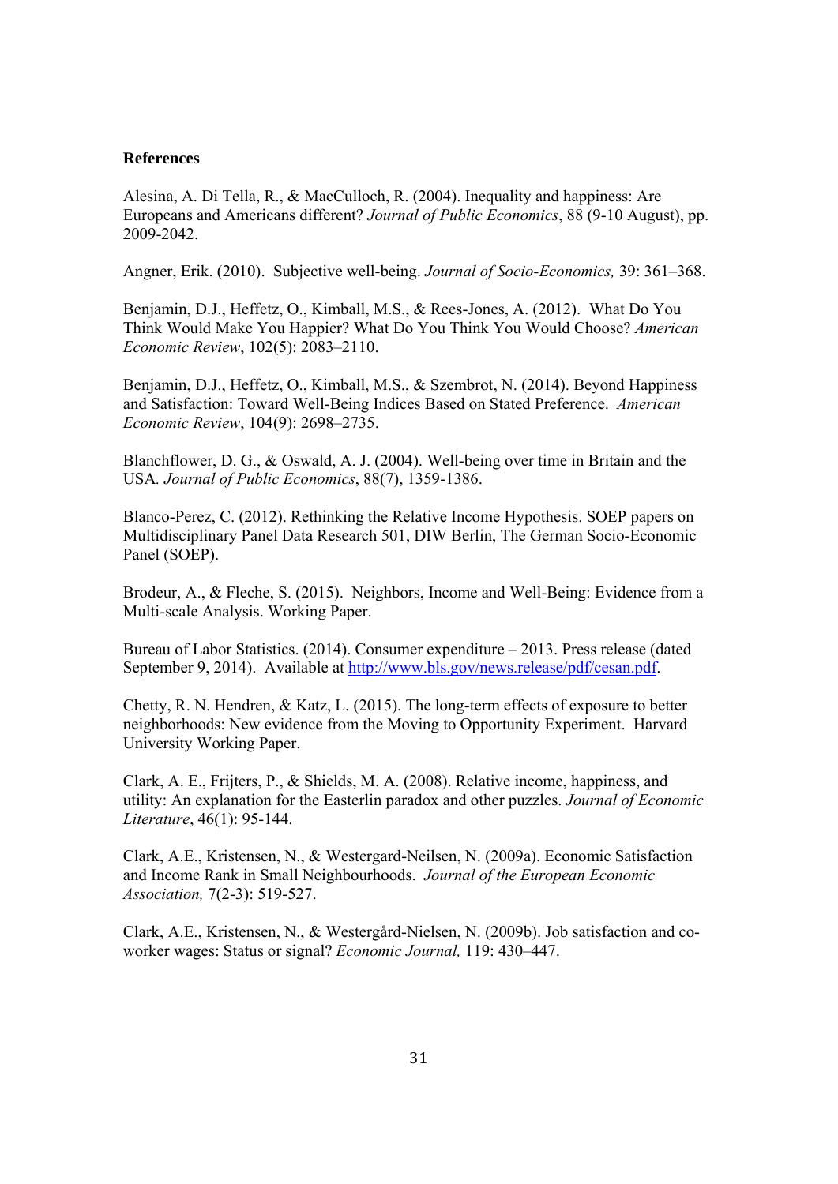**References**

Alesina, A. Di Tella, R., & MacCulloch, R. (2004). Inequality and happiness: Are Europeans and Americans different? *Journal of Public Economics*, 88 (9-10 August), pp. 2009-2042.

Angner, Erik. (2010). Subjective well-being. *Journal of Socio-Economics,* 39: 361–368.

Benjamin, D.J., Heffetz, O., Kimball, M.S., & Rees-Jones, A. (2012). What Do You Think Would Make You Happier? What Do You Think You Would Choose? *American Economic Review*, 102(5): 2083–2110.

Benjamin, D.J., Heffetz, O., Kimball, M.S., & Szembrot, N. (2014). Beyond Happiness and Satisfaction: Toward Well-Being Indices Based on Stated Preference. *American Economic Review*, 104(9): 2698–2735.

Blanchflower, D. G., & Oswald, A. J. (2004). Well-being over time in Britain and the USA. *Journal of Public Economics*, 88(7), 1359-1386.

Blanco-Perez, C. (2012). Rethinking the Relative Income Hypothesis. SOEP papers on Multidisciplinary Panel Data Research 501, DIW Berlin, The German Socio-Economic Panel (SOEP).

Brodeur, A., & Fleche, S. (2015). Neighbors, Income and Well-Being: Evidence from a Multi-scale Analysis. Working Paper.

Bureau of Labor Statistics. (2014). Consumer expenditure – 2013. Press release (dated September 9, 2014). Available at http://www.bls.gov/news.release/pdf/cesan.pdf.

Chetty, R. N. Hendren, & Katz, L. (2015). The long-term effects of exposure to better neighborhoods: New evidence from the Moving to Opportunity Experiment. Harvard University Working Paper.

Clark, A. E., Frijters, P., & Shields, M. A. (2008). Relative income, happiness, and utility: An explanation for the Easterlin paradox and other puzzles. *Journal of Economic Literature*, 46(1): 95-144.

Clark, A.E., Kristensen, N., & Westergard-Neilsen, N. (2009a). Economic Satisfaction and Income Rank in Small Neighbourhoods. *Journal of the European Economic Association,* 7(2-3): 519-527.

Clark, A.E., Kristensen, N., & Westergård-Nielsen, N. (2009b). Job satisfaction and co-worker wages: Status or signal? *Economic Journal,* 119: 430–447.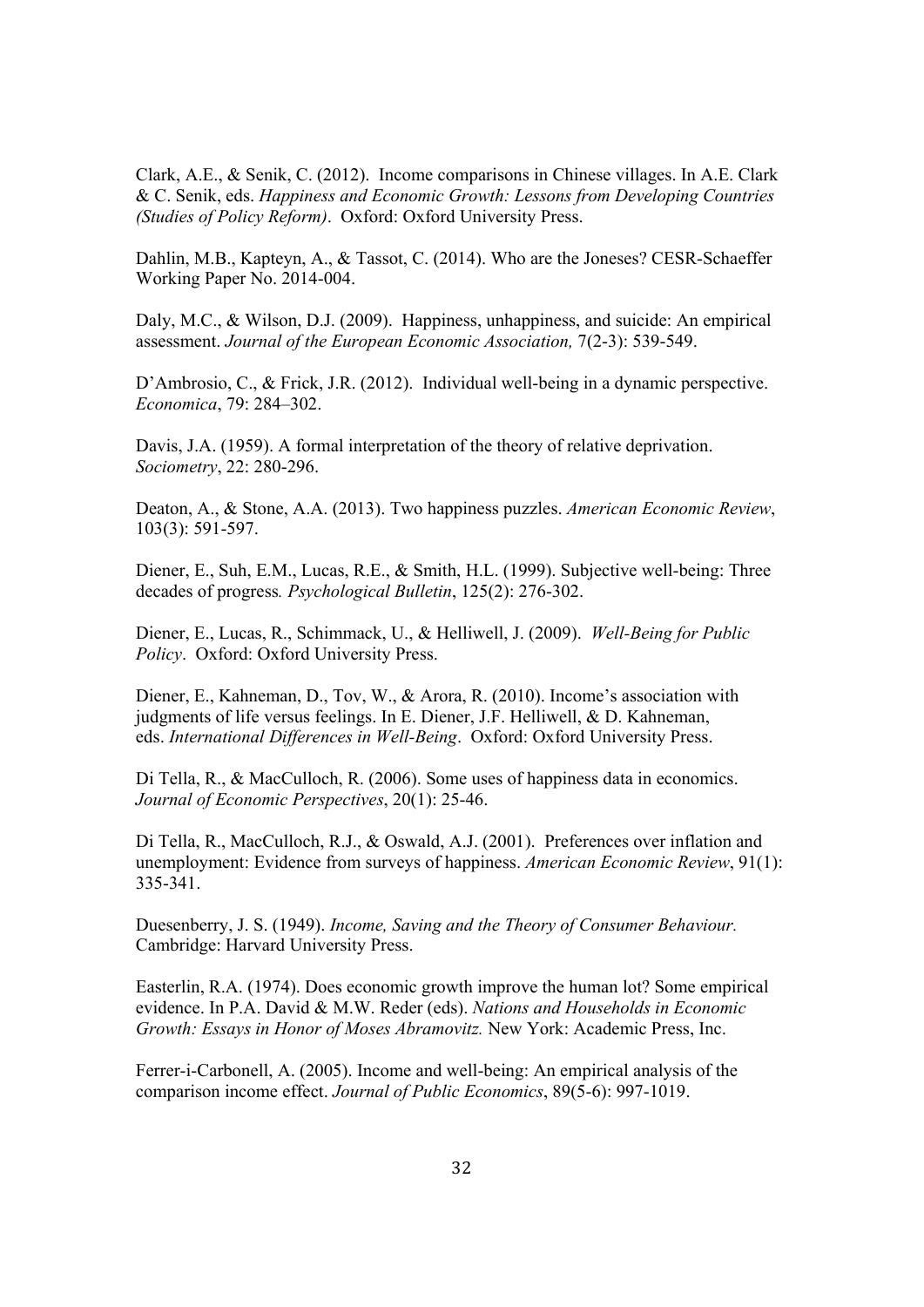Clark, A.E., & Senik, C. (2012). Income comparisons in Chinese villages. In A.E. Clark & C. Senik, eds. *Happiness and Economic Growth: Lessons from Developing Countries (Studies of Policy Reform)*. Oxford: Oxford University Press.

Dahlin, M.B., Kapteyn, A., & Tassot, C. (2014). Who are the Joneses? CESR-Schaeffer Working Paper No. 2014-004.

Daly, M.C., & Wilson, D.J. (2009). Happiness, unhappiness, and suicide: An empirical assessment. *Journal of the European Economic Association,* 7(2-3): 539-549.

D'Ambrosio, C., & Frick, J.R. (2012). Individual well-being in a dynamic perspective. *Economica*, 79: 284–302.

Davis, J.A. (1959). A formal interpretation of the theory of relative deprivation. *Sociometry*, 22: 280-296.

Deaton, A., & Stone, A.A. (2013). Two happiness puzzles. *American Economic Review*, 103(3): 591-597.

Diener, E., Suh, E.M., Lucas, R.E., & Smith, H.L. (1999). Subjective well-being: Three decades of progress*. Psychological Bulletin*, 125(2): 276-302.

Diener, E., Lucas, R., Schimmack, U., & Helliwell, J. (2009). *Well-Being for Public Policy*. Oxford: Oxford University Press.

Diener, E., Kahneman, D., Tov, W., & Arora, R. (2010). Income's association with judgments of life versus feelings. In E. Diener, J.F. Helliwell, & D. Kahneman, eds. *International Differences in Well-Being*. Oxford: Oxford University Press.

Di Tella, R., & MacCulloch, R. (2006). Some uses of happiness data in economics. *Journal of Economic Perspectives*, 20(1): 25-46.

Di Tella, R., MacCulloch, R.J., & Oswald, A.J. (2001). Preferences over inflation and unemployment: Evidence from surveys of happiness. *American Economic Review*, 91(1): 335-341.

Duesenberry, J. S. (1949). *Income, Saving and the Theory of Consumer Behaviour.* Cambridge: Harvard University Press.

Easterlin, R.A. (1974). Does economic growth improve the human lot? Some empirical evidence. In P.A. David & M.W. Reder (eds). *Nations and Households in Economic Growth: Essays in Honor of Moses Abramovitz.* New York: Academic Press, Inc.

Ferrer-i-Carbonell, A. (2005). Income and well-being: An empirical analysis of the comparison income effect. *Journal of Public Economics*, 89(5-6): 997-1019.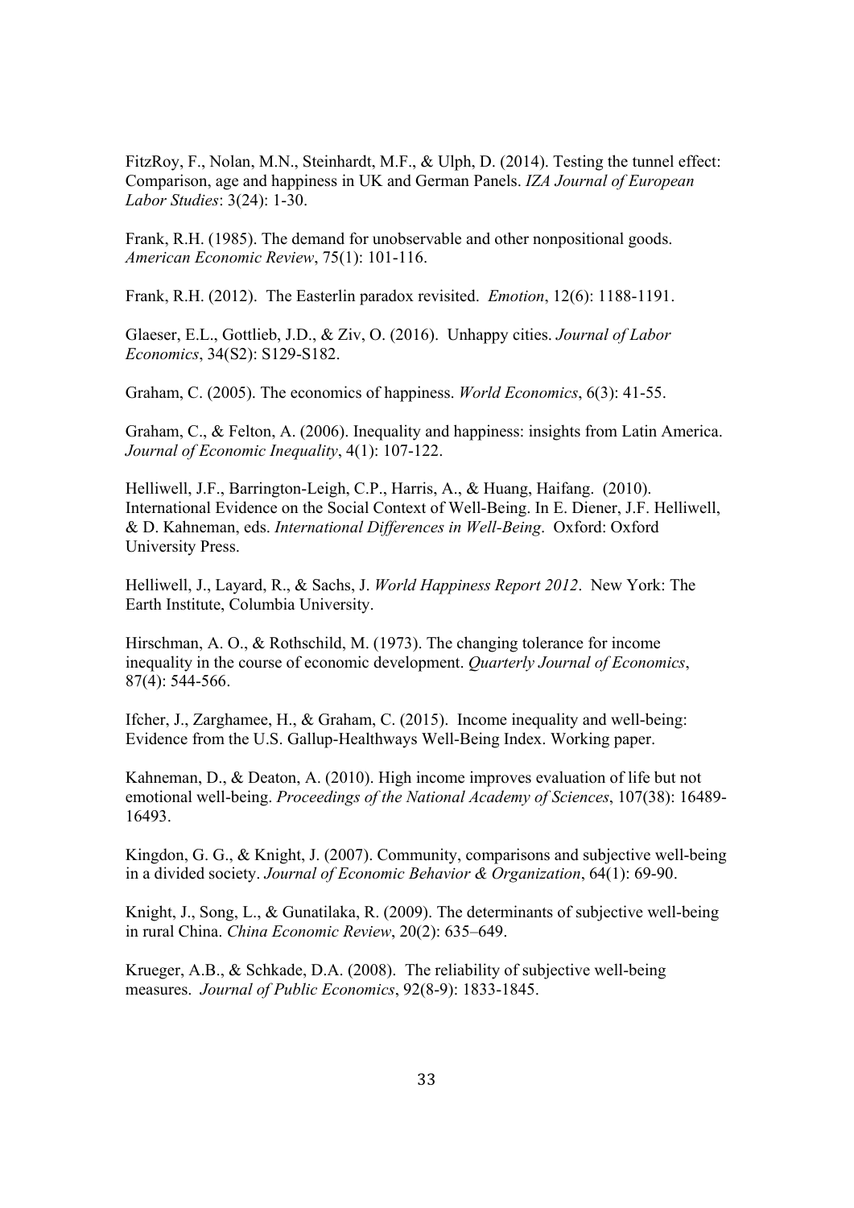FitzRoy, F., Nolan, M.N., Steinhardt, M.F., & Ulph, D. (2014). Testing the tunnel effect: Comparison, age and happiness in UK and German Panels. *IZA Journal of European Labor Studies*: 3(24): 1-30.

Frank, R.H. (1985). The demand for unobservable and other nonpositional goods. *American Economic Review*, 75(1): 101-116.

Frank, R.H. (2012). The Easterlin paradox revisited. *Emotion*, 12(6): 1188-1191.

Glaeser, E.L., Gottlieb, J.D., & Ziv, O. (2016). Unhappy cities. *Journal of Labor Economics*, 34(S2): S129-S182.

Graham, C. (2005). The economics of happiness. *World Economics*, 6(3): 41-55.

Graham, C., & Felton, A. (2006). Inequality and happiness: insights from Latin America. *Journal of Economic Inequality*, 4(1): 107-122.

Helliwell, J.F., Barrington-Leigh, C.P., Harris, A., & Huang, Haifang. (2010). International Evidence on the Social Context of Well-Being. In E. Diener, J.F. Helliwell, & D. Kahneman, eds. *International Differences in Well-Being*. Oxford: Oxford University Press.

Helliwell, J., Layard, R., & Sachs, J. *World Happiness Report 2012*. New York: The Earth Institute, Columbia University.

Hirschman, A. O., & Rothschild, M. (1973). The changing tolerance for income inequality in the course of economic development. *Quarterly Journal of Economics*, 87(4): 544-566.

Ifcher, J., Zarghamee, H., & Graham, C. (2015). Income inequality and well-being: Evidence from the U.S. Gallup-Healthways Well-Being Index. Working paper.

Kahneman, D., & Deaton, A. (2010). High income improves evaluation of life but not emotional well-being. *Proceedings of the National Academy of Sciences*, 107(38): 16489-16493.

Kingdon, G. G., & Knight, J. (2007). Community, comparisons and subjective well-being in a divided society. *Journal of Economic Behavior & Organization*, 64(1): 69-90.

Knight, J., Song, L., & Gunatilaka, R. (2009). The determinants of subjective well-being in rural China. *China Economic Review*, 20(2): 635–649.

Krueger, A.B., & Schkade, D.A. (2008). The reliability of subjective well-being measures. *Journal of Public Economics*, 92(8-9): 1833-1845.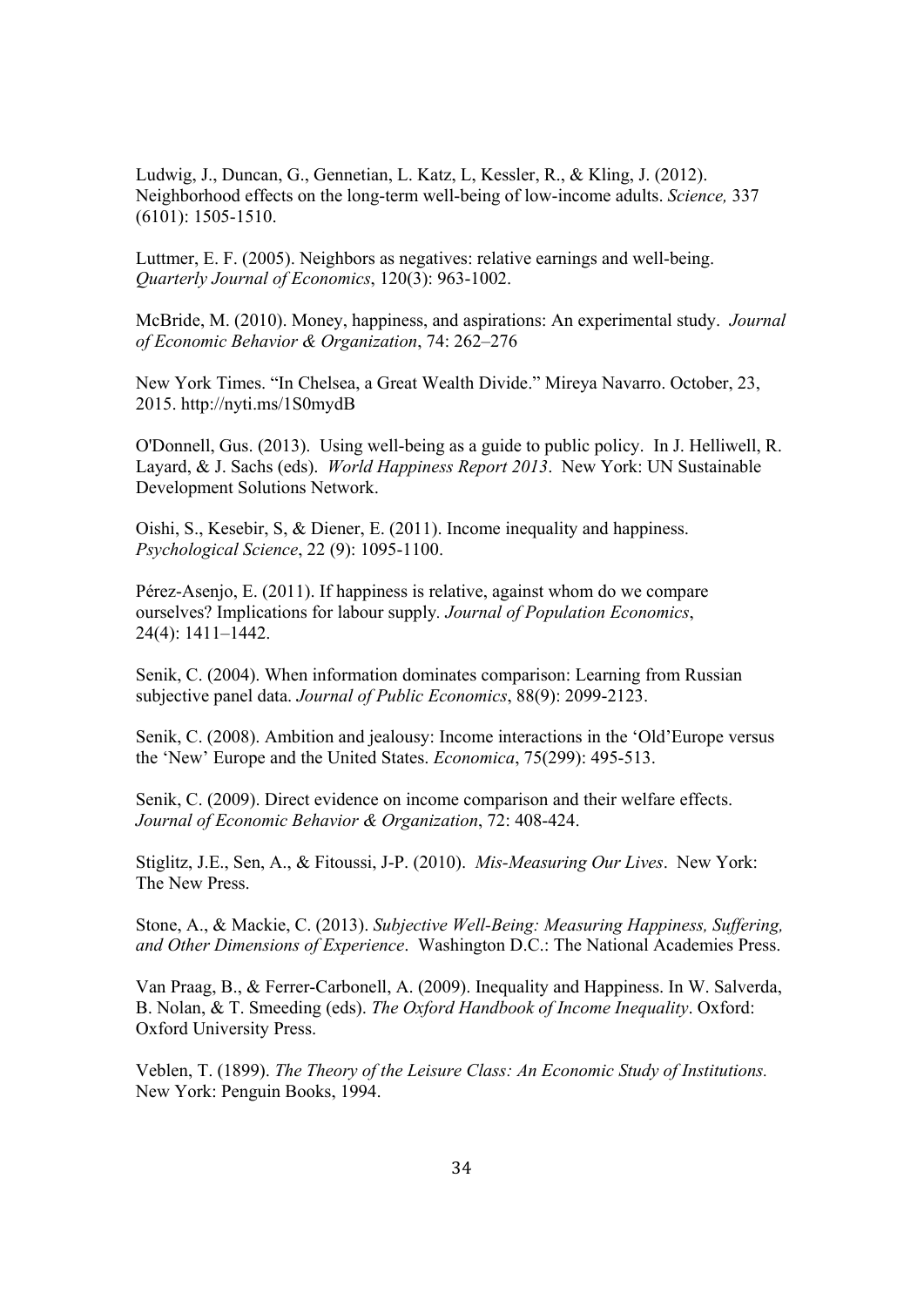Ludwig, J., Duncan, G., Gennetian, L. Katz, L, Kessler, R., & Kling, J. (2012). Neighborhood effects on the long-term well-being of low-income adults. *Science,* 337 (6101): 1505-1510.

Luttmer, E. F. (2005). Neighbors as negatives: relative earnings and well-being. *Quarterly Journal of Economics*, 120(3): 963-1002.

McBride, M. (2010). Money, happiness, and aspirations: An experimental study. *Journal of Economic Behavior & Organization*, 74: 262–276

New York Times. "In Chelsea, a Great Wealth Divide." Mireya Navarro. October, 23, 2015. http://nyti.ms/1S0mydB

O'Donnell, Gus. (2013). Using well-being as a guide to public policy. In J. Helliwell, R. Layard, & J. Sachs (eds). *World Happiness Report 2013*. New York: UN Sustainable Development Solutions Network.

Oishi, S., Kesebir, S, & Diener, E. (2011). Income inequality and happiness. *Psychological Science*, 22 (9): 1095-1100.

Pérez-Asenjo, E. (2011). If happiness is relative, against whom do we compare ourselves? Implications for labour supply*. Journal of Population Economics*, 24(4): 1411–1442.

Senik, C. (2004). When information dominates comparison: Learning from Russian subjective panel data. *Journal of Public Economics*, 88(9): 2099-2123.

Senik, C. (2008). Ambition and jealousy: Income interactions in the 'Old'Europe versus the 'New' Europe and the United States. *Economica*, 75(299): 495-513.

Senik, C. (2009). Direct evidence on income comparison and their welfare effects. *Journal of Economic Behavior & Organization*, 72: 408-424.

Stiglitz, J.E., Sen, A., & Fitoussi, J-P. (2010). *Mis-Measuring Our Lives*. New York: The New Press.

Stone, A., & Mackie, C. (2013). *Subjective Well-Being: Measuring Happiness, Suffering, and Other Dimensions of Experience*. Washington D.C.: The National Academies Press.

Van Praag, B., & Ferrer-Carbonell, A. (2009). Inequality and Happiness. In W. Salverda, B. Nolan, & T. Smeeding (eds). *The Oxford Handbook of Income Inequality*. Oxford: Oxford University Press.

Veblen, T. (1899). *The Theory of the Leisure Class: An Economic Study of Institutions.* New York: Penguin Books, 1994.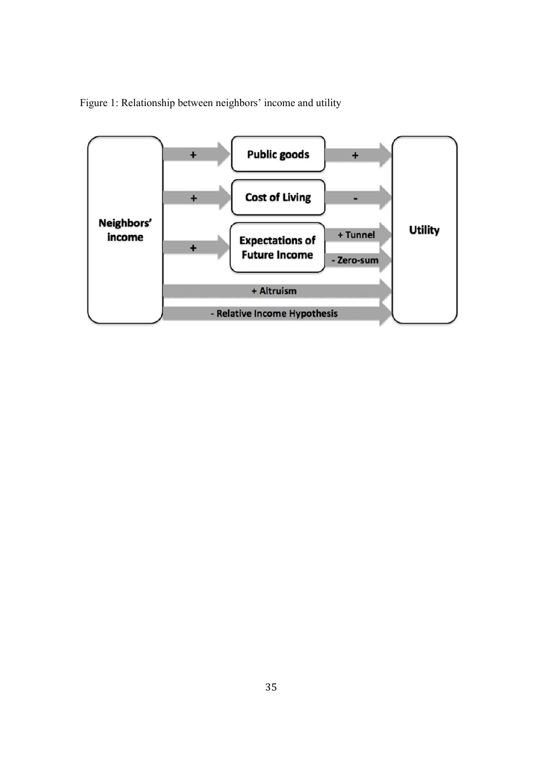Figure 1: Relationship between neighbors' income and utility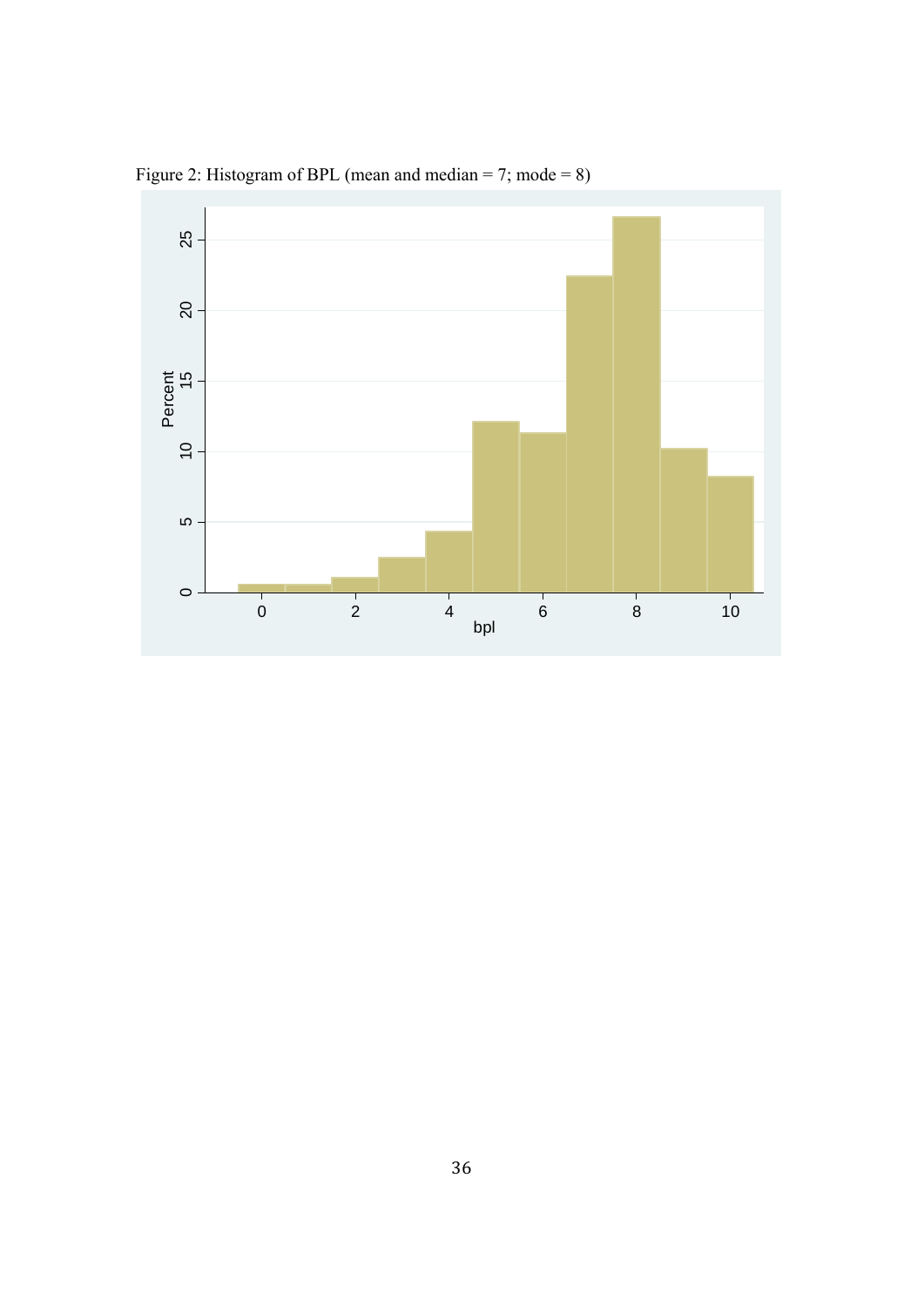Figure 2: Histogram of BPL (mean and median = 7; mode = 8)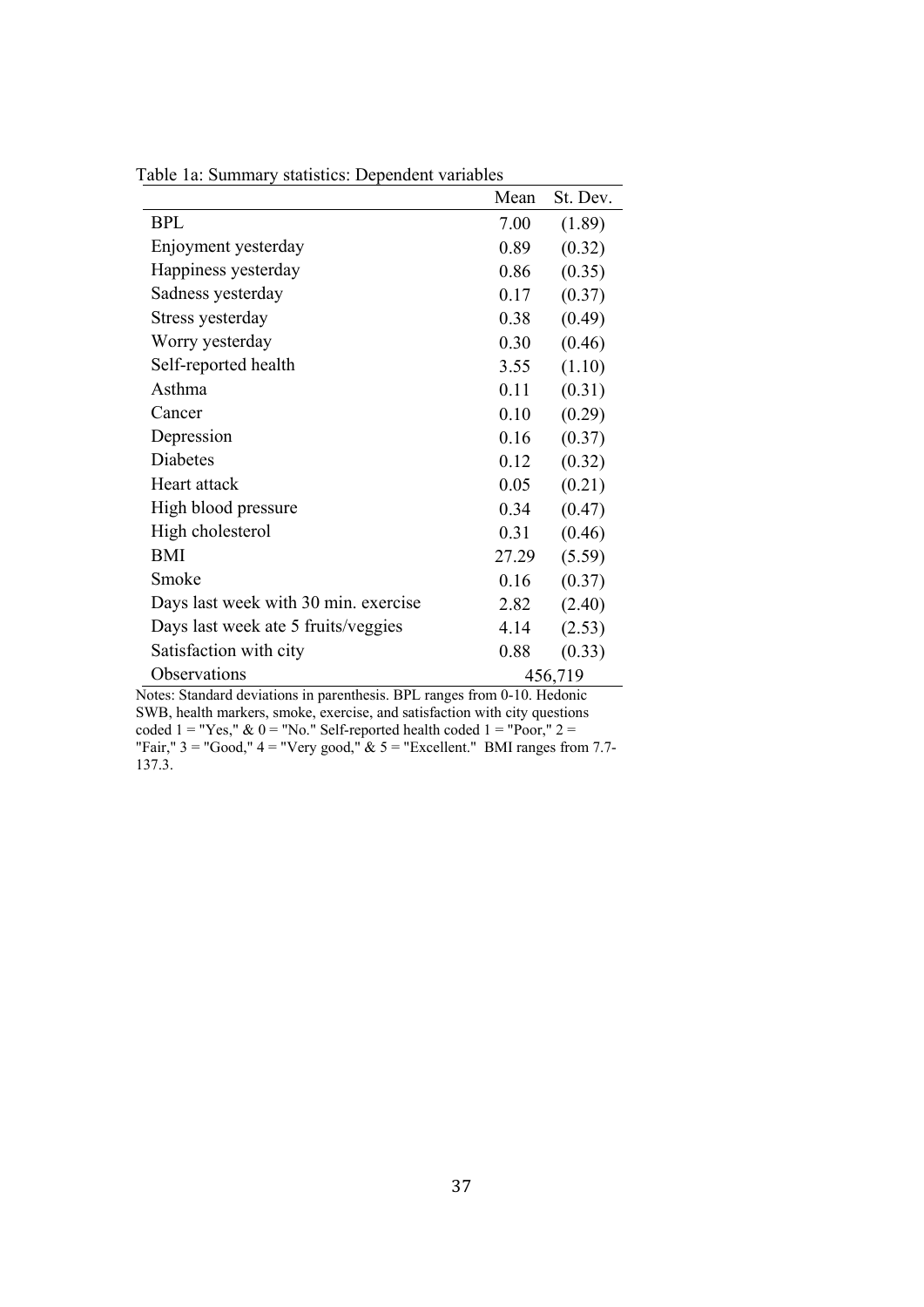Table 1a: Summary statistics: Dependent variables

| | Mean | St. Dev. |
|---|---|---|
| BPL | 7.00 | (1.89) |
| Enjoyment yesterday | 0.89 | (0.32) |
| Happiness yesterday | 0.86 | (0.35) |
| Sadness yesterday | 0.17 | (0.37) |
| Stress yesterday | 0.38 | (0.49) |
| Worry yesterday | 0.30 | (0.46) |
| Self-reported health | 3.55 | (1.10) |
| Asthma | 0.11 | (0.31) |
| Cancer | 0.10 | (0.29) |
| Depression | 0.16 | (0.37) |
| Diabetes | 0.12 | (0.32) |
| Heart attack | 0.05 | (0.21) |
| High blood pressure | 0.34 | (0.47) |
| High cholesterol | 0.31 | (0.46) |
| BMI | 27.29 | (5.59) |
| Smoke | 0.16 | (0.37) |
| Days last week with 30 min. exercise | 2.82 | (2.40) |
| Days last week ate 5 fruits/veggies | 4.14 | (2.53) |
| Satisfaction with city | 0.88 | (0.33) |
| Observations | 456,719 | |

Notes: Standard deviations in parenthesis. BPL ranges from 0-10. Hedonic SWB, health markers, smoke, exercise, and satisfaction with city questions coded 1 = "Yes," & 0 = "No." Self-reported health coded 1 = "Poor," 2 = "Fair," 3 = "Good," 4 = "Very good," & 5 = "Excellent." BMI ranges from 7.7-137.3.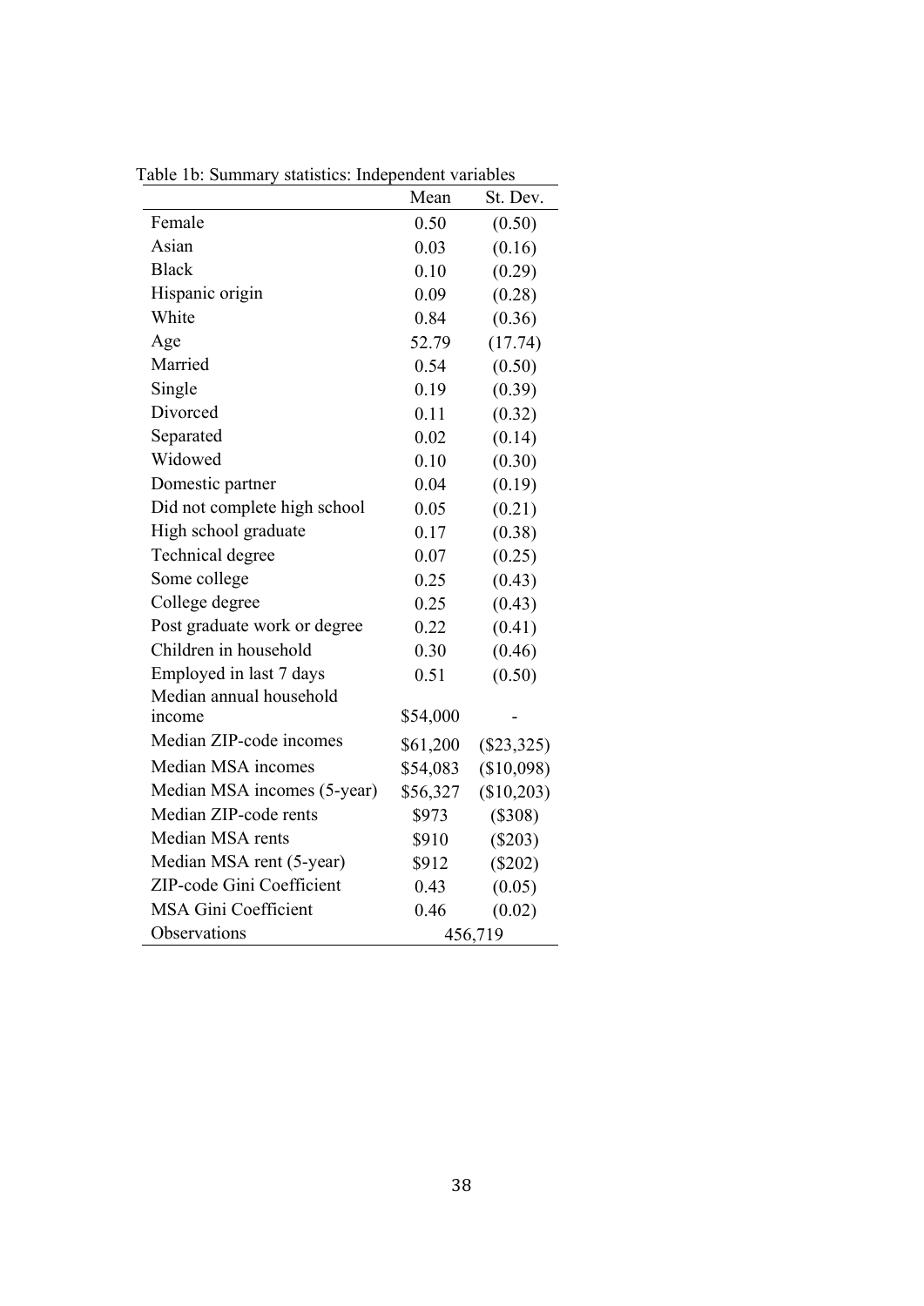Table 1b: Summary statistics: Independent variables

| | Mean | St. Dev. |
|---|---|---|
| Female | 0.50 | (0.50) |
| Asian | 0.03 | (0.16) |
| Black | 0.10 | (0.29) |
| Hispanic origin | 0.09 | (0.28) |
| White | 0.84 | (0.36) |
| Age | 52.79 | (17.74) |
| Married | 0.54 | (0.50) |
| Single | 0.19 | (0.39) |
| Divorced | 0.11 | (0.32) |
| Separated | 0.02 | (0.14) |
| Widowed | 0.10 | (0.30) |
| Domestic partner | 0.04 | (0.19) |
| Did not complete high school | 0.05 | (0.21) |
| High school graduate | 0.17 | (0.38) |
| Technical degree | 0.07 | (0.25) |
| Some college | 0.25 | (0.43) |
| College degree | 0.25 | (0.43) |
| Post graduate work or degree | 0.22 | (0.41) |
| Children in household | 0.30 | (0.46) |
| Employed in last 7 days | 0.51 | (0.50) |
| Median annual household income | $54,000 | - |
| Median ZIP-code incomes | $61,200 | ($23,325) |
| Median MSA incomes | $54,083 | ($10,098) |
| Median MSA incomes (5-year) | $56,327 | ($10,203) |
| Median ZIP-code rents | $973 | ($308) |
| Median MSA rents | $910 | ($203) |
| Median MSA rent (5-year) | $912 | ($202) |
| ZIP-code Gini Coefficient | 0.43 | (0.05) |
| MSA Gini Coefficient | 0.46 | (0.02) |
| Observations | 456,719 | |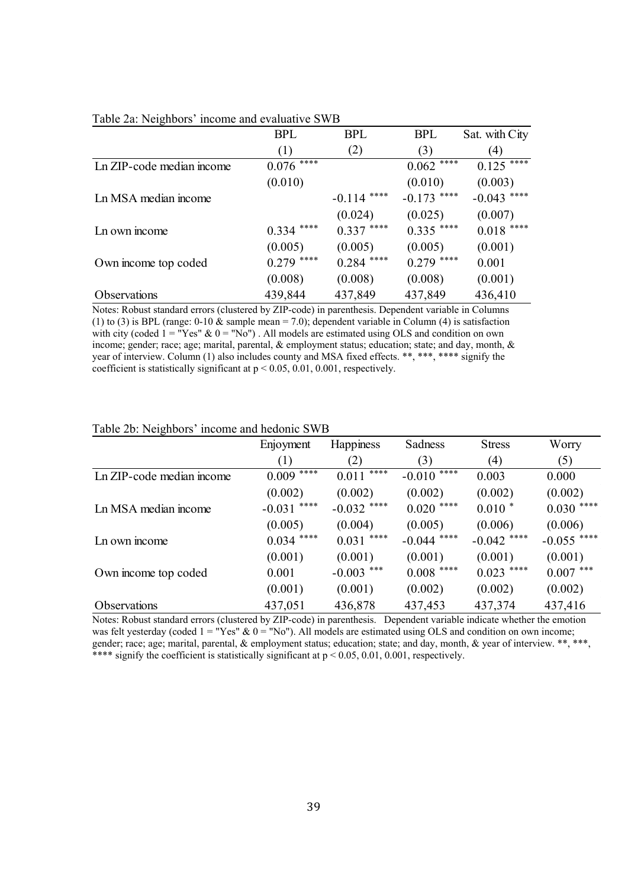Table 2a: Neighbors' income and evaluative SWB

| | BPL | BPL | BPL | Sat. with City |
|---|---|---|---|---|
| | (1) | (2) | (3) | (4) |
| Ln ZIP-code median income | 0.076 **** | | 0.062 **** | 0.125 **** |
| | (0.010) | | (0.010) | (0.003) |
| Ln MSA median income | | -0.114 **** | -0.173 **** | -0.043 **** |
| | | (0.024) | (0.025) | (0.007) |
| Ln own income | 0.334 **** | 0.337 **** | 0.335 **** | 0.018 **** |
| | (0.005) | (0.005) | (0.005) | (0.001) |
| Own income top coded | 0.279 **** | 0.284 **** | 0.279 **** | 0.001 |
| | (0.008) | (0.008) | (0.008) | (0.001) |
| Observations | 439,844 | 437,849 | 437,849 | 436,410 |

Notes: Robust standard errors (clustered by ZIP-code) in parenthesis. Dependent variable in Columns (1) to (3) is BPL (range: 0-10 & sample mean = 7.0); dependent variable in Column (4) is satisfaction with city (coded 1 = "Yes" & 0 = "No") . All models are estimated using OLS and condition on own income; gender; race; age; marital, parental, & employment status; education; state; and day, month, & year of interview. Column (1) also includes county and MSA fixed effects. **, ***, **** signify the coefficient is statistically significant at $p < 0.05, 0.01, 0.001$, respectively.

Table 2b: Neighbors' income and hedonic SWB

| | Enjoyment | Happiness | Sadness | Stress | Worry |
|---|---|---|---|---|---|
| | (1) | (2) | (3) | (4) | (5) |
| Ln ZIP-code median income | 0.009 **** | 0.011 **** | -0.010 **** | 0.003 | 0.000 |
| | (0.002) | (0.002) | (0.002) | (0.002) | (0.002) |
| Ln MSA median income | -0.031 **** | -0.032 **** | 0.020 **** | 0.010 * | 0.030 **** |
| | (0.005) | (0.004) | (0.005) | (0.006) | (0.006) |
| Ln own income | 0.034 **** | 0.031 **** | -0.044 **** | -0.042 **** | -0.055 **** |
| | (0.001) | (0.001) | (0.001) | (0.001) | (0.001) |
| Own income top coded | 0.001 | -0.003 *** | 0.008 **** | 0.023 **** | 0.007 *** |
| | (0.001) | (0.001) | (0.002) | (0.002) | (0.002) |
| Observations | 437,051 | 436,878 | 437,453 | 437,374 | 437,416 |

Notes: Robust standard errors (clustered by ZIP-code) in parenthesis. Dependent variable indicate whether the emotion was felt yesterday (coded 1 = "Yes" & 0 = "No"). All models are estimated using OLS and condition on own income; gender; race; age; marital, parental, & employment status; education; state; and day, month, & year of interview. **, ***, **** signify the coefficient is statistically significant at $p < 0.05, 0.01, 0.001$, respectively.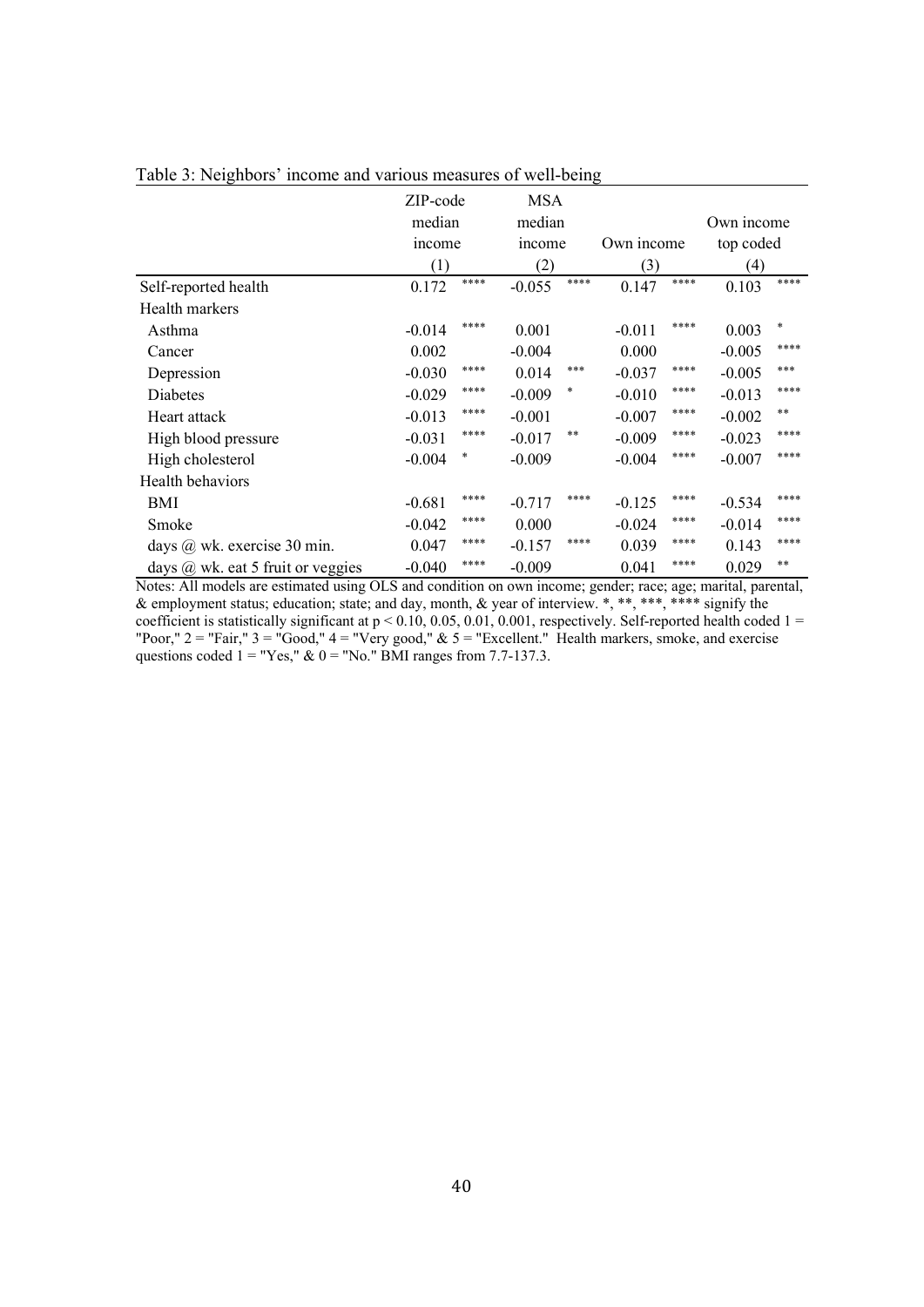Table 3: Neighbors' income and various measures of well-being

| | ZIP-code median income | | MSA median income | | Own income | | Own income top coded | |
|---|---|---|---|---|---|---|---|---|
| | (1) | | (2) | | (3) | | (4) | |
| Self-reported health | 0.172 | **** | -0.055 | **** | 0.147 | **** | 0.103 | **** |
| Health markers | | | | | | | | |
| Asthma | -0.014 | **** | 0.001 | | -0.011 | **** | 0.003 | * |
| Cancer | 0.002 | | -0.004 | | 0.000 | | -0.005 | **** |
| Depression | -0.030 | **** | 0.014 | *** | -0.037 | **** | -0.005 | *** |
| Diabetes | -0.029 | **** | -0.009 | * | -0.010 | **** | -0.013 | **** |
| Heart attack | -0.013 | **** | -0.001 | | -0.007 | **** | -0.002 | ** |
| High blood pressure | -0.031 | **** | -0.017 | ** | -0.009 | **** | -0.023 | **** |
| High cholesterol | -0.004 | * | -0.009 | | -0.004 | **** | -0.007 | **** |
| Health behaviors | | | | | | | | |
| BMI | -0.681 | **** | -0.717 | **** | -0.125 | **** | -0.534 | **** |
| Smoke | -0.042 | **** | 0.000 | | -0.024 | **** | -0.014 | **** |
| days @ wk. exercise 30 min. | 0.047 | **** | -0.157 | **** | 0.039 | **** | 0.143 | **** |
| days @ wk. eat 5 fruit or veggies | -0.040 | **** | -0.009 | | 0.041 | **** | 0.029 | ** |

Notes: All models are estimated using OLS and condition on own income; gender; race; age; marital, parental, & employment status; education; state; and day, month, & year of interview. *, **, ***, **** signify the coefficient is statistically significant at $p < 0.10, 0.05, 0.01, 0.001$, respectively. Self-reported health coded 1 = "Poor," 2 = "Fair," 3 = "Good," 4 = "Very good," & 5 = "Excellent." Health markers, smoke, and exercise questions coded 1 = "Yes," & 0 = "No." BMI ranges from 7.7-137.3.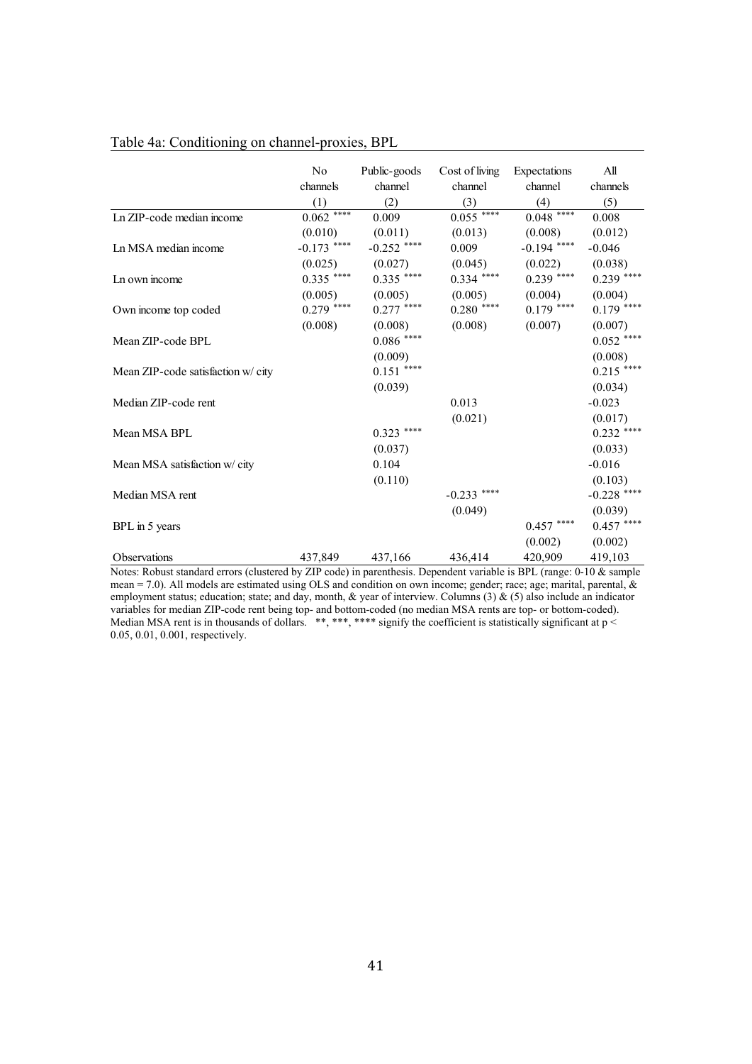Table 4a: Conditioning on channel-proxies, BPL

| | No channels | Public-goods channel | Cost of living channel | Expectations channel | All channels |
|---|---|---|---|---|---|
| | (1) | (2) | (3) | (4) | (5) |
| Ln ZIP-code median income | 0.062 **** | 0.009 | 0.055 **** | 0.048 **** | 0.008 |
| | (0.010) | (0.011) | (0.013) | (0.008) | (0.012) |
| Ln MSA median income | -0.173 **** | -0.252 **** | 0.009 | -0.194 **** | -0.046 |
| | (0.025) | (0.027) | (0.045) | (0.022) | (0.038) |
| Ln own income | 0.335 **** | 0.335 **** | 0.334 **** | 0.239 **** | 0.239 **** |
| | (0.005) | (0.005) | (0.005) | (0.004) | (0.004) |
| Own income top coded | 0.279 **** | 0.277 **** | 0.280 **** | 0.179 **** | 0.179 **** |
| | (0.008) | (0.008) | (0.008) | (0.007) | (0.007) |
| Mean ZIP-code BPL | | 0.086 **** | | | 0.052 **** |
| | | (0.009) | | | (0.008) |
| Mean ZIP-code satisfaction w/ city | | 0.151 **** | | | 0.215 **** |
| | | (0.039) | | | (0.034) |
| Median ZIP-code rent | | | 0.013 | | -0.023 |
| | | | (0.021) | | (0.017) |
| Mean MSA BPL | | 0.323 **** | | | 0.232 **** |
| | | (0.037) | | | (0.033) |
| Mean MSA satisfaction w/ city | | 0.104 | | | -0.016 |
| | | (0.110) | | | (0.103) |
| Median MSA rent | | | -0.233 **** | | -0.228 **** |
| | | | (0.049) | | (0.039) |
| BPL in 5 years | | | | 0.457 **** | 0.457 **** |
| | | | | (0.002) | (0.002) |
| Observations | 437,849 | 437,166 | 436,414 | 420,909 | 419,103 |

Notes: Robust standard errors (clustered by ZIP code) in parenthesis. Dependent variable is BPL (range: 0-10 & sample mean = 7.0). All models are estimated using OLS and condition on own income; gender; race; age; marital, parental, & employment status; education; state; and day, month, & year of interview. Columns (3) & (5) also include an indicator variables for median ZIP-code rent being top- and bottom-coded (no median MSA rents are top- or bottom-coded). Median MSA rent is in thousands of dollars. **, ***, **** signify the coefficient is statistically significant at $p < 0.05, 0.01, 0.001$, respectively.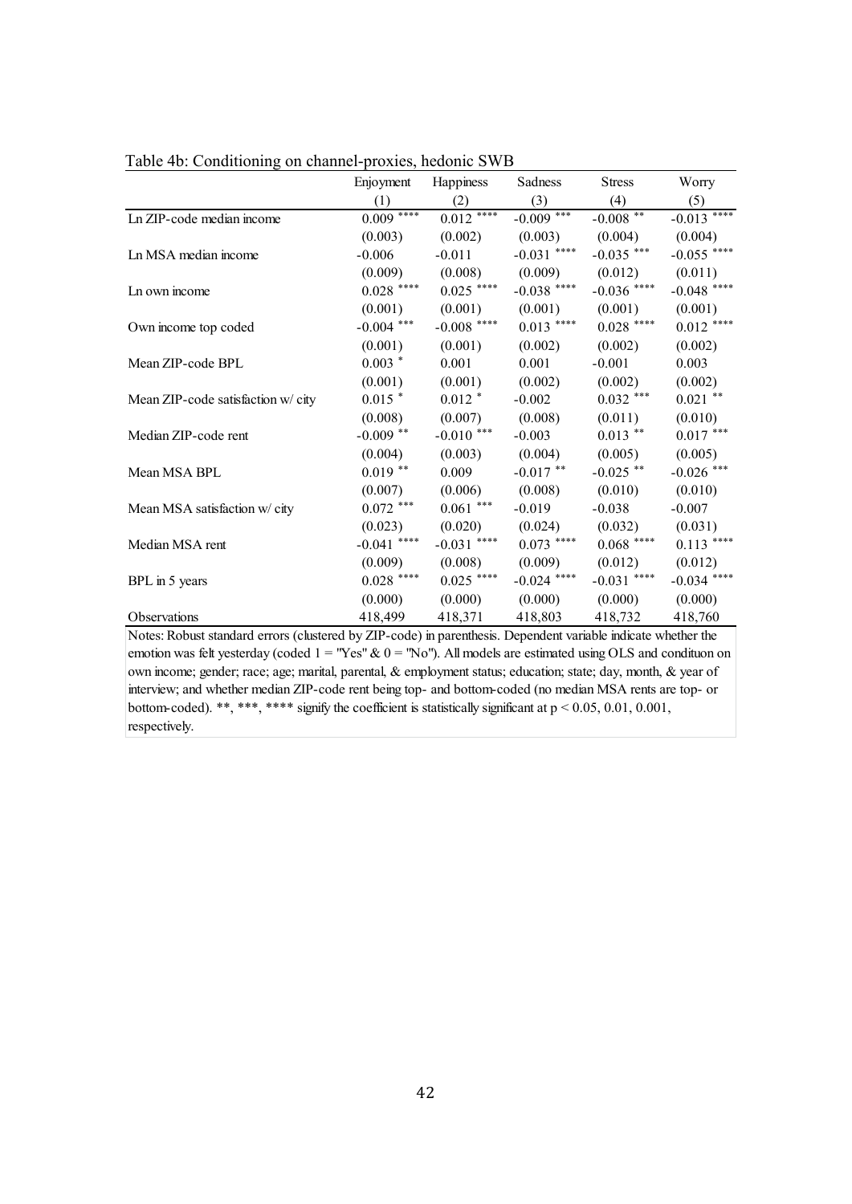Table 4b: Conditioning on channel-proxies, hedonic SWB

| | Enjoyment | Happiness | Sadness | Stress | Worry |
|---|---|---|---|---|---|
| | (1) | (2) | (3) | (4) | (5) |
| Ln ZIP-code median income | 0.009 **** | 0.012 **** | -0.009 *** | -0.008 ** | -0.013 **** |
| | (0.003) | (0.002) | (0.003) | (0.004) | (0.004) |
| Ln MSA median income | -0.006 | -0.011 | -0.031 **** | -0.035 *** | -0.055 **** |
| | (0.009) | (0.008) | (0.009) | (0.012) | (0.011) |
| Ln own income | 0.028 **** | 0.025 **** | -0.038 **** | -0.036 **** | -0.048 **** |
| | (0.001) | (0.001) | (0.001) | (0.001) | (0.001) |
| Own income top coded | -0.004 *** | -0.008 **** | 0.013 **** | 0.028 **** | 0.012 **** |
| | (0.001) | (0.001) | (0.002) | (0.002) | (0.002) |
| Mean ZIP-code BPL | 0.003 * | 0.001 | 0.001 | -0.001 | 0.003 |
| | (0.001) | (0.001) | (0.002) | (0.002) | (0.002) |
| Mean ZIP-code satisfaction w/ city | 0.015 * | 0.012 * | -0.002 | 0.032 *** | 0.021 ** |
| | (0.008) | (0.007) | (0.008) | (0.011) | (0.010) |
| Median ZIP-code rent | -0.009 ** | -0.010 *** | -0.003 | 0.013 ** | 0.017 *** |
| | (0.004) | (0.003) | (0.004) | (0.005) | (0.005) |
| Mean MSA BPL | 0.019 ** | 0.009 | -0.017 ** | -0.025 ** | -0.026 *** |
| | (0.007) | (0.006) | (0.008) | (0.010) | (0.010) |
| Mean MSA satisfaction w/ city | 0.072 *** | 0.061 *** | -0.019 | -0.038 | -0.007 |
| | (0.023) | (0.020) | (0.024) | (0.032) | (0.031) |
| Median MSA rent | -0.041 **** | -0.031 **** | 0.073 **** | 0.068 **** | 0.113 **** |
| | (0.009) | (0.008) | (0.009) | (0.012) | (0.012) |
| BPL in 5 years | 0.028 **** | 0.025 **** | -0.024 **** | -0.031 **** | -0.034 **** |
| | (0.000) | (0.000) | (0.000) | (0.000) | (0.000) |
| Observations | 418,499 | 418,371 | 418,803 | 418,732 | 418,760 |

Notes: Robust standard errors (clustered by ZIP-code) in parenthesis. Dependent variable indicate whether the emotion was felt yesterday (coded 1 = "Yes" & 0 = "No"). All models are estimated using OLS and condituon on own income; gender; race; age; marital, parental, & employment status; education; state; day, month, & year of interview; and whether median ZIP-code rent being top- and bottom-coded (no median MSA rents are top- or bottom-coded). **, ***, **** signify the coefficient is statistically significant at $p < 0.05, 0.01, 0.001$, respectively.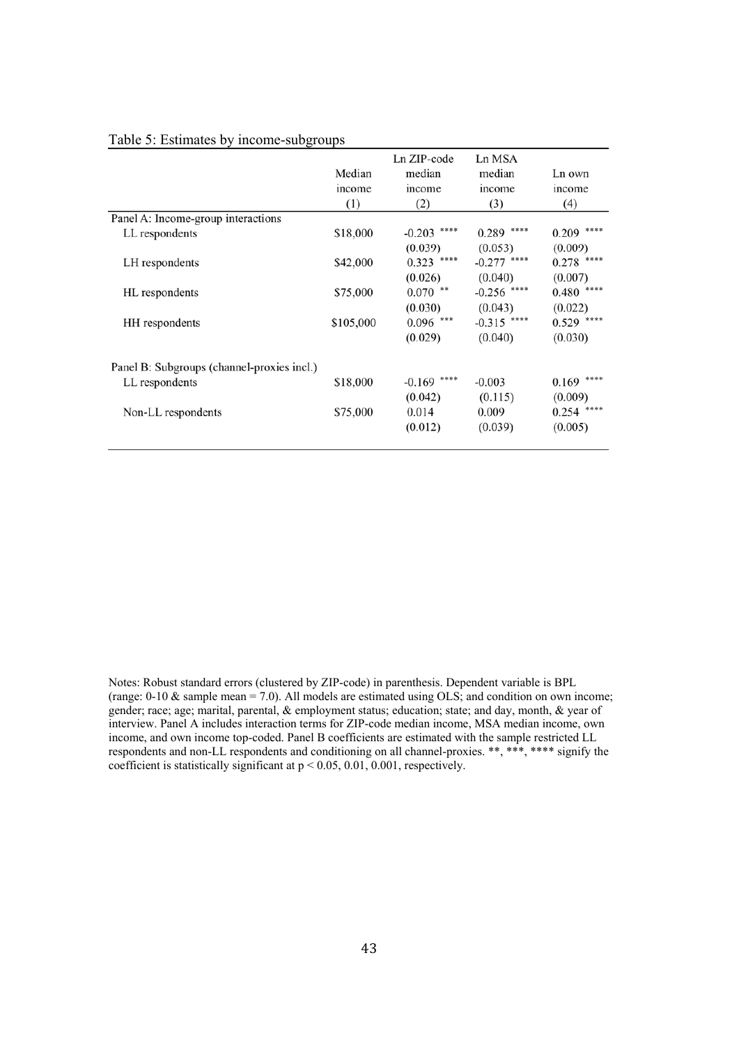Table 5: Estimates by income-subgroups

| | Median income (1) | Ln ZIP-code median income (2) | Ln MSA median income (3) | Ln own income (4) |
|---|---|---|---|---|
| Panel A: Income-group interactions | | | | |
| LL respondents | \$18,000 | -0.203 **** | 0.289 **** | 0.209 **** |
| | | (0.039) | (0.053) | (0.009) |
| LH respondents | \$42,000 | 0.323 **** | -0.277 **** | 0.278 **** |
| | | (0.026) | (0.040) | (0.007) |
| HL respondents | \$75,000 | 0.070 ** | -0.256 **** | 0.480 **** |
| | | (0.030) | (0.043) | (0.022) |
| HH respondents | \$105,000 | 0.096 *** | -0.315 **** | 0.529 **** |
| | | (0.029) | (0.040) | (0.030) |
| Panel B: Subgroups (channel-proxies incl.) | | | | |
| LL respondents | \$18,000 | -0.169 **** | -0.003 | 0.169 **** |
| | | (0.042) | (0.115) | (0.009) |
| Non-LL respondents | \$75,000 | 0.014 | 0.009 | 0.254 **** |
| | | (0.012) | (0.039) | (0.005) |

Notes: Robust standard errors (clustered by ZIP-code) in parenthesis. Dependent variable is BPL (range: 0-10 & sample mean = 7.0). All models are estimated using OLS; and condition on own income; gender; race; age; marital, parental, & employment status; education; state; and day, month, & year of interview. Panel A includes interaction terms for ZIP-code median income, MSA median income, own income, and own income top-coded. Panel B coefficients are estimated with the sample restricted LL respondents and non-LL respondents and conditioning on all channel-proxies. **, ***, **** signify the coefficient is statistically significant at $p < 0.05, 0.01, 0.001$, respectively.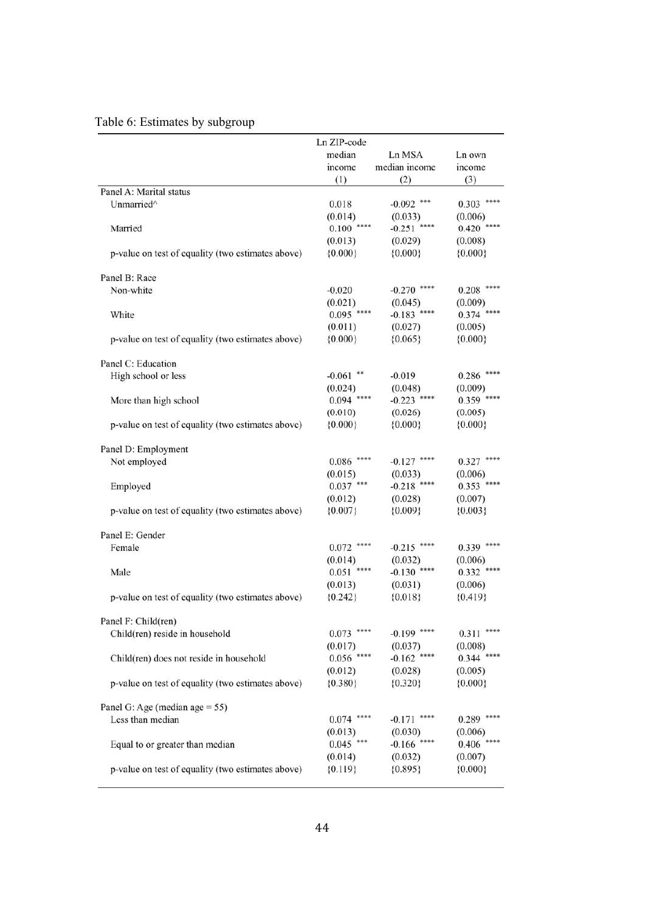Table 6: Estimates by subgroup

| | Ln ZIP-code median income (1) | Ln MSA median income (2) | Ln own income (3) |
|---|---|---|---|
| Panel A: Marital status | | | |
| Unmarried^ | 0.018 | -0.092 *** | 0.303 **** |
| | (0.014) | (0.033) | (0.006) |
| Married | 0.100 **** | -0.251 **** | 0.420 **** |
| | (0.013) | (0.029) | (0.008) |
| p-value on test of equality (two estimates above) | {0.000} | {0.000} | {0.000} |
| Panel B: Race | | | |
| Non-white | -0.020 | -0.270 **** | 0.208 **** |
| | (0.021) | (0.045) | (0.009) |
| White | 0.095 **** | -0.183 **** | 0.374 **** |
| | (0.011) | (0.027) | (0.005) |
| p-value on test of equality (two estimates above) | {0.000} | {0.065} | {0.000} |
| Panel C: Education | | | |
| High school or less | -0.061 ** | -0.019 | 0.286 **** |
| | (0.024) | (0.048) | (0.009) |
| More than high school | 0.094 **** | -0.223 **** | 0.359 **** |
| | (0.010) | (0.026) | (0.005) |
| p-value on test of equality (two estimates above) | {0.000} | {0.000} | {0.000} |
| Panel D: Employment | | | |
| Not employed | 0.086 **** | -0.127 **** | 0.327 **** |
| | (0.015) | (0.033) | (0.006) |
| Employed | 0.037 *** | -0.218 **** | 0.353 **** |
| | (0.012) | (0.028) | (0.007) |
| p-value on test of equality (two estimates above) | {0.007} | {0.009} | {0.003} |
| Panel E: Gender | | | |
| Female | 0.072 **** | -0.215 **** | 0.339 **** |
| | (0.014) | (0.032) | (0.006) |
| Male | 0.051 **** | -0.130 **** | 0.332 **** |
| | (0.013) | (0.031) | (0.006) |
| p-value on test of equality (two estimates above) | {0.242} | {0.018} | {0.419} |
| Panel F: Child(ren) | | | |
| Child(ren) reside in household | 0.073 **** | -0.199 **** | 0.311 **** |
| | (0.017) | (0.037) | (0.008) |
| Child(ren) does not reside in household | 0.056 **** | -0.162 **** | 0.344 **** |
| | (0.012) | (0.028) | (0.005) |
| p-value on test of equality (two estimates above) | {0.380} | {0.320} | {0.000} |
| Panel G: Age (median age = 55) | | | |
| Less than median | 0.074 **** | -0.171 **** | 0.289 **** |
| | (0.013) | (0.030) | (0.006) |
| Equal to or greater than median | 0.045 *** | -0.166 **** | 0.406 **** |
| | (0.014) | (0.032) | (0.007) |
| p-value on test of equality (two estimates above) | {0.119} | {0.895} | {0.000} |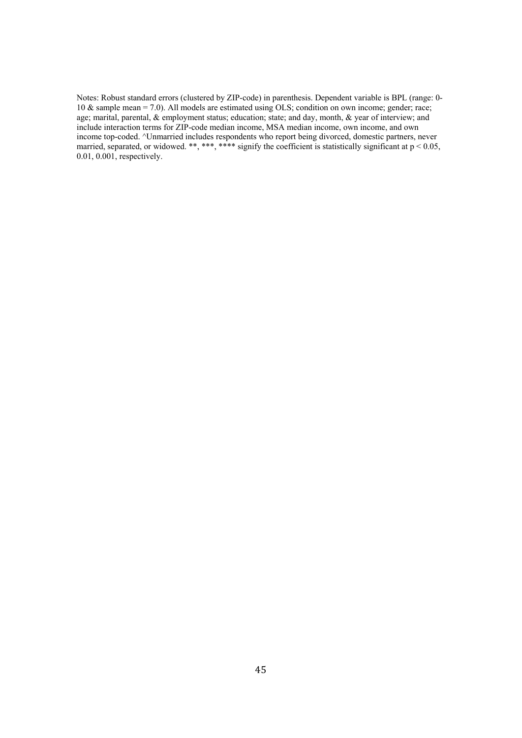Notes: Robust standard errors (clustered by ZIP-code) in parenthesis. Dependent variable is BPL (range: 0-10 & sample mean = 7.0). All models are estimated using OLS; condition on own income; gender; race; age; marital, parental, & employment status; education; state; and day, month, & year of interview; and include interaction terms for ZIP-code median income, MSA median income, own income, and own income top-coded. ^Unmarried includes respondents who report being divorced, domestic partners, never married, separated, or widowed. **, ***, **** signify the coefficient is statistically significant at $p < 0.05$, 0.01, 0.001, respectively.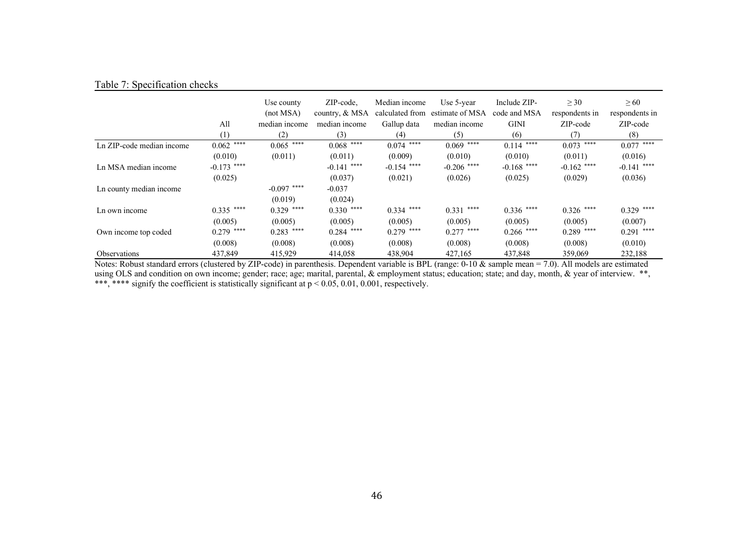Table 7: Specification checks

| | All | Use county (not MSA) median income | ZIP-code, country, & MSA median income | Median income calculated from Gallup data | Use 5-year estimate of MSA median income | Include ZIP-code and MSA GINI | ≥ 30 respondents in ZIP-code | ≥ 60 respondents in ZIP-code |
|---|---|---|---|---|---|---|---|---|
| | (1) | (2) | (3) | (4) | (5) | (6) | (7) | (8) |
| Ln ZIP-code median income | 0.062 **** | 0.065 **** | 0.068 **** | 0.074 **** | 0.069 **** | 0.114 **** | 0.073 **** | 0.077 **** |
| | (0.010) | (0.011) | (0.011) | (0.009) | (0.010) | (0.010) | (0.011) | (0.016) |
| Ln MSA median income | -0.173 **** | | -0.141 **** | -0.154 **** | -0.206 **** | -0.168 **** | -0.162 **** | -0.141 **** |
| | (0.025) | | (0.037) | (0.021) | (0.026) | (0.025) | (0.029) | (0.036) |
| Ln county median income | | -0.097 **** | -0.037 | | | | | |
| | | (0.019) | (0.024) | | | | | |
| Ln own income | 0.335 **** | 0.329 **** | 0.330 **** | 0.334 **** | 0.331 **** | 0.336 **** | 0.326 **** | 0.329 **** |
| | (0.005) | (0.005) | (0.005) | (0.005) | (0.005) | (0.005) | (0.005) | (0.007) |
| Own income top coded | 0.279 **** | 0.283 **** | 0.284 **** | 0.279 **** | 0.277 **** | 0.266 **** | 0.289 **** | 0.291 **** |
| | (0.008) | (0.008) | (0.008) | (0.008) | (0.008) | (0.008) | (0.008) | (0.010) |
| Observations | 437,849 | 415,929 | 414,058 | 438,904 | 427,165 | 437,848 | 359,069 | 232,188 |

Notes: Robust standard errors (clustered by ZIP-code) in parenthesis. Dependent variable is BPL (range: 0-10 & sample mean = 7.0). All models are estimated using OLS and condition on own income; gender; race; age; marital, parental, & employment status; education; state; and day, month, & year of interview. **, ***, **** signify the coefficient is statistically significant at $p < 0.05$, 0.01, 0.001, respectively.